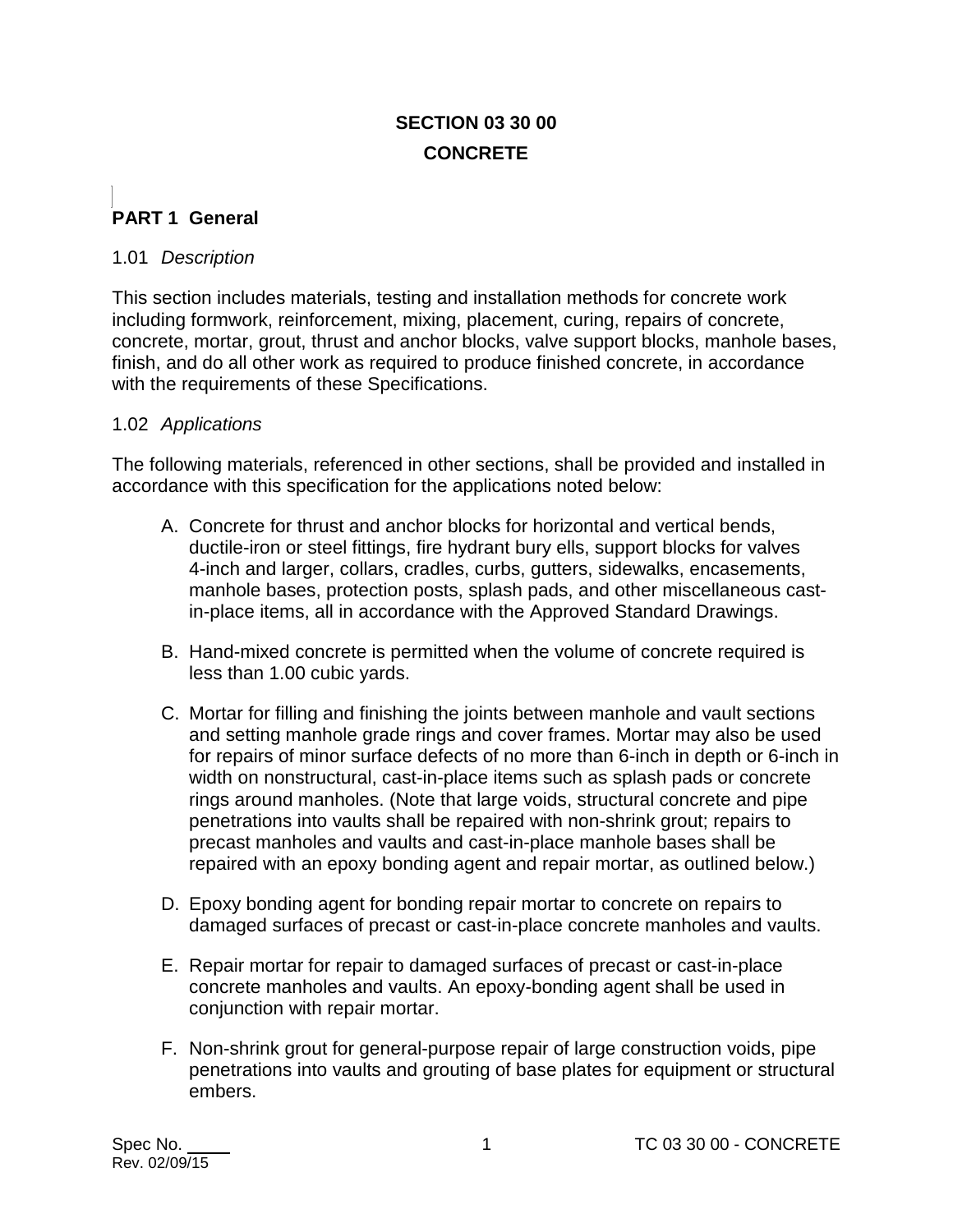# SECTION 03 30 00

# CONCRETE

## PART 1 General

### 1.01 *Description*

This section includes materials, testing and installation methods for concrete work including formwork, reinforcement, mixing, placement, curing, repairs of concrete, concrete, mortar, grout, thrust and anchor blocks, valve support blocks, manhole bases, finish, and do all other work as required to produce finished concrete, in accordance with the requirements of these Specifications.

### 1.02 *Applications*

The following materials, referenced in other sections, shall be provided and installed in accordance with this specification for the applications noted below:

A. Concrete for thrust and anchor blocks for horizontal and vertical bends, ductile-iron or steel fittings, fire hydrant bury ells, support blocks for valves 4-inch and larger, collars, cradles, curbs, gutters, sidewalks, encasements, manhole bases, protection posts, splash pads, and other miscellaneous cast-in-place items, all in accordance with the Approved Standard Drawings.

B. Hand-mixed concrete is permitted when the volume of concrete required is less than 1.00 cubic yards.

C. Mortar for filling and finishing the joints between manhole and vault sections and setting manhole grade rings and cover frames. Mortar may also be used for repairs of minor surface defects of no more than 6-inch in depth or 6-inch in width on nonstructural, cast-in-place items such as splash pads or concrete rings around manholes. (Note that large voids, structural concrete and pipe penetrations into vaults shall be repaired with non-shrink grout; repairs to precast manholes and vaults and cast-in-place manhole bases shall be repaired with an epoxy bonding agent and repair mortar, as outlined below.)

D. Epoxy bonding agent for bonding repair mortar to concrete on repairs to damaged surfaces of precast or cast-in-place concrete manholes and vaults.

E. Repair mortar for repair to damaged surfaces of precast or cast-in-place concrete manholes and vaults. An epoxy-bonding agent shall be used in conjunction with repair mortar.

F. Non-shrink grout for general-purpose repair of large construction voids, pipe penetrations into vaults and grouting of base plates for equipment or structural embers.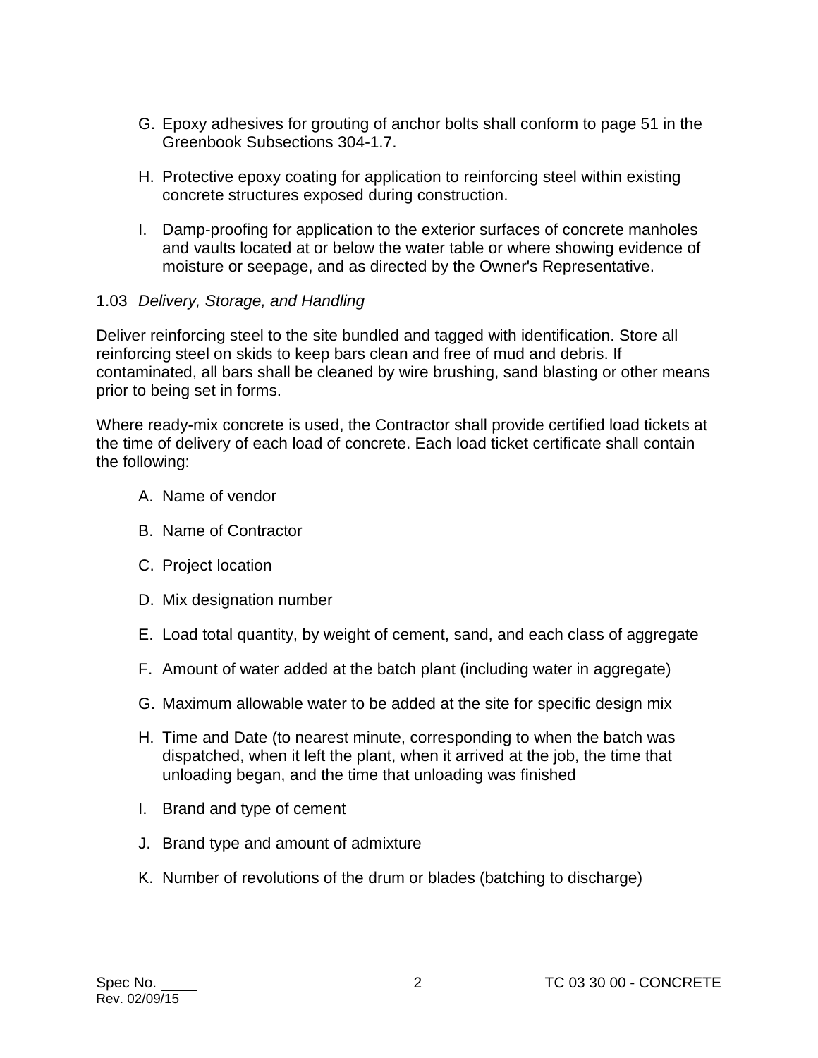G. Epoxy adhesives for grouting of anchor bolts shall conform to page 51 in the Greenbook Subsections 304-1.7.

H. Protective epoxy coating for application to reinforcing steel within existing concrete structures exposed during construction.

I. Damp-proofing for application to the exterior surfaces of concrete manholes and vaults located at or below the water table or where showing evidence of moisture or seepage, and as directed by the Owner's Representative.

1.03 *Delivery, Storage, and Handling*

Deliver reinforcing steel to the site bundled and tagged with identification. Store all reinforcing steel on skids to keep bars clean and free of mud and debris. If contaminated, all bars shall be cleaned by wire brushing, sand blasting or other means prior to being set in forms.

Where ready-mix concrete is used, the Contractor shall provide certified load tickets at the time of delivery of each load of concrete. Each load ticket certificate shall contain the following:

A. Name of vendor

B. Name of Contractor

C. Project location

D. Mix designation number

E. Load total quantity, by weight of cement, sand, and each class of aggregate

F. Amount of water added at the batch plant (including water in aggregate)

G. Maximum allowable water to be added at the site for specific design mix

H. Time and Date (to nearest minute, corresponding to when the batch was dispatched, when it left the plant, when it arrived at the job, the time that unloading began, and the time that unloading was finished

I. Brand and type of cement

J. Brand type and amount of admixture

K. Number of revolutions of the drum or blades (batching to discharge)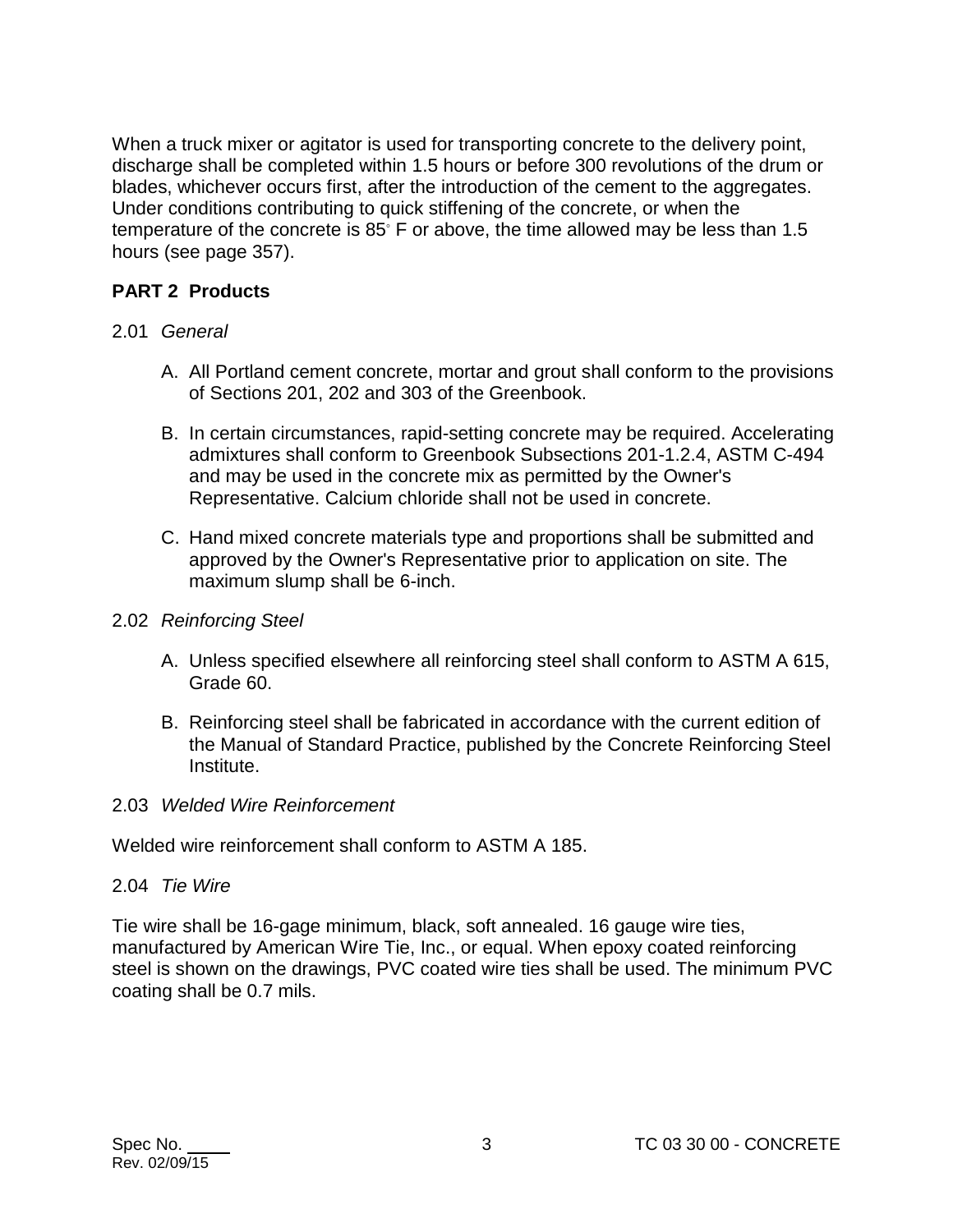When a truck mixer or agitator is used for transporting concrete to the delivery point, discharge shall be completed within 1.5 hours or before 300 revolutions of the drum or blades, whichever occurs first, after the introduction of the cement to the aggregates. Under conditions contributing to quick stiffening of the concrete, or when the temperature of the concrete is 85° F or above, the time allowed may be less than 1.5 hours (see page 357).

## PART 2 Products

2.01 *General*

A. All Portland cement concrete, mortar and grout shall conform to the provisions of Sections 201, 202 and 303 of the Greenbook.

B. In certain circumstances, rapid-setting concrete may be required. Accelerating admixtures shall conform to Greenbook Subsections 201-1.2.4, ASTM C-494 and may be used in the concrete mix as permitted by the Owner's Representative. Calcium chloride shall not be used in concrete.

C. Hand mixed concrete materials type and proportions shall be submitted and approved by the Owner's Representative prior to application on site. The maximum slump shall be 6-inch.

2.02 *Reinforcing Steel*

A. Unless specified elsewhere all reinforcing steel shall conform to ASTM A 615, Grade 60.

B. Reinforcing steel shall be fabricated in accordance with the current edition of the Manual of Standard Practice, published by the Concrete Reinforcing Steel Institute.

2.03 *Welded Wire Reinforcement*

Welded wire reinforcement shall conform to ASTM A 185.

2.04 *Tie Wire*

Tie wire shall be 16-gage minimum, black, soft annealed. 16 gauge wire ties, manufactured by American Wire Tie, Inc., or equal. When epoxy coated reinforcing steel is shown on the drawings, PVC coated wire ties shall be used. The minimum PVC coating shall be 0.7 mils.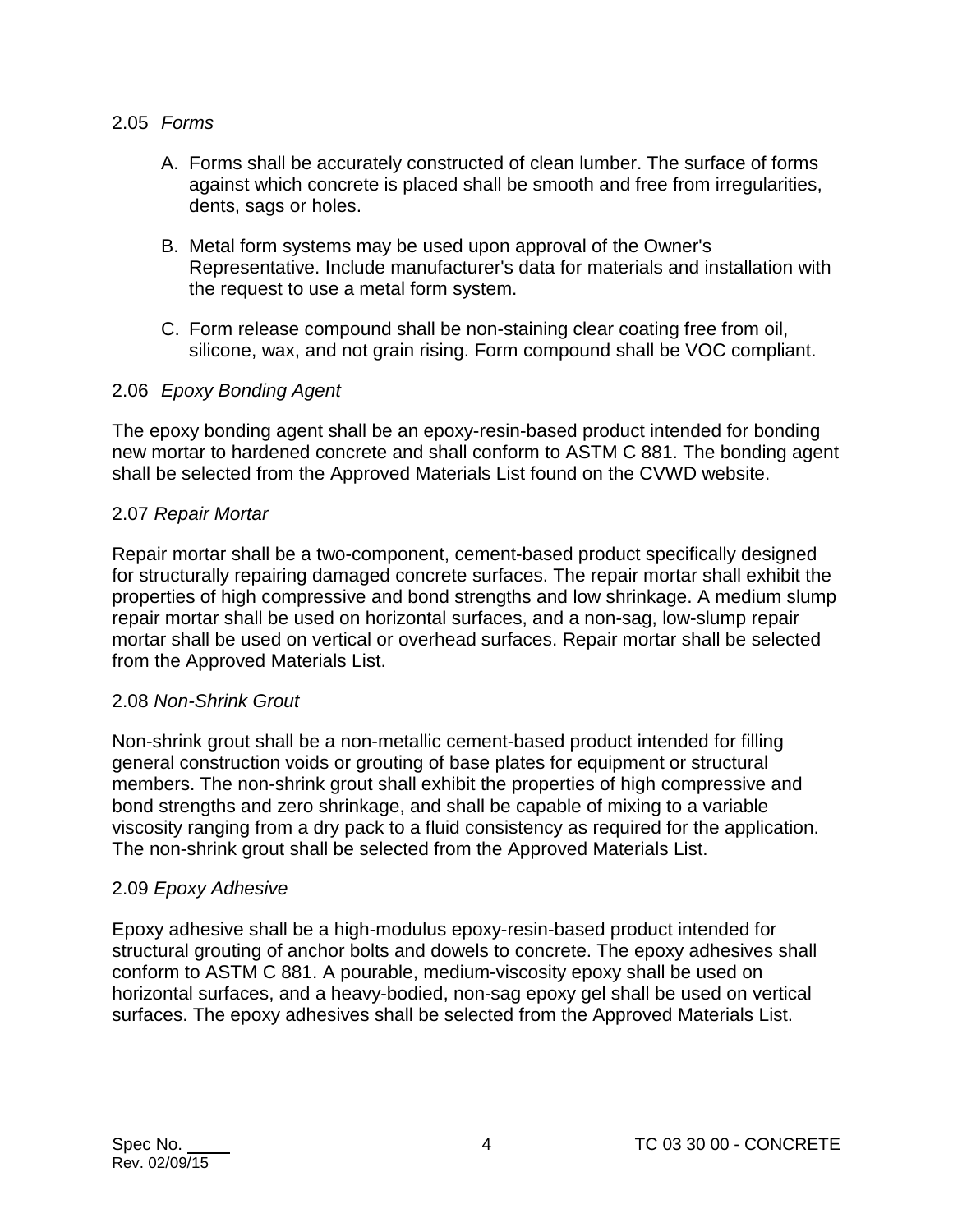## 2.05 *Forms*

A. Forms shall be accurately constructed of clean lumber. The surface of forms against which concrete is placed shall be smooth and free from irregularities, dents, sags or holes.

B. Metal form systems may be used upon approval of the Owner's Representative. Include manufacturer's data for materials and installation with the request to use a metal form system.

C. Form release compound shall be non-staining clear coating free from oil, silicone, wax, and not grain rising. Form compound shall be VOC compliant.

## 2.06 *Epoxy Bonding Agent*

The epoxy bonding agent shall be an epoxy-resin-based product intended for bonding new mortar to hardened concrete and shall conform to ASTM C 881. The bonding agent shall be selected from the Approved Materials List found on the CVWD website.

## 2.07 *Repair Mortar*

Repair mortar shall be a two-component, cement-based product specifically designed for structurally repairing damaged concrete surfaces. The repair mortar shall exhibit the properties of high compressive and bond strengths and low shrinkage. A medium slump repair mortar shall be used on horizontal surfaces, and a non-sag, low-slump repair mortar shall be used on vertical or overhead surfaces. Repair mortar shall be selected from the Approved Materials List.

## 2.08 *Non-Shrink Grout*

Non-shrink grout shall be a non-metallic cement-based product intended for filling general construction voids or grouting of base plates for equipment or structural members. The non-shrink grout shall exhibit the properties of high compressive and bond strengths and zero shrinkage, and shall be capable of mixing to a variable viscosity ranging from a dry pack to a fluid consistency as required for the application. The non-shrink grout shall be selected from the Approved Materials List.

## 2.09 *Epoxy Adhesive*

Epoxy adhesive shall be a high-modulus epoxy-resin-based product intended for structural grouting of anchor bolts and dowels to concrete. The epoxy adhesives shall conform to ASTM C 881. A pourable, medium-viscosity epoxy shall be used on horizontal surfaces, and a heavy-bodied, non-sag epoxy gel shall be used on vertical surfaces. The epoxy adhesives shall be selected from the Approved Materials List.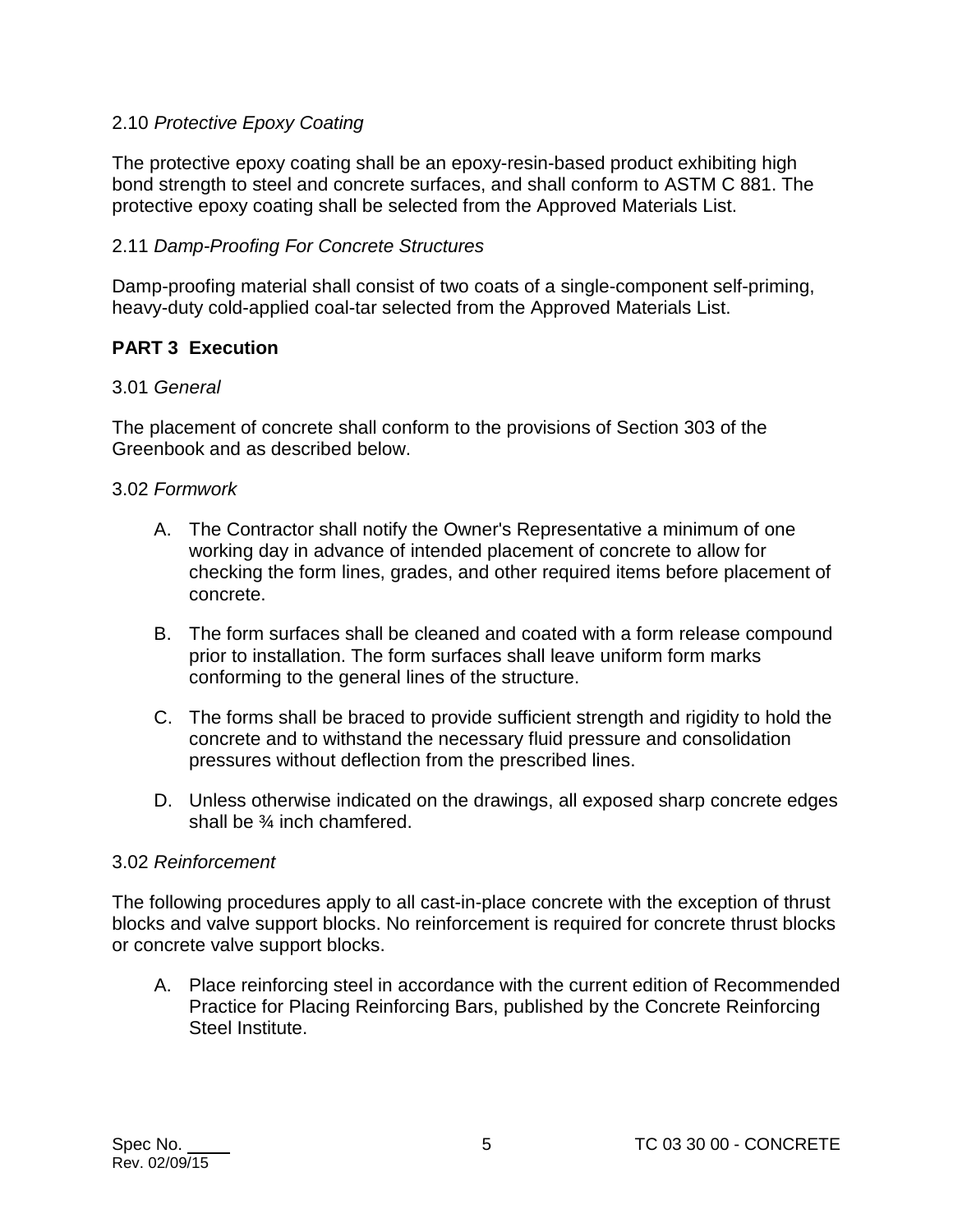2.10 *Protective Epoxy Coating*

The protective epoxy coating shall be an epoxy-resin-based product exhibiting high bond strength to steel and concrete surfaces, and shall conform to ASTM C 881. The protective epoxy coating shall be selected from the Approved Materials List.

2.11 *Damp-Proofing For Concrete Structures*

Damp-proofing material shall consist of two coats of a single-component self-priming, heavy-duty cold-applied coal-tar selected from the Approved Materials List.

## PART 3 Execution

3.01 *General*

The placement of concrete shall conform to the provisions of Section 303 of the Greenbook and as described below.

3.02 *Formwork*

A. The Contractor shall notify the Owner's Representative a minimum of one working day in advance of intended placement of concrete to allow for checking the form lines, grades, and other required items before placement of concrete.

B. The form surfaces shall be cleaned and coated with a form release compound prior to installation. The form surfaces shall leave uniform form marks conforming to the general lines of the structure.

C. The forms shall be braced to provide sufficient strength and rigidity to hold the concrete and to withstand the necessary fluid pressure and consolidation pressures without deflection from the prescribed lines.

D. Unless otherwise indicated on the drawings, all exposed sharp concrete edges shall be ¾ inch chamfered.

3.02 *Reinforcement*

The following procedures apply to all cast-in-place concrete with the exception of thrust blocks and valve support blocks. No reinforcement is required for concrete thrust blocks or concrete valve support blocks.

A. Place reinforcing steel in accordance with the current edition of Recommended Practice for Placing Reinforcing Bars, published by the Concrete Reinforcing Steel Institute.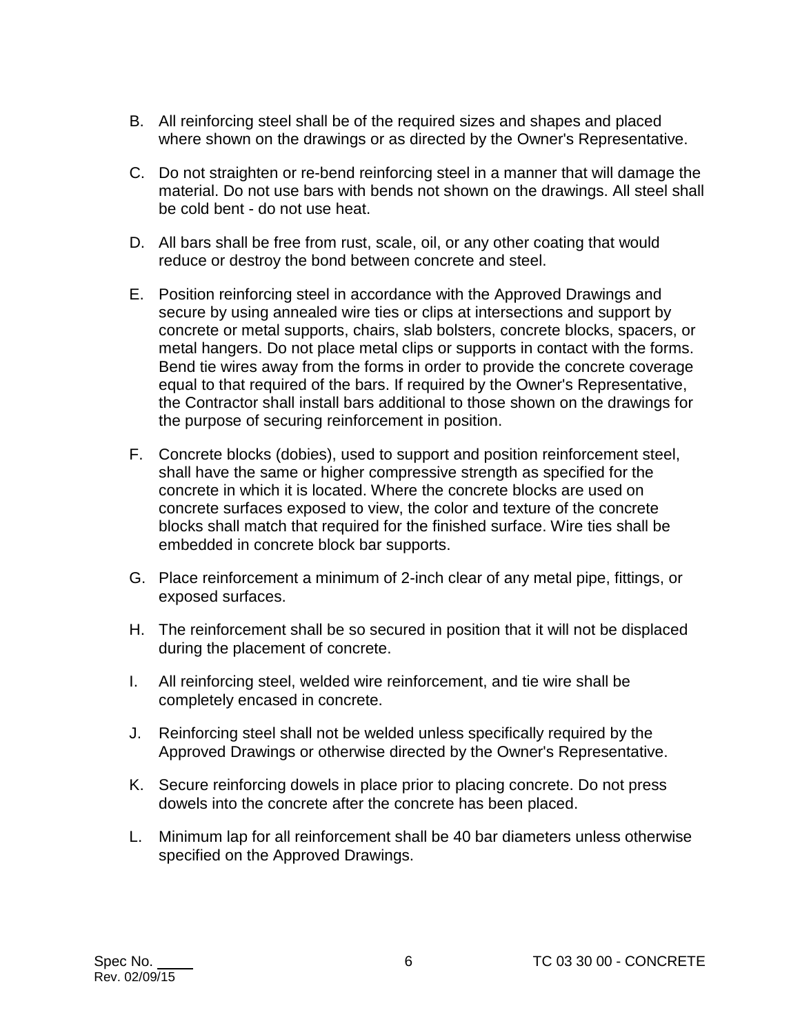B. All reinforcing steel shall be of the required sizes and shapes and placed where shown on the drawings or as directed by the Owner's Representative.

C. Do not straighten or re-bend reinforcing steel in a manner that will damage the material. Do not use bars with bends not shown on the drawings. All steel shall be cold bent - do not use heat.

D. All bars shall be free from rust, scale, oil, or any other coating that would reduce or destroy the bond between concrete and steel.

E. Position reinforcing steel in accordance with the Approved Drawings and secure by using annealed wire ties or clips at intersections and support by concrete or metal supports, chairs, slab bolsters, concrete blocks, spacers, or metal hangers. Do not place metal clips or supports in contact with the forms. Bend tie wires away from the forms in order to provide the concrete coverage equal to that required of the bars. If required by the Owner's Representative, the Contractor shall install bars additional to those shown on the drawings for the purpose of securing reinforcement in position.

F. Concrete blocks (dobies), used to support and position reinforcement steel, shall have the same or higher compressive strength as specified for the concrete in which it is located. Where the concrete blocks are used on concrete surfaces exposed to view, the color and texture of the concrete blocks shall match that required for the finished surface. Wire ties shall be embedded in concrete block bar supports.

G. Place reinforcement a minimum of 2-inch clear of any metal pipe, fittings, or exposed surfaces.

H. The reinforcement shall be so secured in position that it will not be displaced during the placement of concrete.

I. All reinforcing steel, welded wire reinforcement, and tie wire shall be completely encased in concrete.

J. Reinforcing steel shall not be welded unless specifically required by the Approved Drawings or otherwise directed by the Owner's Representative.

K. Secure reinforcing dowels in place prior to placing concrete. Do not press dowels into the concrete after the concrete has been placed.

L. Minimum lap for all reinforcement shall be 40 bar diameters unless otherwise specified on the Approved Drawings.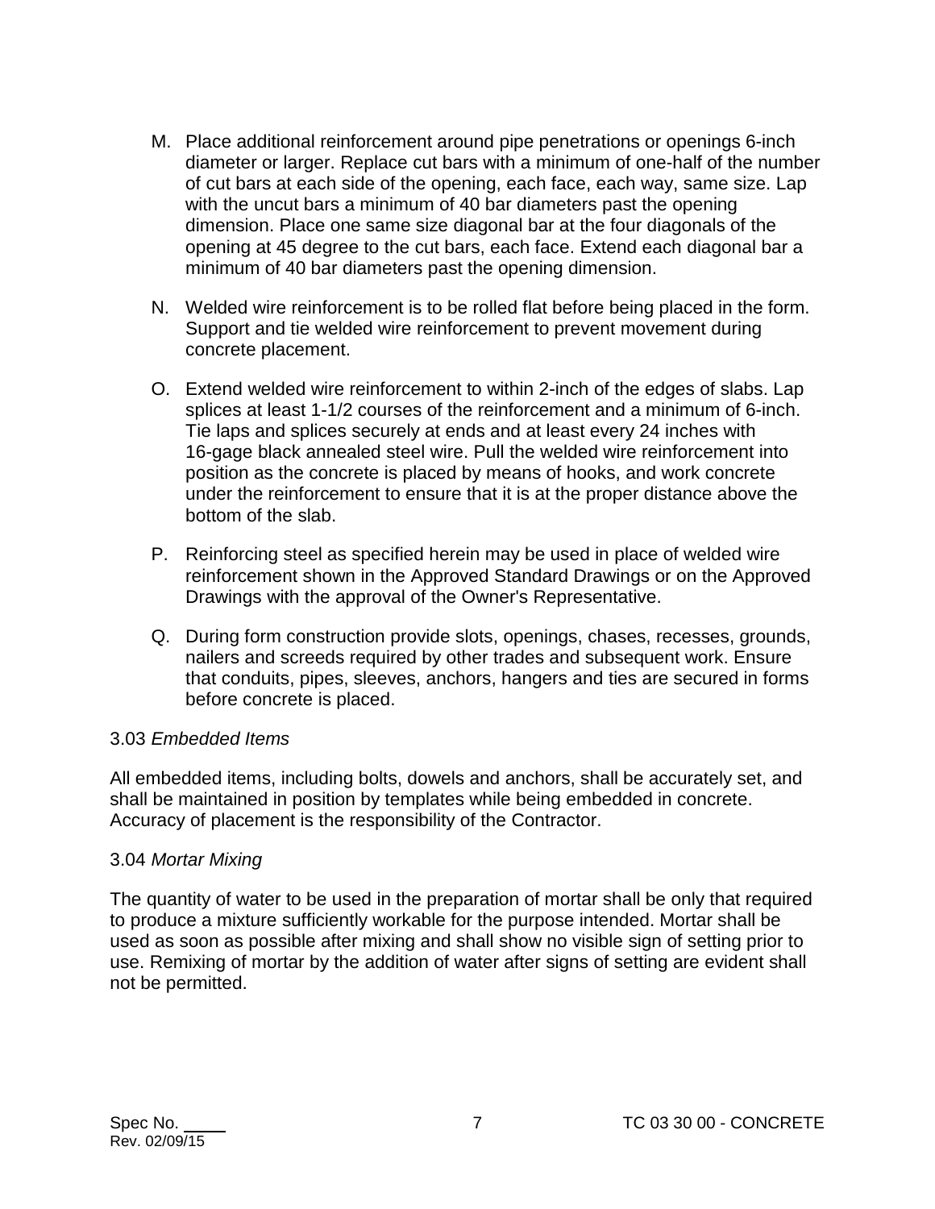M. Place additional reinforcement around pipe penetrations or openings 6-inch diameter or larger. Replace cut bars with a minimum of one-half of the number of cut bars at each side of the opening, each face, each way, same size. Lap with the uncut bars a minimum of 40 bar diameters past the opening dimension. Place one same size diagonal bar at the four diagonals of the opening at 45 degree to the cut bars, each face. Extend each diagonal bar a minimum of 40 bar diameters past the opening dimension.

N. Welded wire reinforcement is to be rolled flat before being placed in the form. Support and tie welded wire reinforcement to prevent movement during concrete placement.

O. Extend welded wire reinforcement to within 2-inch of the edges of slabs. Lap splices at least 1-1/2 courses of the reinforcement and a minimum of 6-inch. Tie laps and splices securely at ends and at least every 24 inches with 16-gage black annealed steel wire. Pull the welded wire reinforcement into position as the concrete is placed by means of hooks, and work concrete under the reinforcement to ensure that it is at the proper distance above the bottom of the slab.

P. Reinforcing steel as specified herein may be used in place of welded wire reinforcement shown in the Approved Standard Drawings or on the Approved Drawings with the approval of the Owner's Representative.

Q. During form construction provide slots, openings, chases, recesses, grounds, nailers and screeds required by other trades and subsequent work. Ensure that conduits, pipes, sleeves, anchors, hangers and ties are secured in forms before concrete is placed.

3.03 *Embedded Items*

All embedded items, including bolts, dowels and anchors, shall be accurately set, and shall be maintained in position by templates while being embedded in concrete. Accuracy of placement is the responsibility of the Contractor.

3.04 *Mortar Mixing*

The quantity of water to be used in the preparation of mortar shall be only that required to produce a mixture sufficiently workable for the purpose intended. Mortar shall be used as soon as possible after mixing and shall show no visible sign of setting prior to use. Remixing of mortar by the addition of water after signs of setting are evident shall not be permitted.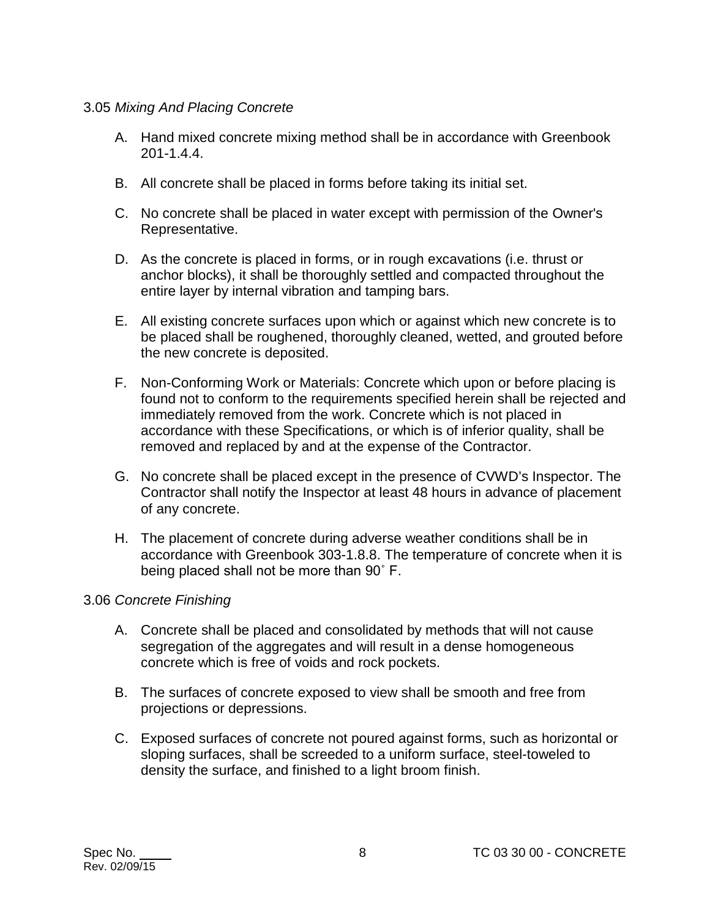3.05 *Mixing And Placing Concrete*

A. Hand mixed concrete mixing method shall be in accordance with Greenbook 201-1.4.4.

B. All concrete shall be placed in forms before taking its initial set.

C. No concrete shall be placed in water except with permission of the Owner's Representative.

D. As the concrete is placed in forms, or in rough excavations (i.e. thrust or anchor blocks), it shall be thoroughly settled and compacted throughout the entire layer by internal vibration and tamping bars.

E. All existing concrete surfaces upon which or against which new concrete is to be placed shall be roughened, thoroughly cleaned, wetted, and grouted before the new concrete is deposited.

F. Non-Conforming Work or Materials: Concrete which upon or before placing is found not to conform to the requirements specified herein shall be rejected and immediately removed from the work. Concrete which is not placed in accordance with these Specifications, or which is of inferior quality, shall be removed and replaced by and at the expense of the Contractor.

G. No concrete shall be placed except in the presence of CVWD's Inspector. The Contractor shall notify the Inspector at least 48 hours in advance of placement of any concrete.

H. The placement of concrete during adverse weather conditions shall be in accordance with Greenbook 303-1.8.8. The temperature of concrete when it is being placed shall not be more than 90˚ F.

3.06 *Concrete Finishing*

A. Concrete shall be placed and consolidated by methods that will not cause segregation of the aggregates and will result in a dense homogeneous concrete which is free of voids and rock pockets.

B. The surfaces of concrete exposed to view shall be smooth and free from projections or depressions.

C. Exposed surfaces of concrete not poured against forms, such as horizontal or sloping surfaces, shall be screeded to a uniform surface, steel-toweled to density the surface, and finished to a light broom finish.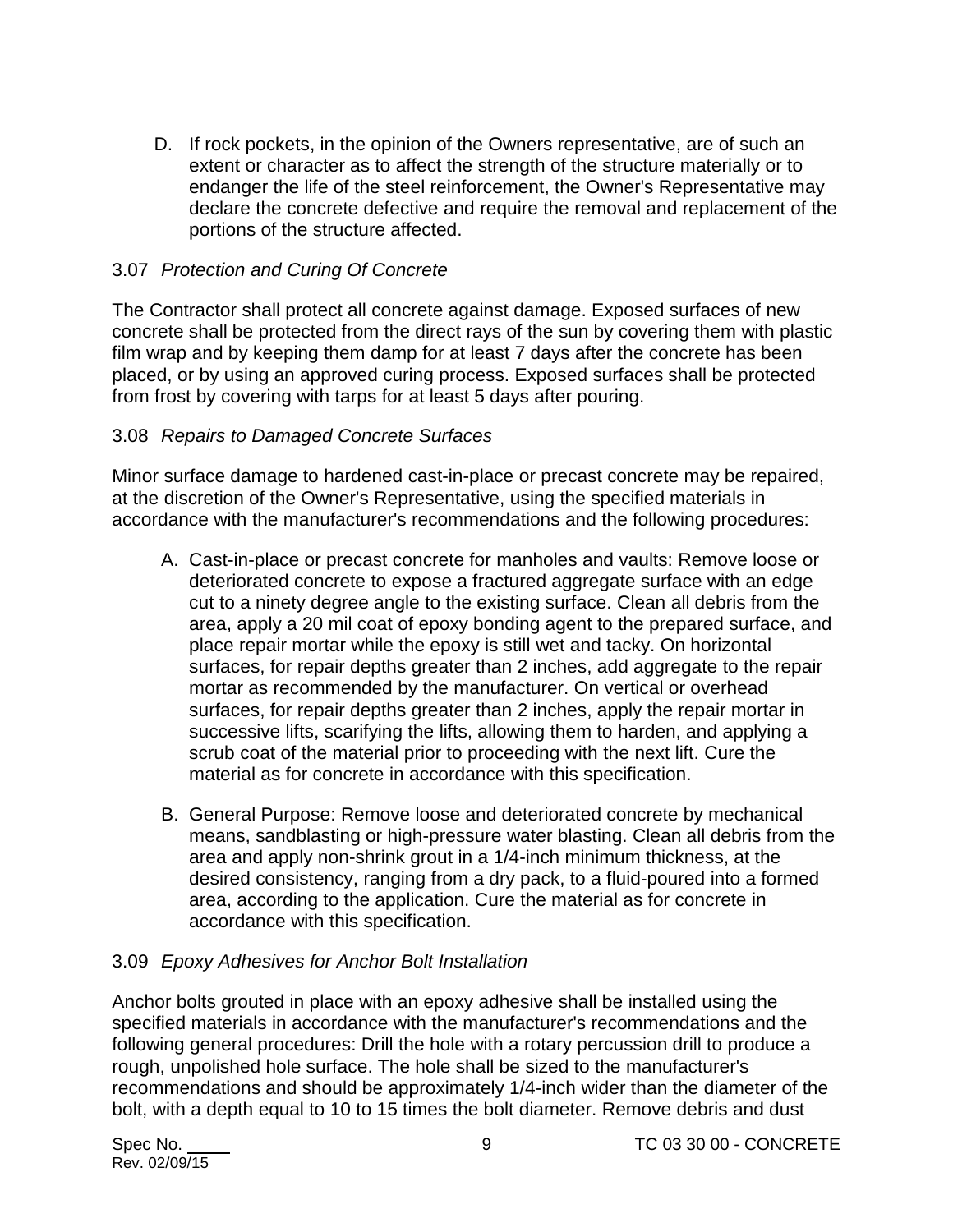D. If rock pockets, in the opinion of the Owners representative, are of such an extent or character as to affect the strength of the structure materially or to endanger the life of the steel reinforcement, the Owner's Representative may declare the concrete defective and require the removal and replacement of the portions of the structure affected.

### 3.07 *Protection and Curing Of Concrete*

The Contractor shall protect all concrete against damage. Exposed surfaces of new concrete shall be protected from the direct rays of the sun by covering them with plastic film wrap and by keeping them damp for at least 7 days after the concrete has been placed, or by using an approved curing process. Exposed surfaces shall be protected from frost by covering with tarps for at least 5 days after pouring.

### 3.08 *Repairs to Damaged Concrete Surfaces*

Minor surface damage to hardened cast-in-place or precast concrete may be repaired, at the discretion of the Owner's Representative, using the specified materials in accordance with the manufacturer's recommendations and the following procedures:

A. Cast-in-place or precast concrete for manholes and vaults: Remove loose or deteriorated concrete to expose a fractured aggregate surface with an edge cut to a ninety degree angle to the existing surface. Clean all debris from the area, apply a 20 mil coat of epoxy bonding agent to the prepared surface, and place repair mortar while the epoxy is still wet and tacky. On horizontal surfaces, for repair depths greater than 2 inches, add aggregate to the repair mortar as recommended by the manufacturer. On vertical or overhead surfaces, for repair depths greater than 2 inches, apply the repair mortar in successive lifts, scarifying the lifts, allowing them to harden, and applying a scrub coat of the material prior to proceeding with the next lift. Cure the material as for concrete in accordance with this specification.

B. General Purpose: Remove loose and deteriorated concrete by mechanical means, sandblasting or high-pressure water blasting. Clean all debris from the area and apply non-shrink grout in a 1/4-inch minimum thickness, at the desired consistency, ranging from a dry pack, to a fluid-poured into a formed area, according to the application. Cure the material as for concrete in accordance with this specification.

### 3.09 *Epoxy Adhesives for Anchor Bolt Installation*

Anchor bolts grouted in place with an epoxy adhesive shall be installed using the specified materials in accordance with the manufacturer's recommendations and the following general procedures: Drill the hole with a rotary percussion drill to produce a rough, unpolished hole surface. The hole shall be sized to the manufacturer's recommendations and should be approximately 1/4-inch wider than the diameter of the bolt, with a depth equal to 10 to 15 times the bolt diameter. Remove debris and dust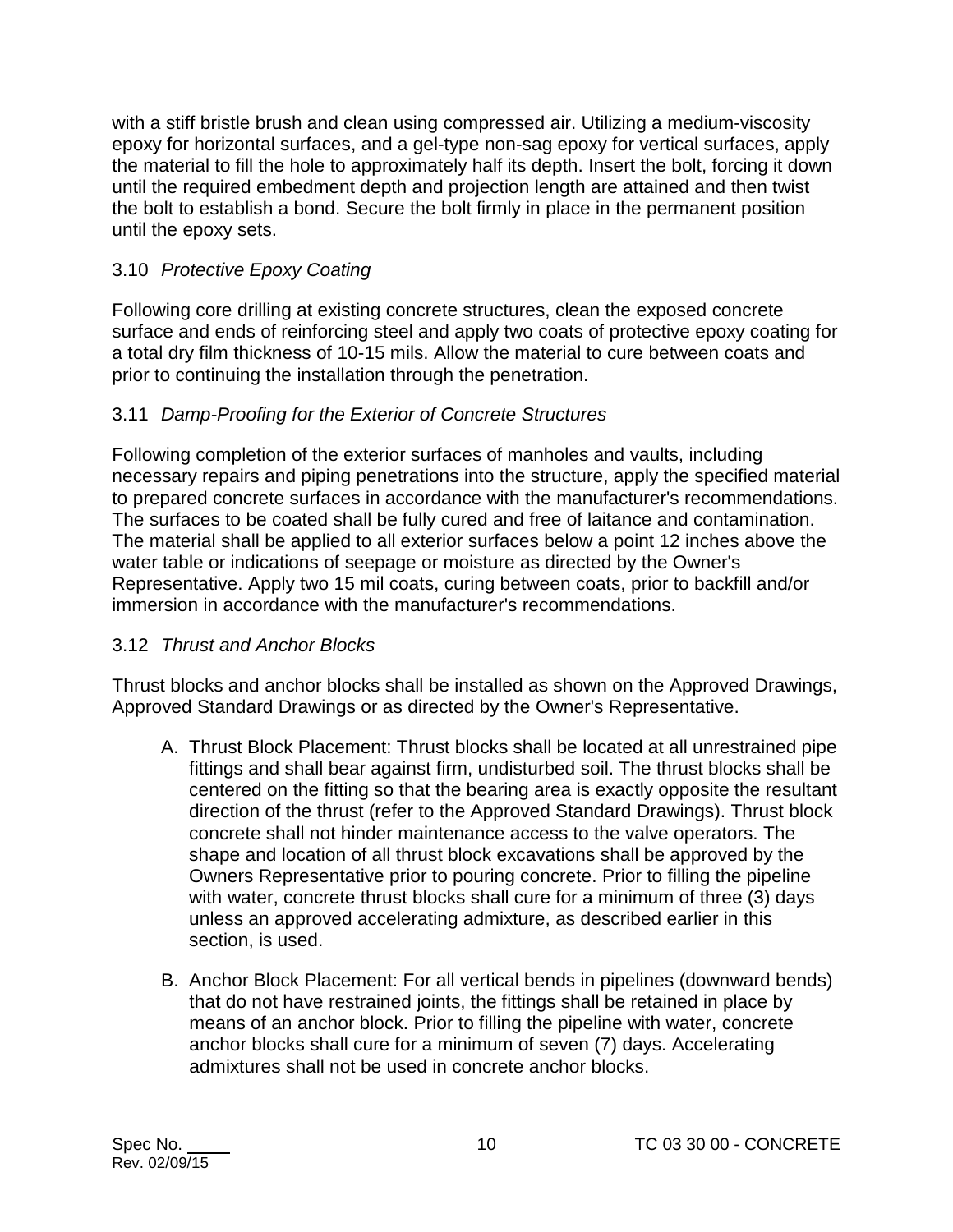with a stiff bristle brush and clean using compressed air. Utilizing a medium-viscosity epoxy for horizontal surfaces, and a gel-type non-sag epoxy for vertical surfaces, apply the material to fill the hole to approximately half its depth. Insert the bolt, forcing it down until the required embedment depth and projection length are attained and then twist the bolt to establish a bond. Secure the bolt firmly in place in the permanent position until the epoxy sets.

### 3.10 *Protective Epoxy Coating*

Following core drilling at existing concrete structures, clean the exposed concrete surface and ends of reinforcing steel and apply two coats of protective epoxy coating for a total dry film thickness of 10-15 mils. Allow the material to cure between coats and prior to continuing the installation through the penetration.

### 3.11 *Damp-Proofing for the Exterior of Concrete Structures*

Following completion of the exterior surfaces of manholes and vaults, including necessary repairs and piping penetrations into the structure, apply the specified material to prepared concrete surfaces in accordance with the manufacturer's recommendations. The surfaces to be coated shall be fully cured and free of laitance and contamination. The material shall be applied to all exterior surfaces below a point 12 inches above the water table or indications of seepage or moisture as directed by the Owner's Representative. Apply two 15 mil coats, curing between coats, prior to backfill and/or immersion in accordance with the manufacturer's recommendations.

### 3.12 *Thrust and Anchor Blocks*

Thrust blocks and anchor blocks shall be installed as shown on the Approved Drawings, Approved Standard Drawings or as directed by the Owner's Representative.

A. Thrust Block Placement: Thrust blocks shall be located at all unrestrained pipe fittings and shall bear against firm, undisturbed soil. The thrust blocks shall be centered on the fitting so that the bearing area is exactly opposite the resultant direction of the thrust (refer to the Approved Standard Drawings). Thrust block concrete shall not hinder maintenance access to the valve operators. The shape and location of all thrust block excavations shall be approved by the Owners Representative prior to pouring concrete. Prior to filling the pipeline with water, concrete thrust blocks shall cure for a minimum of three (3) days unless an approved accelerating admixture, as described earlier in this section, is used.

B. Anchor Block Placement: For all vertical bends in pipelines (downward bends) that do not have restrained joints, the fittings shall be retained in place by means of an anchor block. Prior to filling the pipeline with water, concrete anchor blocks shall cure for a minimum of seven (7) days. Accelerating admixtures shall not be used in concrete anchor blocks.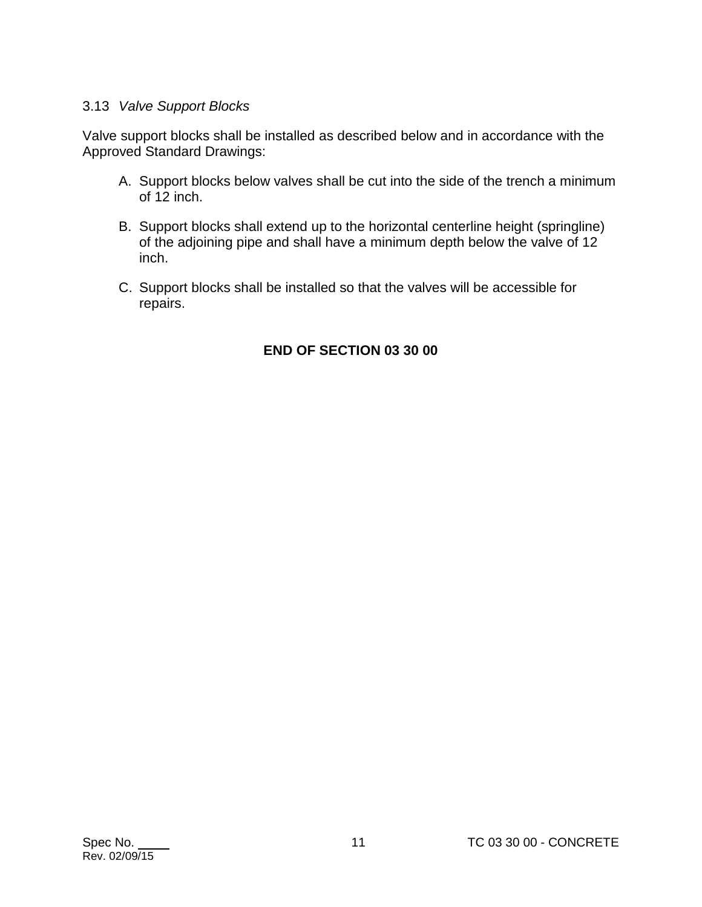### 3.13 *Valve Support Blocks*

Valve support blocks shall be installed as described below and in accordance with the Approved Standard Drawings:

A. Support blocks below valves shall be cut into the side of the trench a minimum of 12 inch.

B. Support blocks shall extend up to the horizontal centerline height (springline) of the adjoining pipe and shall have a minimum depth below the valve of 12 inch.

C. Support blocks shall be installed so that the valves will be accessible for repairs.

**END OF SECTION 03 30 00**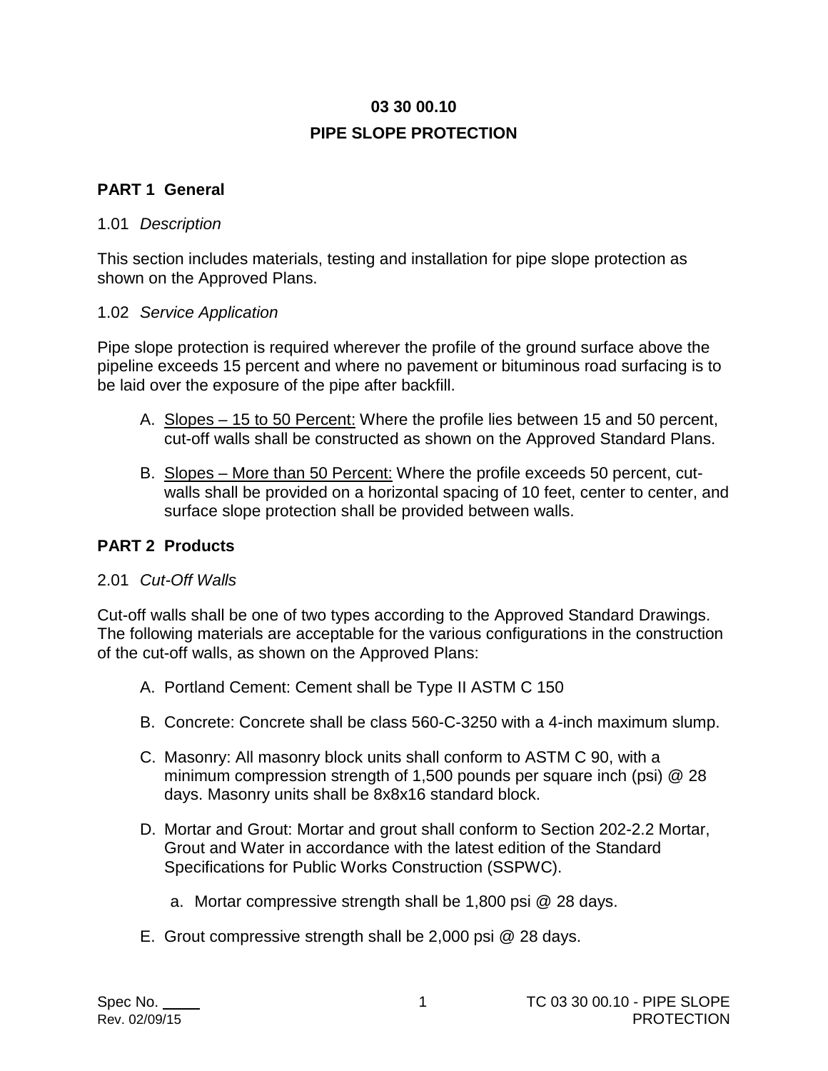# 03 30 00.10

# PIPE SLOPE PROTECTION

## PART 1 General

### 1.01 *Description*

This section includes materials, testing and installation for pipe slope protection as shown on the Approved Plans.

### 1.02 *Service Application*

Pipe slope protection is required wherever the profile of the ground surface above the pipeline exceeds 15 percent and where no pavement or bituminous road surfacing is to be laid over the exposure of the pipe after backfill.

A. <u>Slopes – 15 to 50 Percent:</u> Where the profile lies between 15 and 50 percent, cut-off walls shall be constructed as shown on the Approved Standard Plans.

B. <u>Slopes – More than 50 Percent:</u> Where the profile exceeds 50 percent, cut-walls shall be provided on a horizontal spacing of 10 feet, center to center, and surface slope protection shall be provided between walls.

## PART 2 Products

### 2.01 *Cut-Off Walls*

Cut-off walls shall be one of two types according to the Approved Standard Drawings. The following materials are acceptable for the various configurations in the construction of the cut-off walls, as shown on the Approved Plans:

A. Portland Cement: Cement shall be Type II ASTM C 150

B. Concrete: Concrete shall be class 560-C-3250 with a 4-inch maximum slump.

C. Masonry: All masonry block units shall conform to ASTM C 90, with a minimum compression strength of 1,500 pounds per square inch (psi) @ 28 days. Masonry units shall be 8x8x16 standard block.

D. Mortar and Grout: Mortar and grout shall conform to Section 202-2.2 Mortar, Grout and Water in accordance with the latest edition of the Standard Specifications for Public Works Construction (SSPWC).

   a. Mortar compressive strength shall be 1,800 psi @ 28 days.

E. Grout compressive strength shall be 2,000 psi @ 28 days.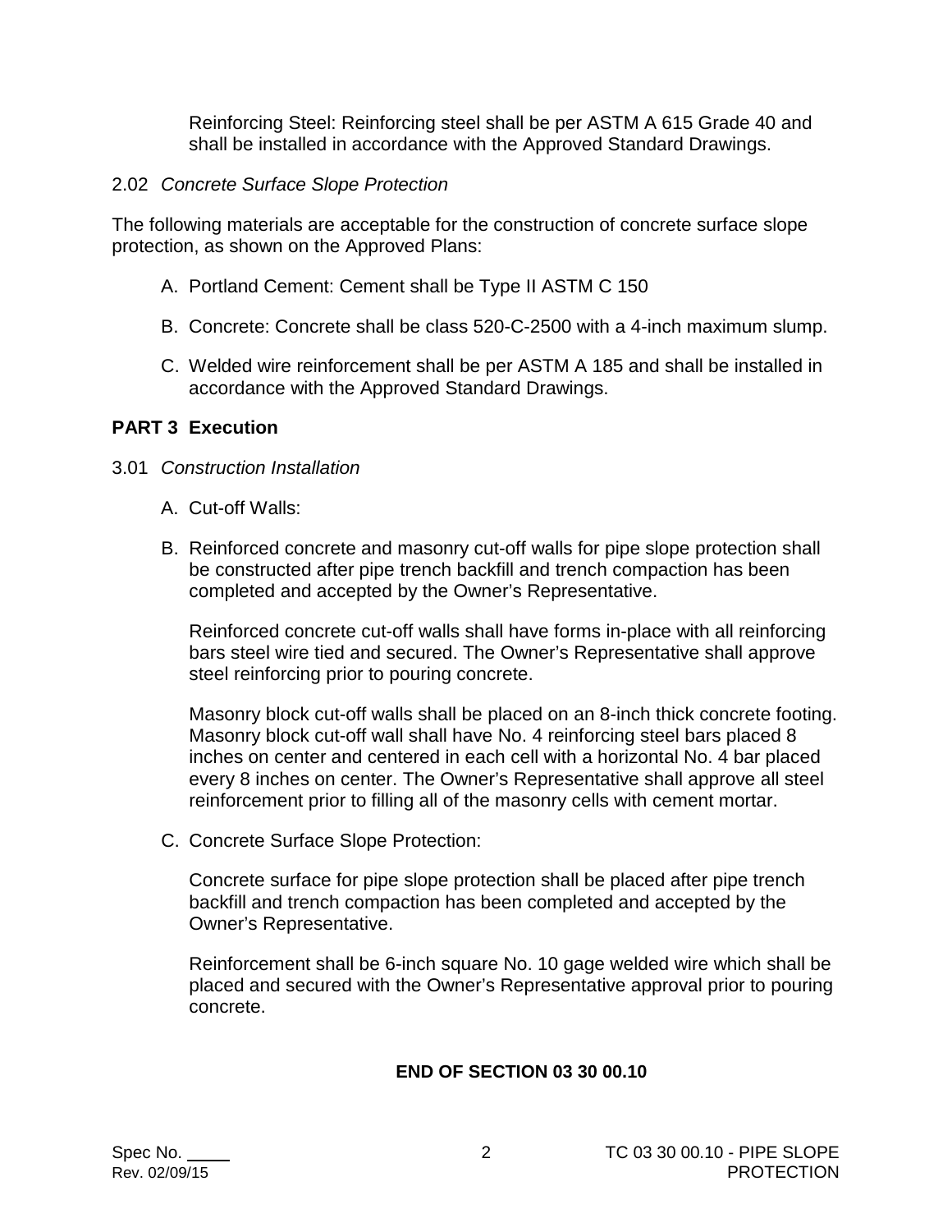Reinforcing Steel: Reinforcing steel shall be per ASTM A 615 Grade 40 and shall be installed in accordance with the Approved Standard Drawings.

2.02 *Concrete Surface Slope Protection*

The following materials are acceptable for the construction of concrete surface slope protection, as shown on the Approved Plans:

A. Portland Cement: Cement shall be Type II ASTM C 150

B. Concrete: Concrete shall be class 520-C-2500 with a 4-inch maximum slump.

C. Welded wire reinforcement shall be per ASTM A 185 and shall be installed in accordance with the Approved Standard Drawings.

## PART 3 Execution

3.01 *Construction Installation*

A. Cut-off Walls:

B. Reinforced concrete and masonry cut-off walls for pipe slope protection shall be constructed after pipe trench backfill and trench compaction has been completed and accepted by the Owner's Representative.

Reinforced concrete cut-off walls shall have forms in-place with all reinforcing bars steel wire tied and secured. The Owner's Representative shall approve steel reinforcing prior to pouring concrete.

Masonry block cut-off walls shall be placed on an 8-inch thick concrete footing. Masonry block cut-off wall shall have No. 4 reinforcing steel bars placed 8 inches on center and centered in each cell with a horizontal No. 4 bar placed every 8 inches on center. The Owner's Representative shall approve all steel reinforcement prior to filling all of the masonry cells with cement mortar.

C. Concrete Surface Slope Protection:

Concrete surface for pipe slope protection shall be placed after pipe trench backfill and trench compaction has been completed and accepted by the Owner's Representative.

Reinforcement shall be 6-inch square No. 10 gage welded wire which shall be placed and secured with the Owner's Representative approval prior to pouring concrete.

**END OF SECTION 03 30 00.10**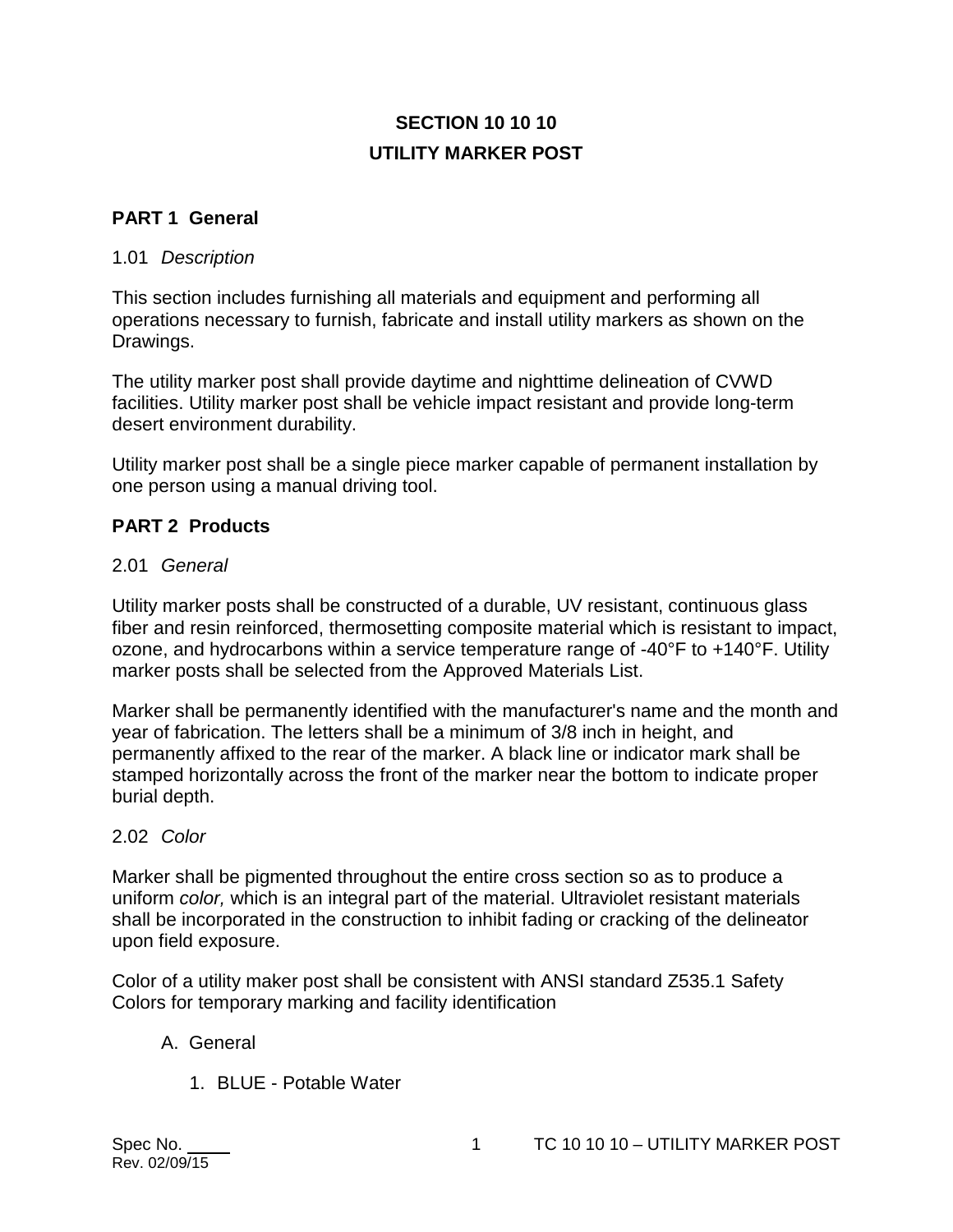# SECTION 10 10 10
# UTILITY MARKER POST

## PART 1 General

### 1.01 *Description*

This section includes furnishing all materials and equipment and performing all operations necessary to furnish, fabricate and install utility markers as shown on the Drawings.

The utility marker post shall provide daytime and nighttime delineation of CVWD facilities. Utility marker post shall be vehicle impact resistant and provide long-term desert environment durability.

Utility marker post shall be a single piece marker capable of permanent installation by one person using a manual driving tool.

## PART 2 Products

### 2.01 *General*

Utility marker posts shall be constructed of a durable, UV resistant, continuous glass fiber and resin reinforced, thermosetting composite material which is resistant to impact, ozone, and hydrocarbons within a service temperature range of -40°F to +140°F. Utility marker posts shall be selected from the Approved Materials List.

Marker shall be permanently identified with the manufacturer's name and the month and year of fabrication. The letters shall be a minimum of 3/8 inch in height, and permanently affixed to the rear of the marker. A black line or indicator mark shall be stamped horizontally across the front of the marker near the bottom to indicate proper burial depth.

### 2.02 *Color*

Marker shall be pigmented throughout the entire cross section so as to produce a uniform *color,* which is an integral part of the material. Ultraviolet resistant materials shall be incorporated in the construction to inhibit fading or cracking of the delineator upon field exposure.

Color of a utility maker post shall be consistent with ANSI standard Z535.1 Safety Colors for temporary marking and facility identification

A. General

1. BLUE - Potable Water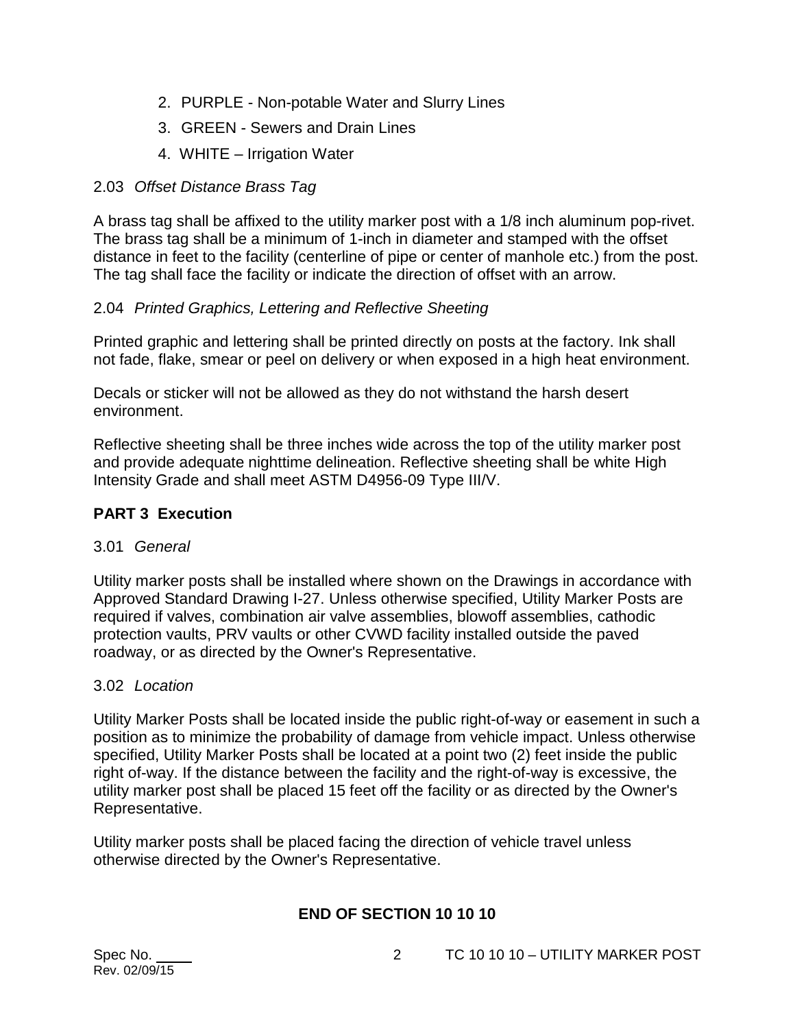2. PURPLE - Non-potable Water and Slurry Lines
3. GREEN - Sewers and Drain Lines
4. WHITE – Irrigation Water

2.03 *Offset Distance Brass Tag*

A brass tag shall be affixed to the utility marker post with a 1/8 inch aluminum pop-rivet. The brass tag shall be a minimum of 1-inch in diameter and stamped with the offset distance in feet to the facility (centerline of pipe or center of manhole etc.) from the post. The tag shall face the facility or indicate the direction of offset with an arrow.

2.04 *Printed Graphics, Lettering and Reflective Sheeting*

Printed graphic and lettering shall be printed directly on posts at the factory. Ink shall not fade, flake, smear or peel on delivery or when exposed in a high heat environment.

Decals or sticker will not be allowed as they do not withstand the harsh desert environment.

Reflective sheeting shall be three inches wide across the top of the utility marker post and provide adequate nighttime delineation. Reflective sheeting shall be white High Intensity Grade and shall meet ASTM D4956-09 Type III/V.

## PART 3 Execution

3.01 *General*

Utility marker posts shall be installed where shown on the Drawings in accordance with Approved Standard Drawing I-27. Unless otherwise specified, Utility Marker Posts are required if valves, combination air valve assemblies, blowoff assemblies, cathodic protection vaults, PRV vaults or other CVWD facility installed outside the paved roadway, or as directed by the Owner's Representative.

3.02 *Location*

Utility Marker Posts shall be located inside the public right-of-way or easement in such a position as to minimize the probability of damage from vehicle impact. Unless otherwise specified, Utility Marker Posts shall be located at a point two (2) feet inside the public right of-way. If the distance between the facility and the right-of-way is excessive, the utility marker post shall be placed 15 feet off the facility or as directed by the Owner's Representative.

Utility marker posts shall be placed facing the direction of vehicle travel unless otherwise directed by the Owner's Representative.

**END OF SECTION 10 10 10**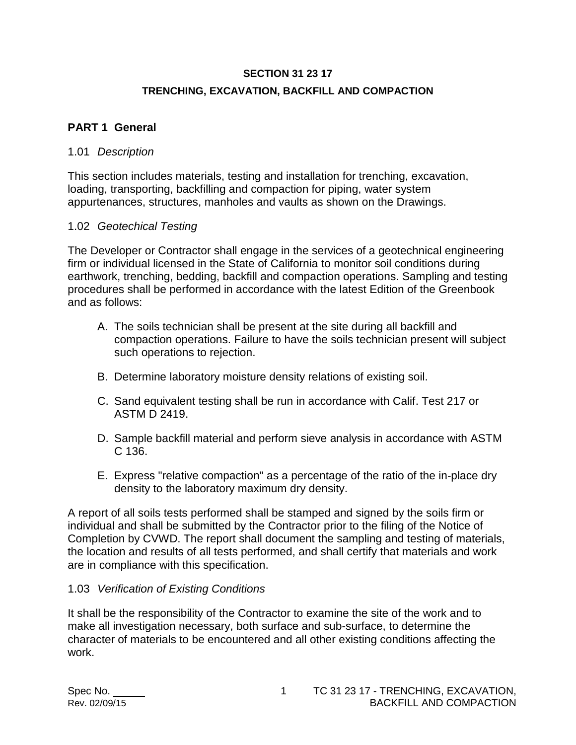**SECTION 31 23 17**

**TRENCHING, EXCAVATION, BACKFILL AND COMPACTION**

## PART 1 General

### 1.01 *Description*

This section includes materials, testing and installation for trenching, excavation, loading, transporting, backfilling and compaction for piping, water system appurtenances, structures, manholes and vaults as shown on the Drawings.

### 1.02 *Geotechical Testing*

The Developer or Contractor shall engage in the services of a geotechnical engineering firm or individual licensed in the State of California to monitor soil conditions during earthwork, trenching, bedding, backfill and compaction operations. Sampling and testing procedures shall be performed in accordance with the latest Edition of the Greenbook and as follows:

A. The soils technician shall be present at the site during all backfill and compaction operations. Failure to have the soils technician present will subject such operations to rejection.

B. Determine laboratory moisture density relations of existing soil.

C. Sand equivalent testing shall be run in accordance with Calif. Test 217 or ASTM D 2419.

D. Sample backfill material and perform sieve analysis in accordance with ASTM C 136.

E. Express "relative compaction" as a percentage of the ratio of the in-place dry density to the laboratory maximum dry density.

A report of all soils tests performed shall be stamped and signed by the soils firm or individual and shall be submitted by the Contractor prior to the filing of the Notice of Completion by CVWD. The report shall document the sampling and testing of materials, the location and results of all tests performed, and shall certify that materials and work are in compliance with this specification.

### 1.03 *Verification of Existing Conditions*

It shall be the responsibility of the Contractor to examine the site of the work and to make all investigation necessary, both surface and sub-surface, to determine the character of materials to be encountered and all other existing conditions affecting the work.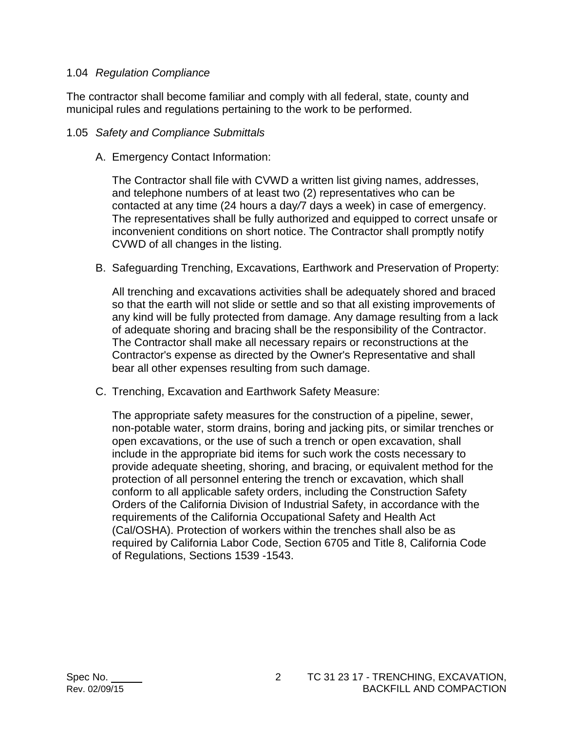### 1.04 *Regulation Compliance*

The contractor shall become familiar and comply with all federal, state, county and municipal rules and regulations pertaining to the work to be performed.

### 1.05 *Safety and Compliance Submittals*

A. Emergency Contact Information:

   The Contractor shall file with CVWD a written list giving names, addresses, and telephone numbers of at least two (2) representatives who can be contacted at any time (24 hours a day/7 days a week) in case of emergency. The representatives shall be fully authorized and equipped to correct unsafe or inconvenient conditions on short notice. The Contractor shall promptly notify CVWD of all changes in the listing.

B. Safeguarding Trenching, Excavations, Earthwork and Preservation of Property:

   All trenching and excavations activities shall be adequately shored and braced so that the earth will not slide or settle and so that all existing improvements of any kind will be fully protected from damage. Any damage resulting from a lack of adequate shoring and bracing shall be the responsibility of the Contractor. The Contractor shall make all necessary repairs or reconstructions at the Contractor's expense as directed by the Owner's Representative and shall bear all other expenses resulting from such damage.

C. Trenching, Excavation and Earthwork Safety Measure:

   The appropriate safety measures for the construction of a pipeline, sewer, non-potable water, storm drains, boring and jacking pits, or similar trenches or open excavations, or the use of such a trench or open excavation, shall include in the appropriate bid items for such work the costs necessary to provide adequate sheeting, shoring, and bracing, or equivalent method for the protection of all personnel entering the trench or excavation, which shall conform to all applicable safety orders, including the Construction Safety Orders of the California Division of Industrial Safety, in accordance with the requirements of the California Occupational Safety and Health Act (Cal/OSHA). Protection of workers within the trenches shall also be as required by California Labor Code, Section 6705 and Title 8, California Code of Regulations, Sections 1539 -1543.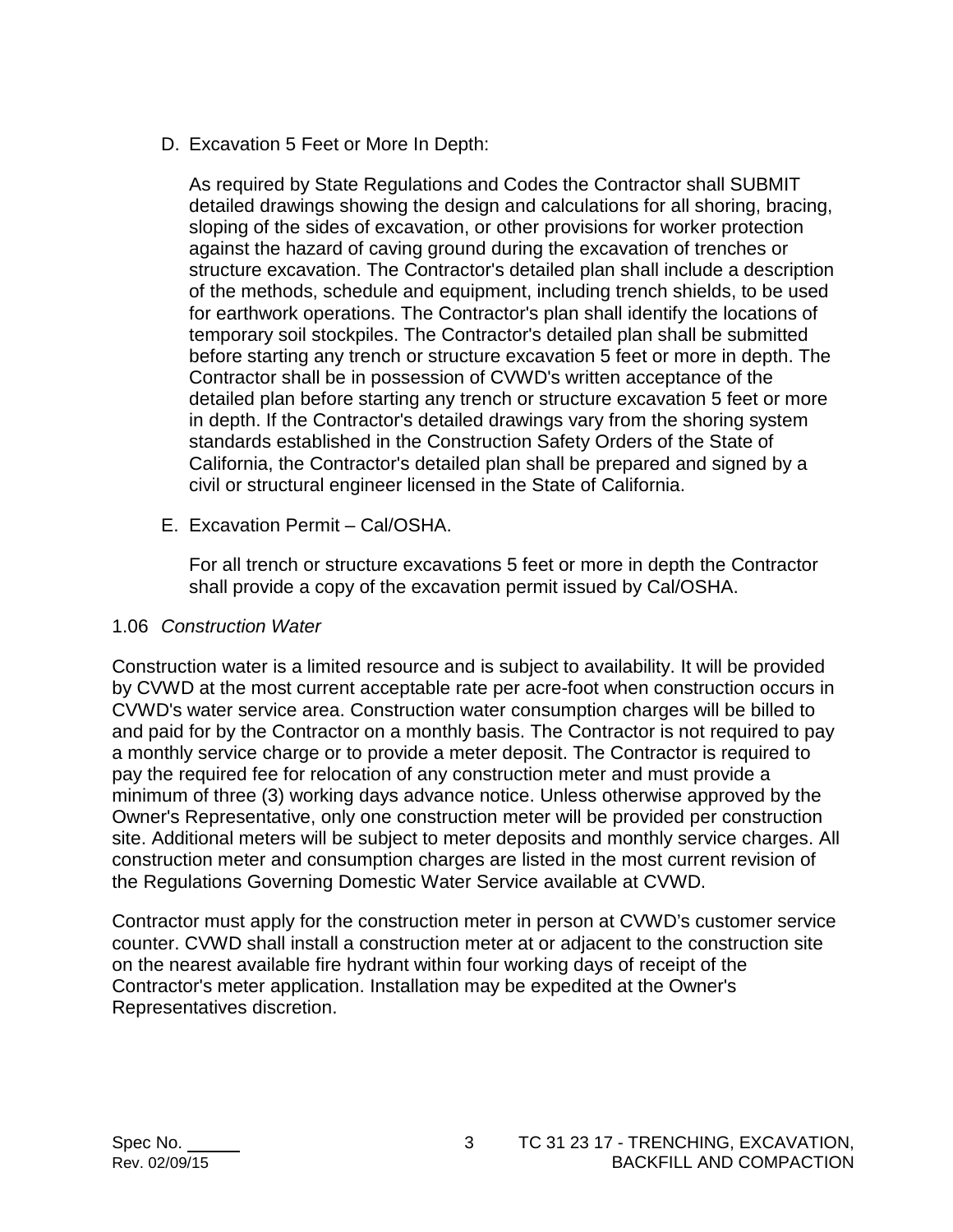D. Excavation 5 Feet or More In Depth:

   As required by State Regulations and Codes the Contractor shall SUBMIT detailed drawings showing the design and calculations for all shoring, bracing, sloping of the sides of excavation, or other provisions for worker protection against the hazard of caving ground during the excavation of trenches or structure excavation. The Contractor's detailed plan shall include a description of the methods, schedule and equipment, including trench shields, to be used for earthwork operations. The Contractor's plan shall identify the locations of temporary soil stockpiles. The Contractor's detailed plan shall be submitted before starting any trench or structure excavation 5 feet or more in depth. The Contractor shall be in possession of CVWD's written acceptance of the detailed plan before starting any trench or structure excavation 5 feet or more in depth. If the Contractor's detailed drawings vary from the shoring system standards established in the Construction Safety Orders of the State of California, the Contractor's detailed plan shall be prepared and signed by a civil or structural engineer licensed in the State of California.

E. Excavation Permit – Cal/OSHA.

   For all trench or structure excavations 5 feet or more in depth the Contractor shall provide a copy of the excavation permit issued by Cal/OSHA.

1.06 *Construction Water*

Construction water is a limited resource and is subject to availability. It will be provided by CVWD at the most current acceptable rate per acre-foot when construction occurs in CVWD's water service area. Construction water consumption charges will be billed to and paid for by the Contractor on a monthly basis. The Contractor is not required to pay a monthly service charge or to provide a meter deposit. The Contractor is required to pay the required fee for relocation of any construction meter and must provide a minimum of three (3) working days advance notice. Unless otherwise approved by the Owner's Representative, only one construction meter will be provided per construction site. Additional meters will be subject to meter deposits and monthly service charges. All construction meter and consumption charges are listed in the most current revision of the Regulations Governing Domestic Water Service available at CVWD.

Contractor must apply for the construction meter in person at CVWD's customer service counter. CVWD shall install a construction meter at or adjacent to the construction site on the nearest available fire hydrant within four working days of receipt of the Contractor's meter application. Installation may be expedited at the Owner's Representatives discretion.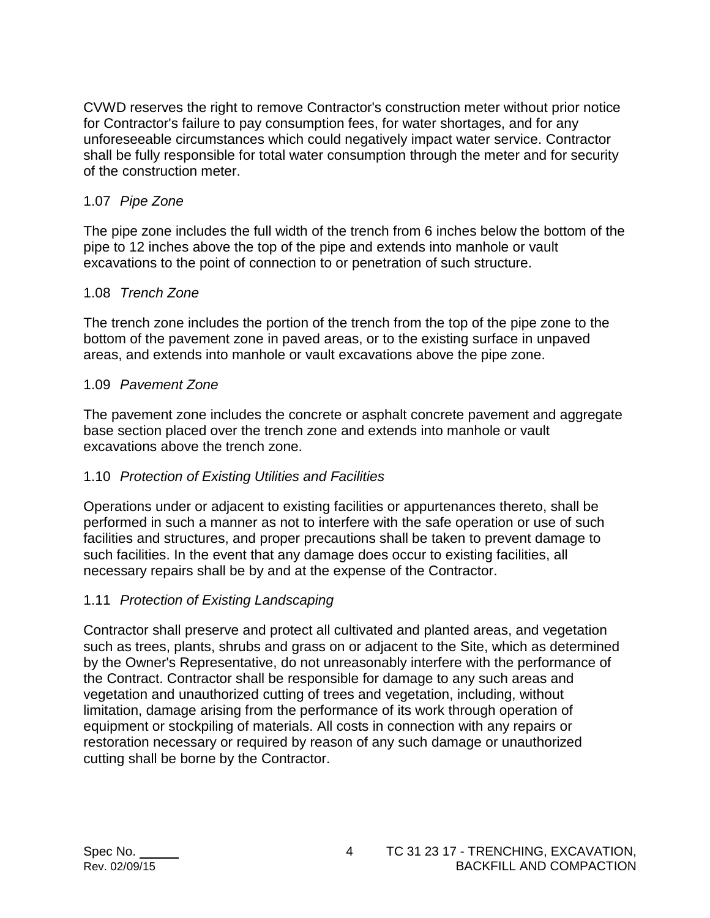CVWD reserves the right to remove Contractor's construction meter without prior notice for Contractor's failure to pay consumption fees, for water shortages, and for any unforeseeable circumstances which could negatively impact water service. Contractor shall be fully responsible for total water consumption through the meter and for security of the construction meter.

### 1.07 *Pipe Zone*

The pipe zone includes the full width of the trench from 6 inches below the bottom of the pipe to 12 inches above the top of the pipe and extends into manhole or vault excavations to the point of connection to or penetration of such structure.

### 1.08 *Trench Zone*

The trench zone includes the portion of the trench from the top of the pipe zone to the bottom of the pavement zone in paved areas, or to the existing surface in unpaved areas, and extends into manhole or vault excavations above the pipe zone.

### 1.09 *Pavement Zone*

The pavement zone includes the concrete or asphalt concrete pavement and aggregate base section placed over the trench zone and extends into manhole or vault excavations above the trench zone.

### 1.10 *Protection of Existing Utilities and Facilities*

Operations under or adjacent to existing facilities or appurtenances thereto, shall be performed in such a manner as not to interfere with the safe operation or use of such facilities and structures, and proper precautions shall be taken to prevent damage to such facilities. In the event that any damage does occur to existing facilities, all necessary repairs shall be by and at the expense of the Contractor.

### 1.11 *Protection of Existing Landscaping*

Contractor shall preserve and protect all cultivated and planted areas, and vegetation such as trees, plants, shrubs and grass on or adjacent to the Site, which as determined by the Owner's Representative, do not unreasonably interfere with the performance of the Contract. Contractor shall be responsible for damage to any such areas and vegetation and unauthorized cutting of trees and vegetation, including, without limitation, damage arising from the performance of its work through operation of equipment or stockpiling of materials. All costs in connection with any repairs or restoration necessary or required by reason of any such damage or unauthorized cutting shall be borne by the Contractor.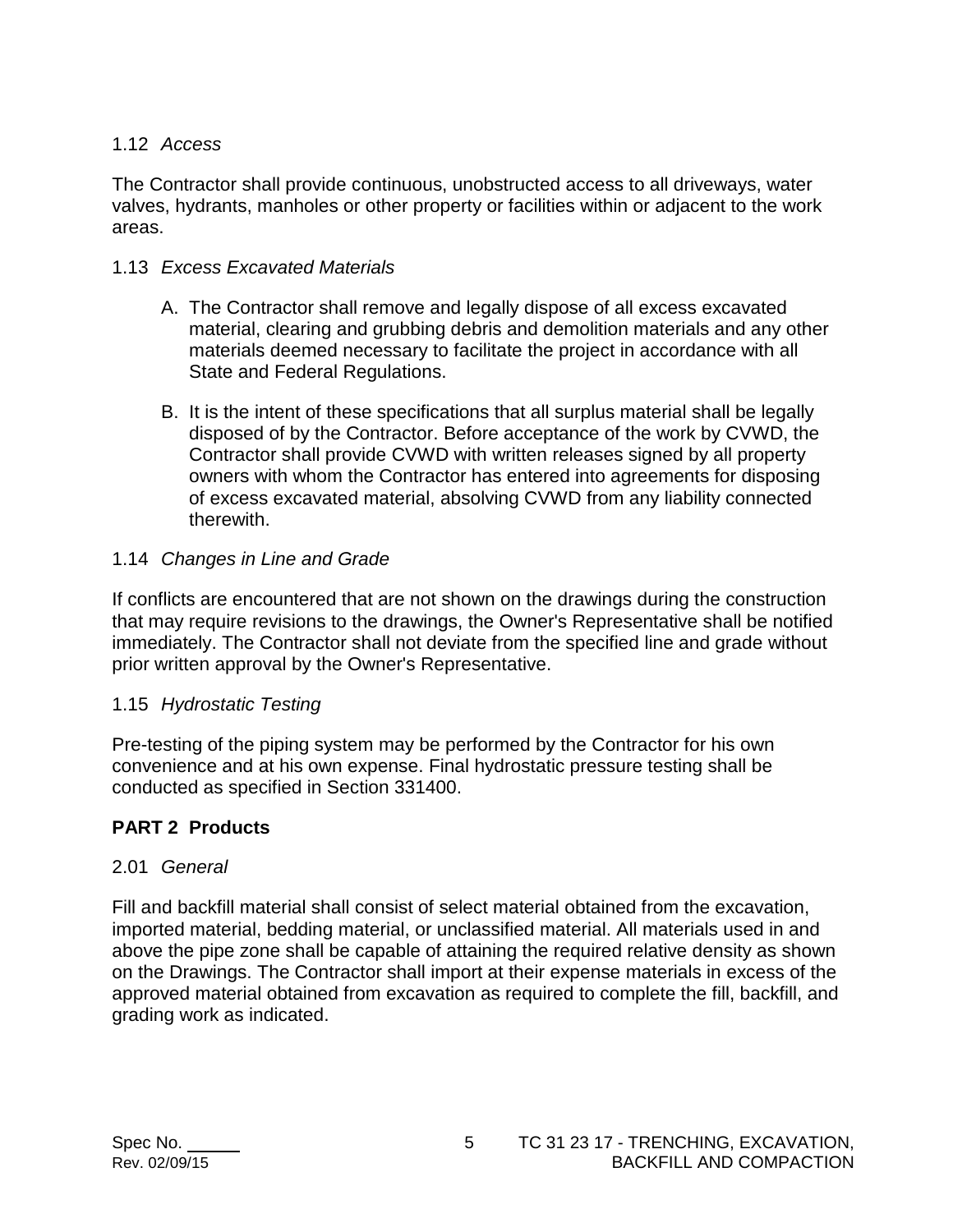### 1.12 *Access*

The Contractor shall provide continuous, unobstructed access to all driveways, water valves, hydrants, manholes or other property or facilities within or adjacent to the work areas.

### 1.13 *Excess Excavated Materials*

A. The Contractor shall remove and legally dispose of all excess excavated material, clearing and grubbing debris and demolition materials and any other materials deemed necessary to facilitate the project in accordance with all State and Federal Regulations.

B. It is the intent of these specifications that all surplus material shall be legally disposed of by the Contractor. Before acceptance of the work by CVWD, the Contractor shall provide CVWD with written releases signed by all property owners with whom the Contractor has entered into agreements for disposing of excess excavated material, absolving CVWD from any liability connected therewith.

### 1.14 *Changes in Line and Grade*

If conflicts are encountered that are not shown on the drawings during the construction that may require revisions to the drawings, the Owner's Representative shall be notified immediately. The Contractor shall not deviate from the specified line and grade without prior written approval by the Owner's Representative.

### 1.15 *Hydrostatic Testing*

Pre-testing of the piping system may be performed by the Contractor for his own convenience and at his own expense. Final hydrostatic pressure testing shall be conducted as specified in Section 331400.

## PART 2 Products

### 2.01 *General*

Fill and backfill material shall consist of select material obtained from the excavation, imported material, bedding material, or unclassified material. All materials used in and above the pipe zone shall be capable of attaining the required relative density as shown on the Drawings. The Contractor shall import at their expense materials in excess of the approved material obtained from excavation as required to complete the fill, backfill, and grading work as indicated.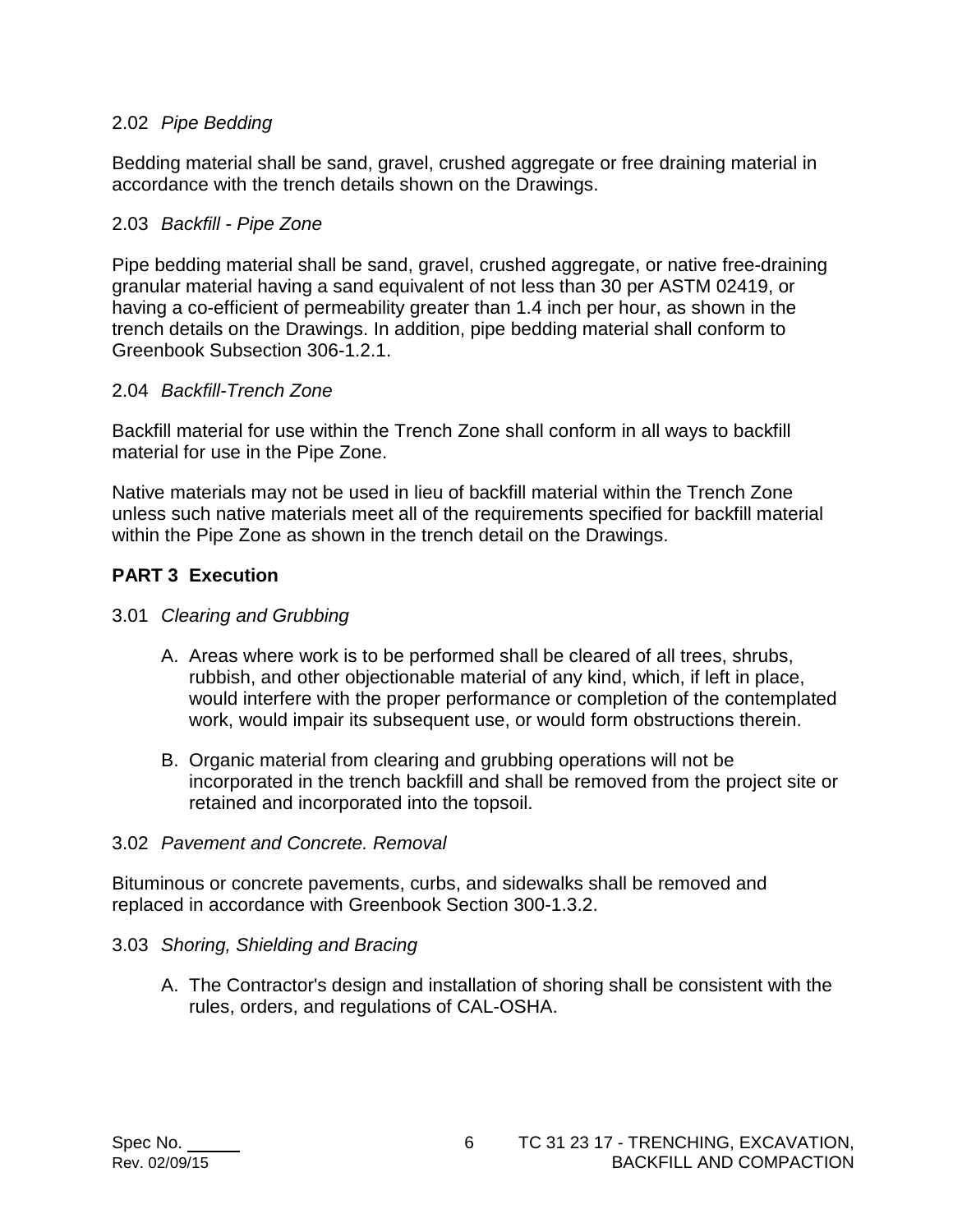### 2.02 *Pipe Bedding*

Bedding material shall be sand, gravel, crushed aggregate or free draining material in accordance with the trench details shown on the Drawings.

### 2.03 *Backfill - Pipe Zone*

Pipe bedding material shall be sand, gravel, crushed aggregate, or native free-draining granular material having a sand equivalent of not less than 30 per ASTM 02419, or having a co-efficient of permeability greater than 1.4 inch per hour, as shown in the trench details on the Drawings. In addition, pipe bedding material shall conform to Greenbook Subsection 306-1.2.1.

### 2.04 *Backfill-Trench Zone*

Backfill material for use within the Trench Zone shall conform in all ways to backfill material for use in the Pipe Zone.

Native materials may not be used in lieu of backfill material within the Trench Zone unless such native materials meet all of the requirements specified for backfill material within the Pipe Zone as shown in the trench detail on the Drawings.

## PART 3 Execution

### 3.01 *Clearing and Grubbing*

A. Areas where work is to be performed shall be cleared of all trees, shrubs, rubbish, and other objectionable material of any kind, which, if left in place, would interfere with the proper performance or completion of the contemplated work, would impair its subsequent use, or would form obstructions therein.

B. Organic material from clearing and grubbing operations will not be incorporated in the trench backfill and shall be removed from the project site or retained and incorporated into the topsoil.

### 3.02 *Pavement and Concrete. Removal*

Bituminous or concrete pavements, curbs, and sidewalks shall be removed and replaced in accordance with Greenbook Section 300-1.3.2.

### 3.03 *Shoring, Shielding and Bracing*

A. The Contractor's design and installation of shoring shall be consistent with the rules, orders, and regulations of CAL-OSHA.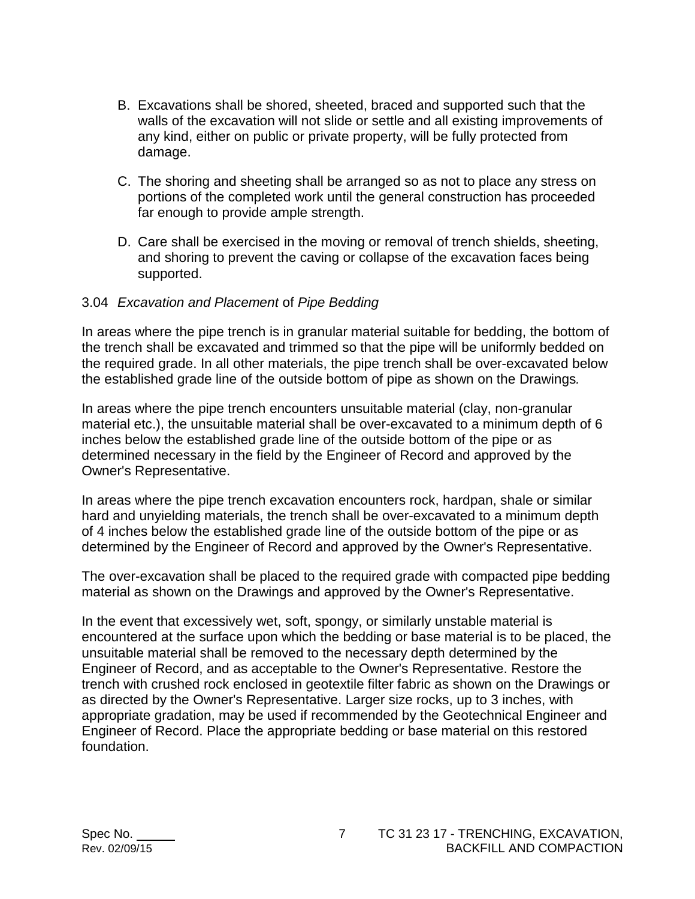B. Excavations shall be shored, sheeted, braced and supported such that the walls of the excavation will not slide or settle and all existing improvements of any kind, either on public or private property, will be fully protected from damage.

C. The shoring and sheeting shall be arranged so as not to place any stress on portions of the completed work until the general construction has proceeded far enough to provide ample strength.

D. Care shall be exercised in the moving or removal of trench shields, sheeting, and shoring to prevent the caving or collapse of the excavation faces being supported.

3.04 *Excavation and Placement* of *Pipe Bedding*

In areas where the pipe trench is in granular material suitable for bedding, the bottom of the trench shall be excavated and trimmed so that the pipe will be uniformly bedded on the required grade. In all other materials, the pipe trench shall be over-excavated below the established grade line of the outside bottom of pipe as shown on the Drawings*.*

In areas where the pipe trench encounters unsuitable material (clay, non-granular material etc.), the unsuitable material shall be over-excavated to a minimum depth of 6 inches below the established grade line of the outside bottom of the pipe or as determined necessary in the field by the Engineer of Record and approved by the Owner's Representative.

In areas where the pipe trench excavation encounters rock, hardpan, shale or similar hard and unyielding materials, the trench shall be over-excavated to a minimum depth of 4 inches below the established grade line of the outside bottom of the pipe or as determined by the Engineer of Record and approved by the Owner's Representative.

The over-excavation shall be placed to the required grade with compacted pipe bedding material as shown on the Drawings and approved by the Owner's Representative.

In the event that excessively wet, soft, spongy, or similarly unstable material is encountered at the surface upon which the bedding or base material is to be placed, the unsuitable material shall be removed to the necessary depth determined by the Engineer of Record, and as acceptable to the Owner's Representative. Restore the trench with crushed rock enclosed in geotextile filter fabric as shown on the Drawings or as directed by the Owner's Representative. Larger size rocks, up to 3 inches, with appropriate gradation, may be used if recommended by the Geotechnical Engineer and Engineer of Record. Place the appropriate bedding or base material on this restored foundation.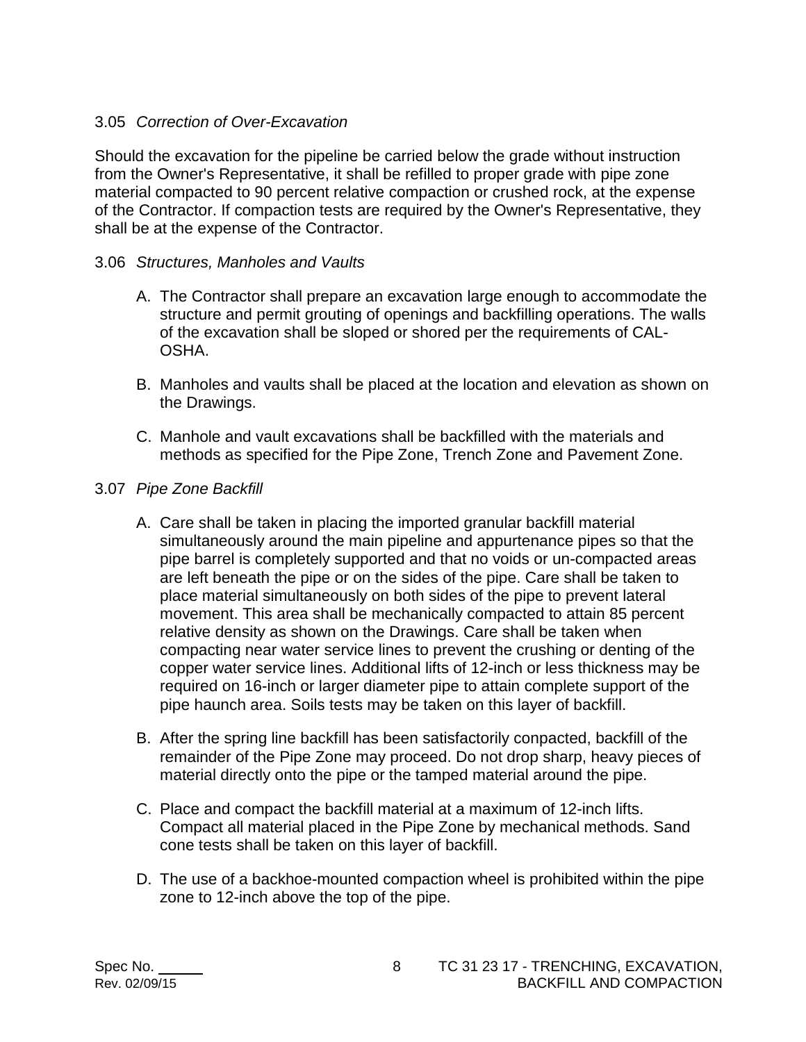3.05 *Correction of Over-Excavation*

Should the excavation for the pipeline be carried below the grade without instruction from the Owner's Representative, it shall be refilled to proper grade with pipe zone material compacted to 90 percent relative compaction or crushed rock, at the expense of the Contractor. If compaction tests are required by the Owner's Representative, they shall be at the expense of the Contractor.

3.06 *Structures, Manholes and Vaults*

A. The Contractor shall prepare an excavation large enough to accommodate the structure and permit grouting of openings and backfilling operations. The walls of the excavation shall be sloped or shored per the requirements of CAL-OSHA.

B. Manholes and vaults shall be placed at the location and elevation as shown on the Drawings.

C. Manhole and vault excavations shall be backfilled with the materials and methods as specified for the Pipe Zone, Trench Zone and Pavement Zone.

3.07 *Pipe Zone Backfill*

A. Care shall be taken in placing the imported granular backfill material simultaneously around the main pipeline and appurtenance pipes so that the pipe barrel is completely supported and that no voids or un-compacted areas are left beneath the pipe or on the sides of the pipe. Care shall be taken to place material simultaneously on both sides of the pipe to prevent lateral movement. This area shall be mechanically compacted to attain 85 percent relative density as shown on the Drawings. Care shall be taken when compacting near water service lines to prevent the crushing or denting of the copper water service lines. Additional lifts of 12-inch or less thickness may be required on 16-inch or larger diameter pipe to attain complete support of the pipe haunch area. Soils tests may be taken on this layer of backfill.

B. After the spring line backfill has been satisfactorily conpacted, backfill of the remainder of the Pipe Zone may proceed. Do not drop sharp, heavy pieces of material directly onto the pipe or the tamped material around the pipe.

C. Place and compact the backfill material at a maximum of 12-inch lifts. Compact all material placed in the Pipe Zone by mechanical methods. Sand cone tests shall be taken on this layer of backfill.

D. The use of a backhoe-mounted compaction wheel is prohibited within the pipe zone to 12-inch above the top of the pipe.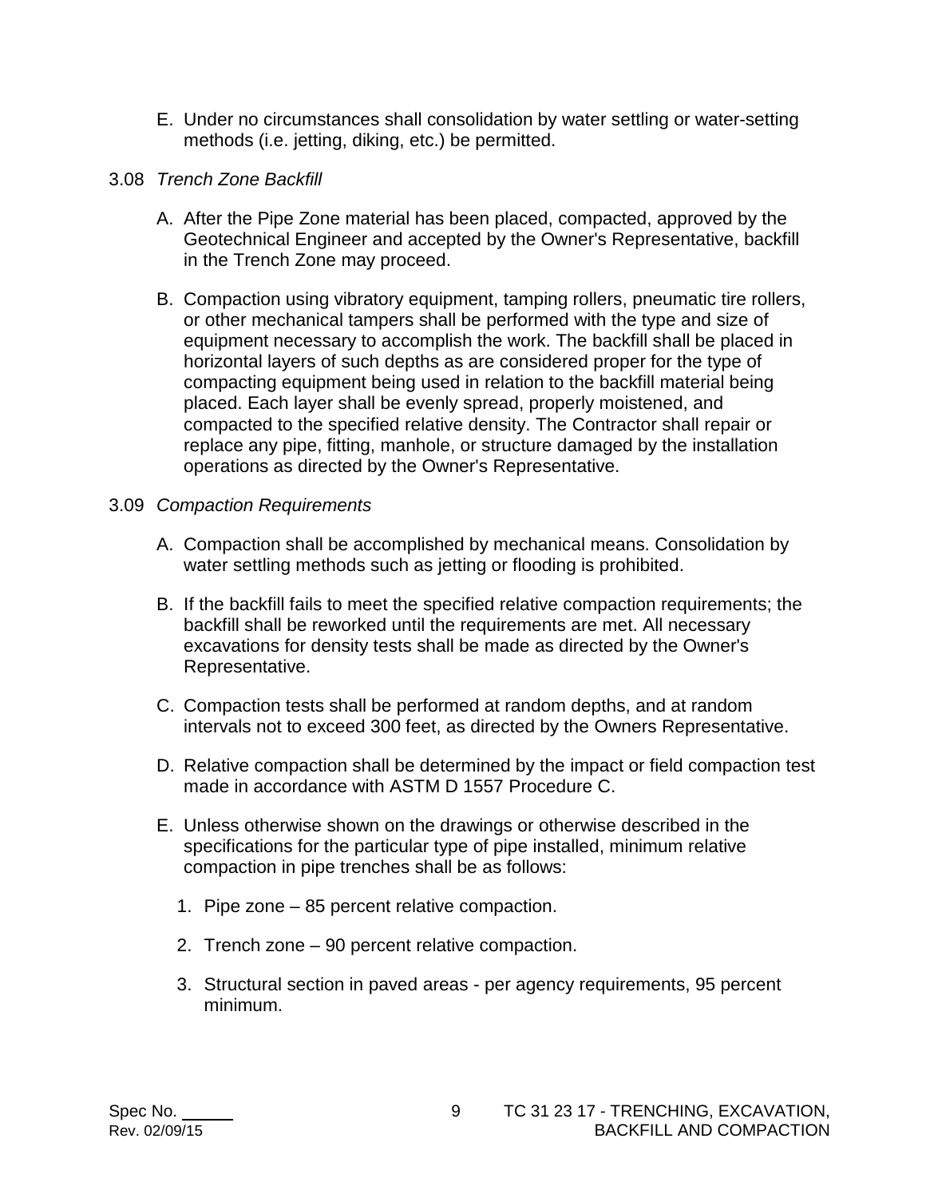E. Under no circumstances shall consolidation by water settling or water-setting methods (i.e. jetting, diking, etc.) be permitted.

3.08 *Trench Zone Backfill*

A. After the Pipe Zone material has been placed, compacted, approved by the Geotechnical Engineer and accepted by the Owner's Representative, backfill in the Trench Zone may proceed.

B. Compaction using vibratory equipment, tamping rollers, pneumatic tire rollers, or other mechanical tampers shall be performed with the type and size of equipment necessary to accomplish the work. The backfill shall be placed in horizontal layers of such depths as are considered proper for the type of compacting equipment being used in relation to the backfill material being placed. Each layer shall be evenly spread, properly moistened, and compacted to the specified relative density. The Contractor shall repair or replace any pipe, fitting, manhole, or structure damaged by the installation operations as directed by the Owner's Representative.

3.09 *Compaction Requirements*

A. Compaction shall be accomplished by mechanical means. Consolidation by water settling methods such as jetting or flooding is prohibited.

B. If the backfill fails to meet the specified relative compaction requirements; the backfill shall be reworked until the requirements are met. All necessary excavations for density tests shall be made as directed by the Owner's Representative.

C. Compaction tests shall be performed at random depths, and at random intervals not to exceed 300 feet, as directed by the Owners Representative.

D. Relative compaction shall be determined by the impact or field compaction test made in accordance with ASTM D 1557 Procedure C.

E. Unless otherwise shown on the drawings or otherwise described in the specifications for the particular type of pipe installed, minimum relative compaction in pipe trenches shall be as follows:

1. Pipe zone – 85 percent relative compaction.

2. Trench zone – 90 percent relative compaction.

3. Structural section in paved areas - per agency requirements, 95 percent minimum.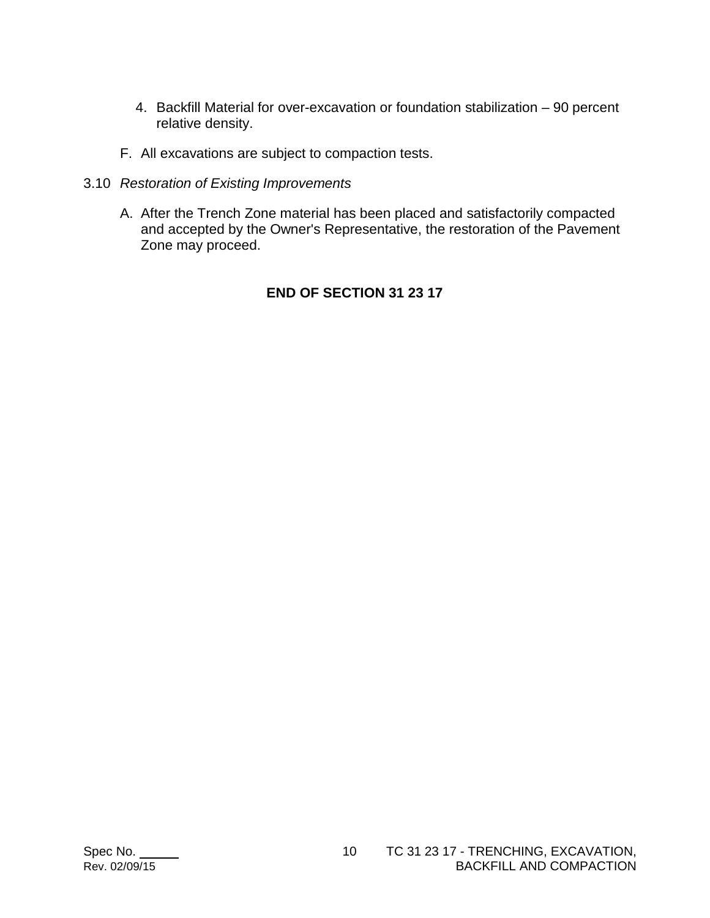4. Backfill Material for over-excavation or foundation stabilization – 90 percent relative density.

F. All excavations are subject to compaction tests.

3.10 *Restoration of Existing Improvements*

A. After the Trench Zone material has been placed and satisfactorily compacted and accepted by the Owner's Representative, the restoration of the Pavement Zone may proceed.

**END OF SECTION 31 23 17**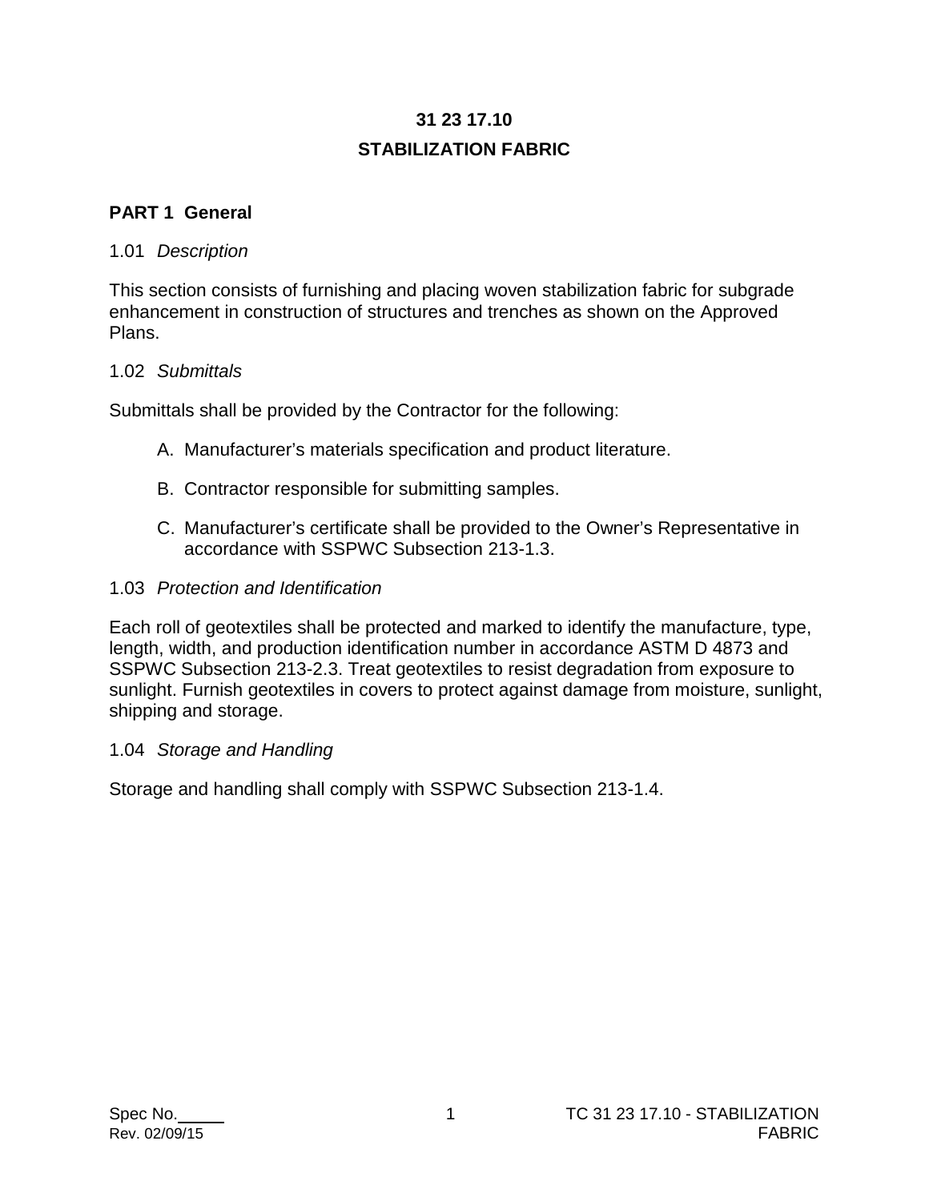# 31 23 17.10

# STABILIZATION FABRIC

## PART 1 General

### 1.01 *Description*

This section consists of furnishing and placing woven stabilization fabric for subgrade enhancement in construction of structures and trenches as shown on the Approved Plans.

### 1.02 *Submittals*

Submittals shall be provided by the Contractor for the following:

A. Manufacturer's materials specification and product literature.

B. Contractor responsible for submitting samples.

C. Manufacturer's certificate shall be provided to the Owner's Representative in accordance with SSPWC Subsection 213-1.3.

### 1.03 *Protection and Identification*

Each roll of geotextiles shall be protected and marked to identify the manufacture, type, length, width, and production identification number in accordance ASTM D 4873 and SSPWC Subsection 213-2.3. Treat geotextiles to resist degradation from exposure to sunlight. Furnish geotextiles in covers to protect against damage from moisture, sunlight, shipping and storage.

### 1.04 *Storage and Handling*

Storage and handling shall comply with SSPWC Subsection 213-1.4.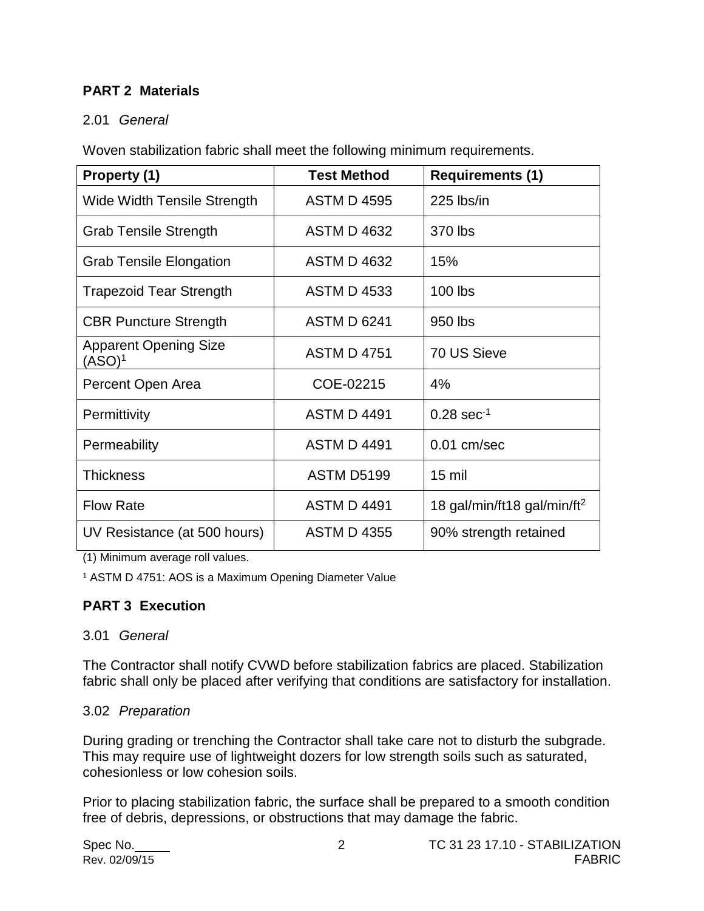## PART 2 Materials

2.01 *General*

Woven stabilization fabric shall meet the following minimum requirements.

| Property (1) | Test Method | Requirements (1) |
|---|---|---|
| Wide Width Tensile Strength | ASTM D 4595 | 225 lbs/in |
| Grab Tensile Strength | ASTM D 4632 | 370 lbs |
| Grab Tensile Elongation | ASTM D 4632 | 15% |
| Trapezoid Tear Strength | ASTM D 4533 | 100 lbs |
| CBR Puncture Strength | ASTM D 6241 | 950 lbs |
| Apparent Opening Size (ASO)[1] | ASTM D 4751 | 70 US Sieve |
| Percent Open Area | COE-02215 | 4% |
| Permittivity | ASTM D 4491 | 0.28 $sec^{-1}$ |
| Permeability | ASTM D 4491 | 0.01 cm/sec |
| Thickness | ASTM D5199 | 15 mil |
| Flow Rate | ASTM D 4491 | 18 gal/min/ft18 gal/min/$ft^2$ |
| UV Resistance (at 500 hours) | ASTM D 4355 | 90% strength retained |

(1) Minimum average roll values.

[1] ASTM D 4751: AOS is a Maximum Opening Diameter Value

## PART 3 Execution

3.01 *General*

The Contractor shall notify CVWD before stabilization fabrics are placed. Stabilization fabric shall only be placed after verifying that conditions are satisfactory for installation.

3.02 *Preparation*

During grading or trenching the Contractor shall take care not to disturb the subgrade. This may require use of lightweight dozers for low strength soils such as saturated, cohesionless or low cohesion soils.

Prior to placing stabilization fabric, the surface shall be prepared to a smooth condition free of debris, depressions, or obstructions that may damage the fabric.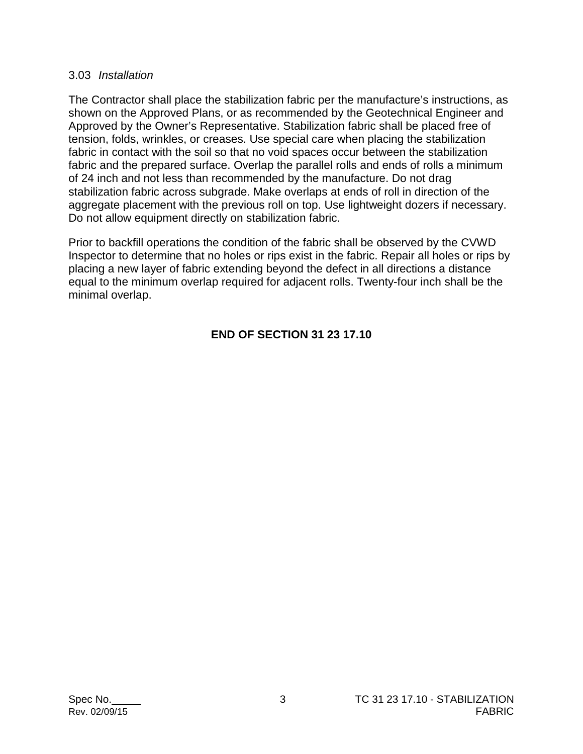3.03 *Installation*

The Contractor shall place the stabilization fabric per the manufacture's instructions, as shown on the Approved Plans, or as recommended by the Geotechnical Engineer and Approved by the Owner's Representative. Stabilization fabric shall be placed free of tension, folds, wrinkles, or creases. Use special care when placing the stabilization fabric in contact with the soil so that no void spaces occur between the stabilization fabric and the prepared surface. Overlap the parallel rolls and ends of rolls a minimum of 24 inch and not less than recommended by the manufacture. Do not drag stabilization fabric across subgrade. Make overlaps at ends of roll in direction of the aggregate placement with the previous roll on top. Use lightweight dozers if necessary. Do not allow equipment directly on stabilization fabric.

Prior to backfill operations the condition of the fabric shall be observed by the CVWD Inspector to determine that no holes or rips exist in the fabric. Repair all holes or rips by placing a new layer of fabric extending beyond the defect in all directions a distance equal to the minimum overlap required for adjacent rolls. Twenty-four inch shall be the minimal overlap.

**END OF SECTION 31 23 17.10**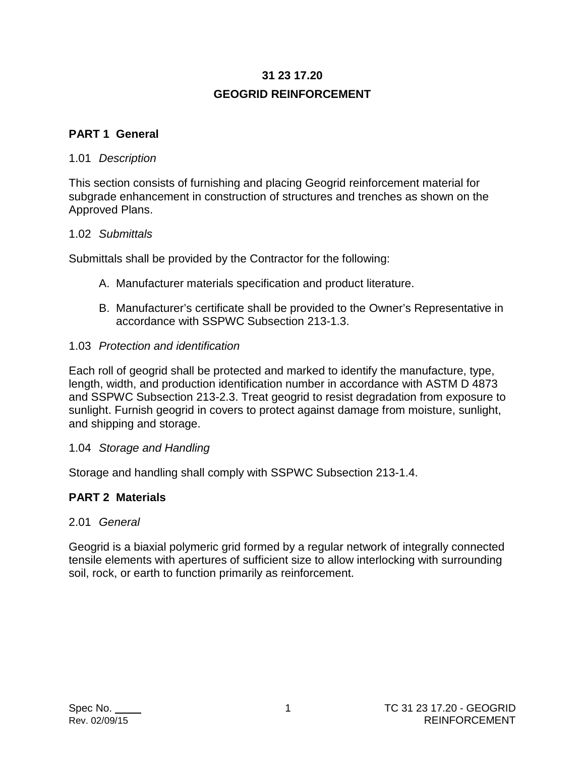# 31 23 17.20
# GEOGRID REINFORCEMENT

## PART 1 General

### 1.01 *Description*

This section consists of furnishing and placing Geogrid reinforcement material for subgrade enhancement in construction of structures and trenches as shown on the Approved Plans.

### 1.02 *Submittals*

Submittals shall be provided by the Contractor for the following:

A. Manufacturer materials specification and product literature.

B. Manufacturer's certificate shall be provided to the Owner's Representative in accordance with SSPWC Subsection 213-1.3.

### 1.03 *Protection and identification*

Each roll of geogrid shall be protected and marked to identify the manufacture, type, length, width, and production identification number in accordance with ASTM D 4873 and SSPWC Subsection 213-2.3. Treat geogrid to resist degradation from exposure to sunlight. Furnish geogrid in covers to protect against damage from moisture, sunlight, and shipping and storage.

### 1.04 *Storage and Handling*

Storage and handling shall comply with SSPWC Subsection 213-1.4.

## PART 2 Materials

### 2.01 *General*

Geogrid is a biaxial polymeric grid formed by a regular network of integrally connected tensile elements with apertures of sufficient size to allow interlocking with surrounding soil, rock, or earth to function primarily as reinforcement.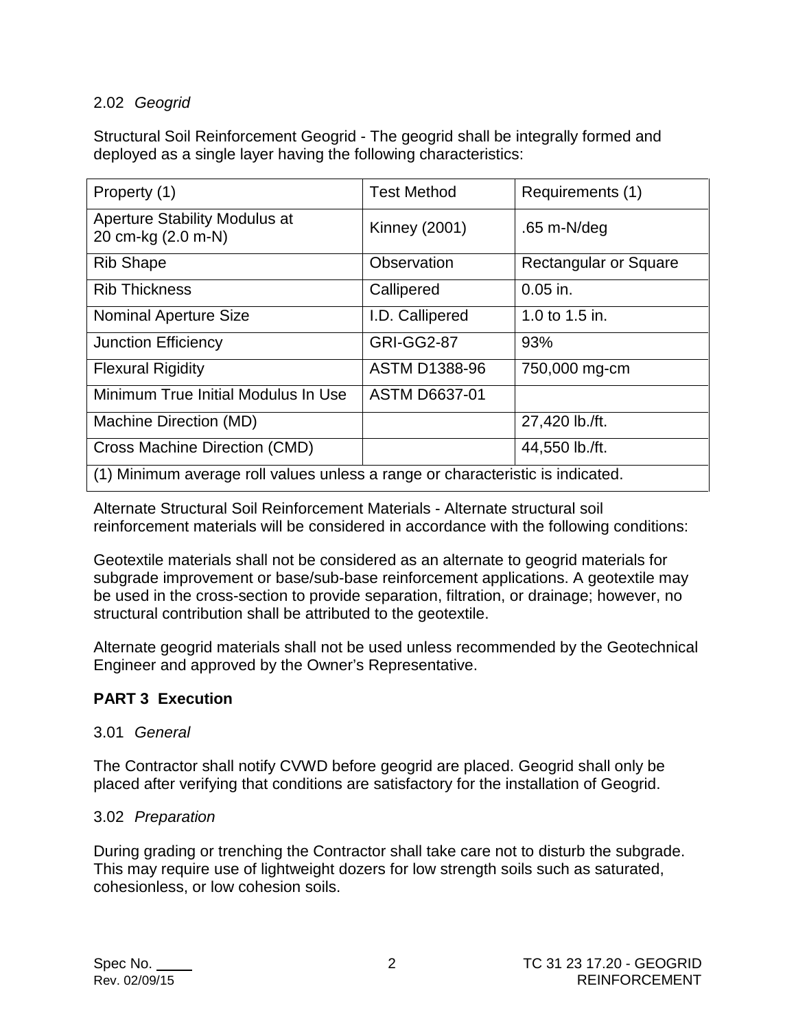2.02 *Geogrid*

Structural Soil Reinforcement Geogrid - The geogrid shall be integrally formed and deployed as a single layer having the following characteristics:

| Property (1) | Test Method | Requirements (1) |
|---|---|---|
| Aperture Stability Modulus at 20 cm-kg (2.0 m-N) | Kinney (2001) | .65 m-N/deg |
| Rib Shape | Observation | Rectangular or Square |
| Rib Thickness | Callipered | 0.05 in. |
| Nominal Aperture Size | I.D. Callipered | 1.0 to 1.5 in. |
| Junction Efficiency | GRI-GG2-87 | 93% |
| Flexural Rigidity | ASTM D1388-96 | 750,000 mg-cm |
| Minimum True Initial Modulus In Use | ASTM D6637-01 | |
| Machine Direction (MD) | | 27,420 lb./ft. |
| Cross Machine Direction (CMD) | | 44,550 lb./ft. |
| (1) Minimum average roll values unless a range or characteristic is indicated. | | |

Alternate Structural Soil Reinforcement Materials - Alternate structural soil reinforcement materials will be considered in accordance with the following conditions:

Geotextile materials shall not be considered as an alternate to geogrid materials for subgrade improvement or base/sub-base reinforcement applications. A geotextile may be used in the cross-section to provide separation, filtration, or drainage; however, no structural contribution shall be attributed to the geotextile.

Alternate geogrid materials shall not be used unless recommended by the Geotechnical Engineer and approved by the Owner's Representative.

## PART 3 Execution

3.01 *General*

The Contractor shall notify CVWD before geogrid are placed. Geogrid shall only be placed after verifying that conditions are satisfactory for the installation of Geogrid.

3.02 *Preparation*

During grading or trenching the Contractor shall take care not to disturb the subgrade. This may require use of lightweight dozers for low strength soils such as saturated, cohesionless, or low cohesion soils.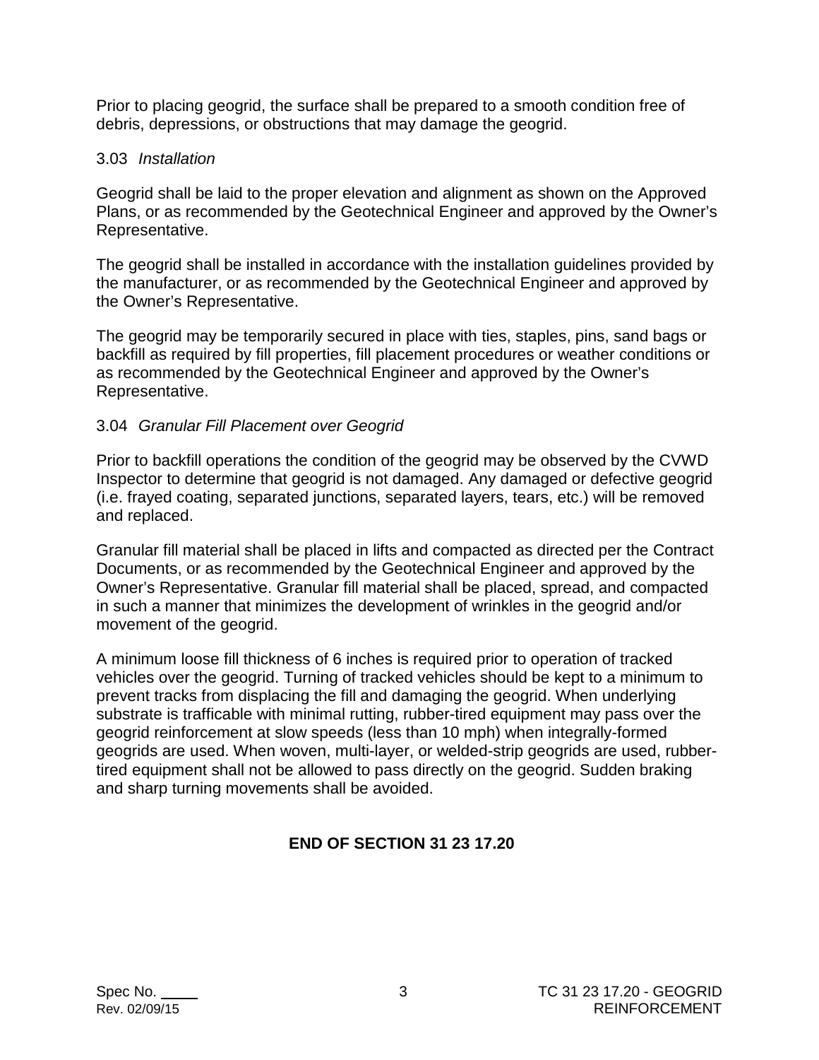Prior to placing geogrid, the surface shall be prepared to a smooth condition free of debris, depressions, or obstructions that may damage the geogrid.

### 3.03 *Installation*

Geogrid shall be laid to the proper elevation and alignment as shown on the Approved Plans, or as recommended by the Geotechnical Engineer and approved by the Owner's Representative.

The geogrid shall be installed in accordance with the installation guidelines provided by the manufacturer, or as recommended by the Geotechnical Engineer and approved by the Owner's Representative.

The geogrid may be temporarily secured in place with ties, staples, pins, sand bags or backfill as required by fill properties, fill placement procedures or weather conditions or as recommended by the Geotechnical Engineer and approved by the Owner's Representative.

### 3.04 *Granular Fill Placement over Geogrid*

Prior to backfill operations the condition of the geogrid may be observed by the CVWD Inspector to determine that geogrid is not damaged. Any damaged or defective geogrid (i.e. frayed coating, separated junctions, separated layers, tears, etc.) will be removed and replaced.

Granular fill material shall be placed in lifts and compacted as directed per the Contract Documents, or as recommended by the Geotechnical Engineer and approved by the Owner's Representative. Granular fill material shall be placed, spread, and compacted in such a manner that minimizes the development of wrinkles in the geogrid and/or movement of the geogrid.

A minimum loose fill thickness of 6 inches is required prior to operation of tracked vehicles over the geogrid. Turning of tracked vehicles should be kept to a minimum to prevent tracks from displacing the fill and damaging the geogrid. When underlying substrate is trafficable with minimal rutting, rubber-tired equipment may pass over the geogrid reinforcement at slow speeds (less than 10 mph) when integrally-formed geogrids are used. When woven, multi-layer, or welded-strip geogrids are used, rubber-tired equipment shall not be allowed to pass directly on the geogrid. Sudden braking and sharp turning movements shall be avoided.

**END OF SECTION 31 23 17.20**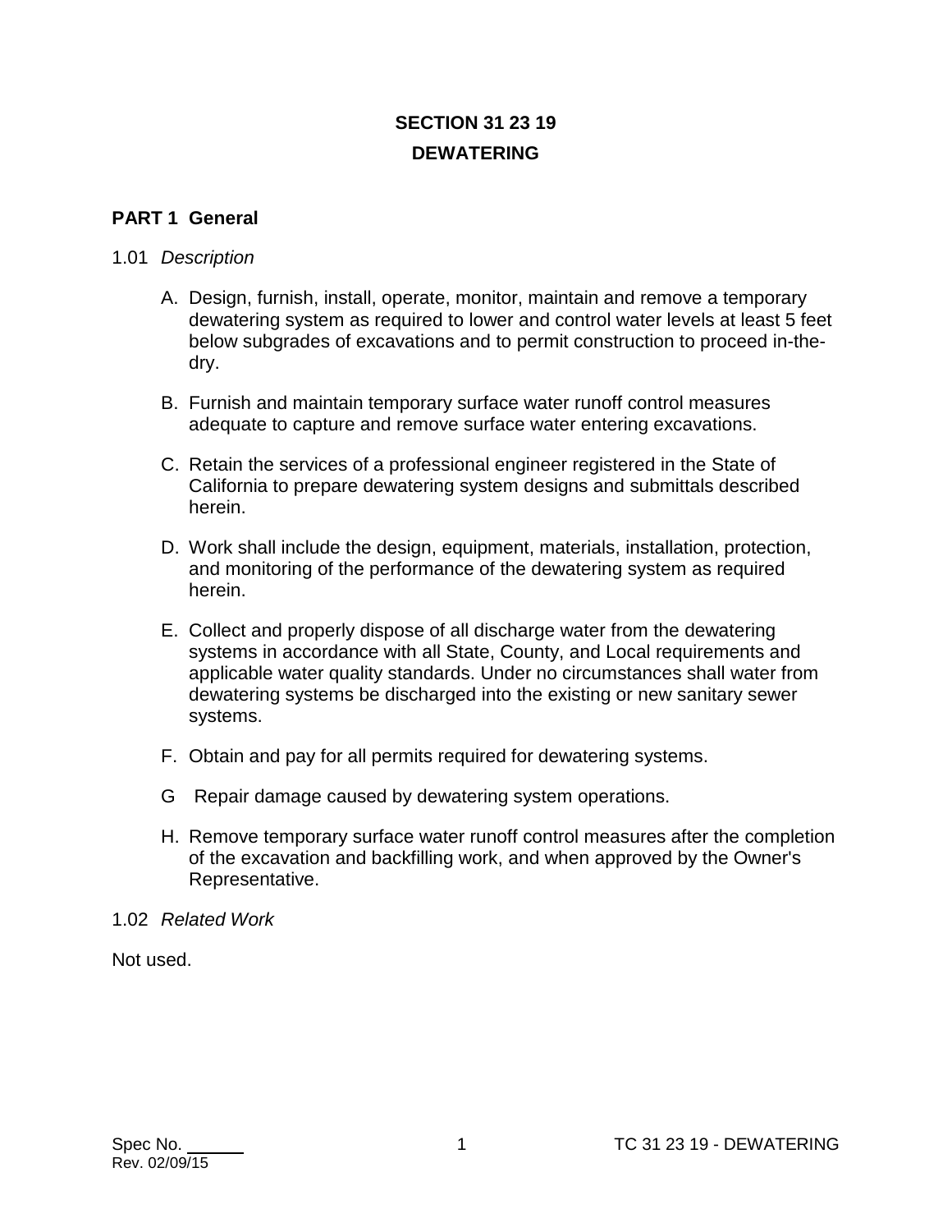# SECTION 31 23 19

# DEWATERING

## PART 1 General

### 1.01 *Description*

A. Design, furnish, install, operate, monitor, maintain and remove a temporary dewatering system as required to lower and control water levels at least 5 feet below subgrades of excavations and to permit construction to proceed in-the-dry.

B. Furnish and maintain temporary surface water runoff control measures adequate to capture and remove surface water entering excavations.

C. Retain the services of a professional engineer registered in the State of California to prepare dewatering system designs and submittals described herein.

D. Work shall include the design, equipment, materials, installation, protection, and monitoring of the performance of the dewatering system as required herein.

E. Collect and properly dispose of all discharge water from the dewatering systems in accordance with all State, County, and Local requirements and applicable water quality standards. Under no circumstances shall water from dewatering systems be discharged into the existing or new sanitary sewer systems.

F. Obtain and pay for all permits required for dewatering systems.

G Repair damage caused by dewatering system operations.

H. Remove temporary surface water runoff control measures after the completion of the excavation and backfilling work, and when approved by the Owner's Representative.

### 1.02 *Related Work*

Not used.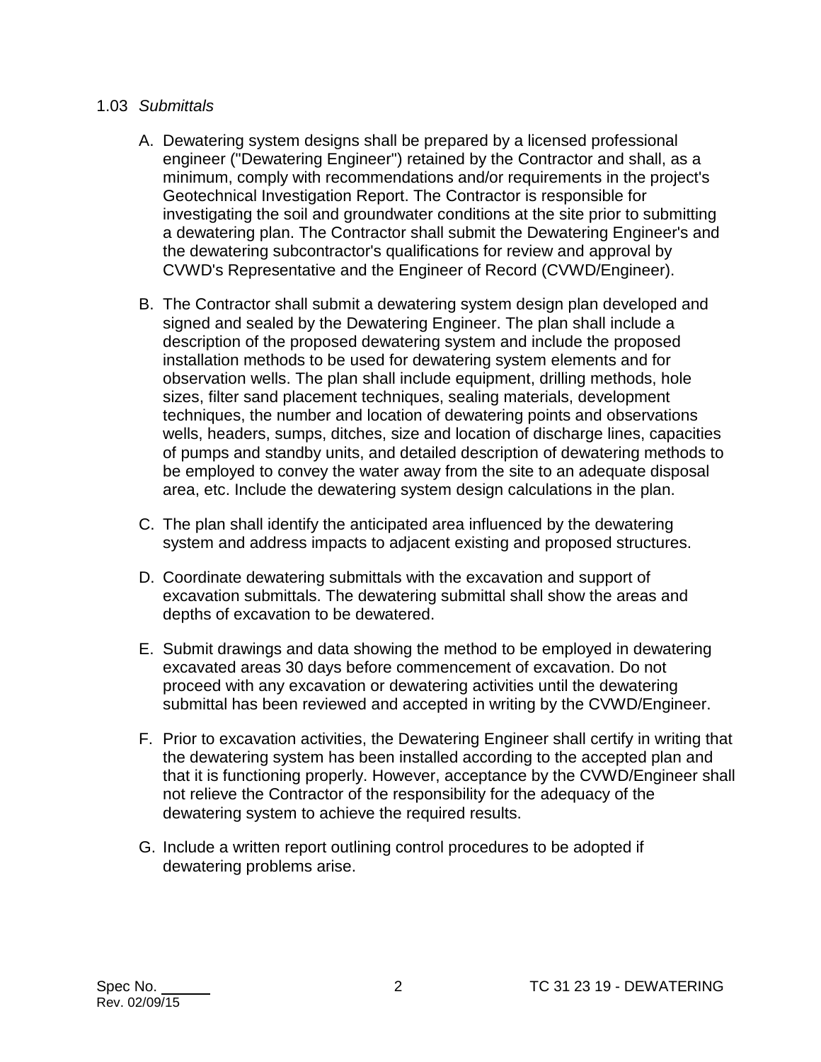## 1.03 *Submittals*

A. Dewatering system designs shall be prepared by a licensed professional engineer ("Dewatering Engineer") retained by the Contractor and shall, as a minimum, comply with recommendations and/or requirements in the project's Geotechnical Investigation Report. The Contractor is responsible for investigating the soil and groundwater conditions at the site prior to submitting a dewatering plan. The Contractor shall submit the Dewatering Engineer's and the dewatering subcontractor's qualifications for review and approval by CVWD's Representative and the Engineer of Record (CVWD/Engineer).

B. The Contractor shall submit a dewatering system design plan developed and signed and sealed by the Dewatering Engineer. The plan shall include a description of the proposed dewatering system and include the proposed installation methods to be used for dewatering system elements and for observation wells. The plan shall include equipment, drilling methods, hole sizes, filter sand placement techniques, sealing materials, development techniques, the number and location of dewatering points and observations wells, headers, sumps, ditches, size and location of discharge lines, capacities of pumps and standby units, and detailed description of dewatering methods to be employed to convey the water away from the site to an adequate disposal area, etc. Include the dewatering system design calculations in the plan.

C. The plan shall identify the anticipated area influenced by the dewatering system and address impacts to adjacent existing and proposed structures.

D. Coordinate dewatering submittals with the excavation and support of excavation submittals. The dewatering submittal shall show the areas and depths of excavation to be dewatered.

E. Submit drawings and data showing the method to be employed in dewatering excavated areas 30 days before commencement of excavation. Do not proceed with any excavation or dewatering activities until the dewatering submittal has been reviewed and accepted in writing by the CVWD/Engineer.

F. Prior to excavation activities, the Dewatering Engineer shall certify in writing that the dewatering system has been installed according to the accepted plan and that it is functioning properly. However, acceptance by the CVWD/Engineer shall not relieve the Contractor of the responsibility for the adequacy of the dewatering system to achieve the required results.

G. Include a written report outlining control procedures to be adopted if dewatering problems arise.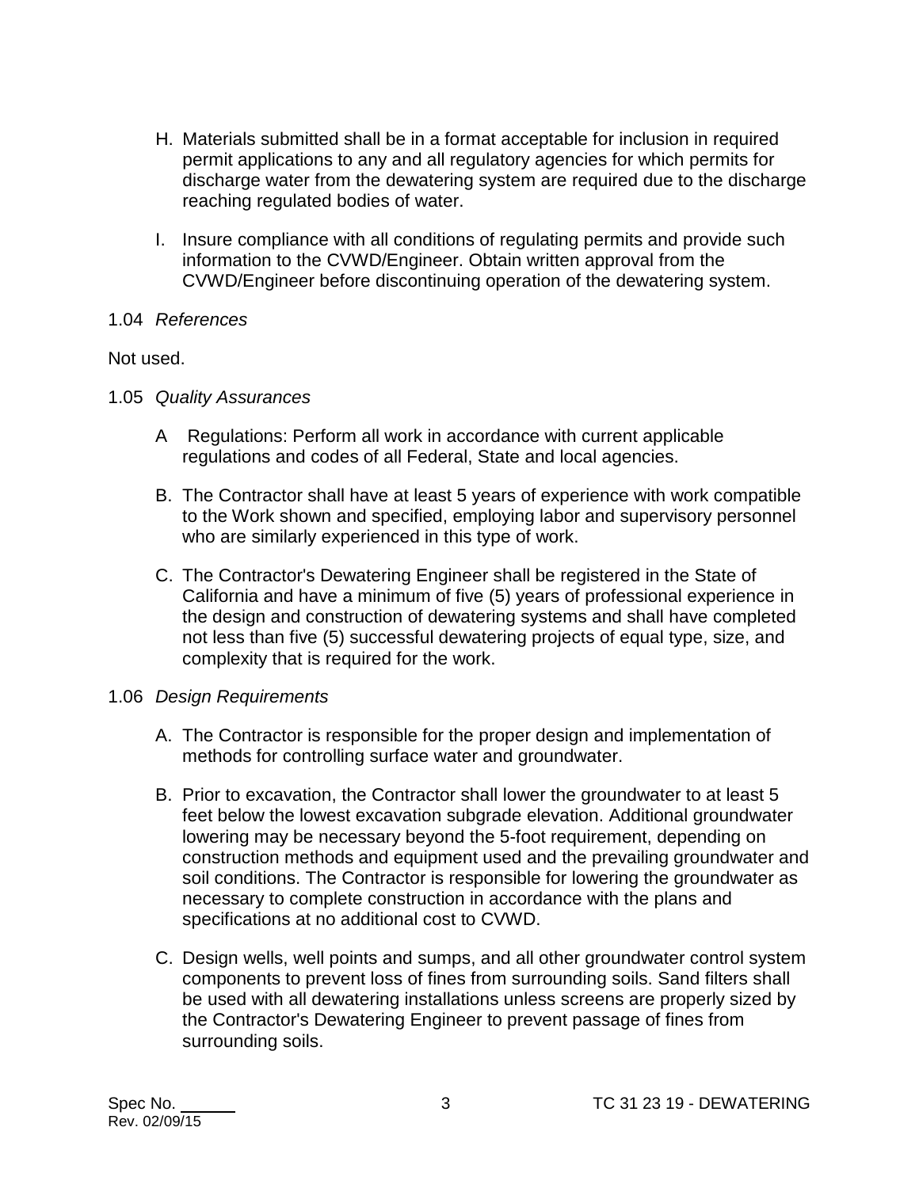H. Materials submitted shall be in a format acceptable for inclusion in required permit applications to any and all regulatory agencies for which permits for discharge water from the dewatering system are required due to the discharge reaching regulated bodies of water.

I. Insure compliance with all conditions of regulating permits and provide such information to the CVWD/Engineer. Obtain written approval from the CVWD/Engineer before discontinuing operation of the dewatering system.

1.04 *References*

Not used.

1.05 *Quality Assurances*

A Regulations: Perform all work in accordance with current applicable regulations and codes of all Federal, State and local agencies.

B. The Contractor shall have at least 5 years of experience with work compatible to the Work shown and specified, employing labor and supervisory personnel who are similarly experienced in this type of work.

C. The Contractor's Dewatering Engineer shall be registered in the State of California and have a minimum of five (5) years of professional experience in the design and construction of dewatering systems and shall have completed not less than five (5) successful dewatering projects of equal type, size, and complexity that is required for the work.

1.06 *Design Requirements*

A. The Contractor is responsible for the proper design and implementation of methods for controlling surface water and groundwater.

B. Prior to excavation, the Contractor shall lower the groundwater to at least 5 feet below the lowest excavation subgrade elevation. Additional groundwater lowering may be necessary beyond the 5-foot requirement, depending on construction methods and equipment used and the prevailing groundwater and soil conditions. The Contractor is responsible for lowering the groundwater as necessary to complete construction in accordance with the plans and specifications at no additional cost to CVWD.

C. Design wells, well points and sumps, and all other groundwater control system components to prevent loss of fines from surrounding soils. Sand filters shall be used with all dewatering installations unless screens are properly sized by the Contractor's Dewatering Engineer to prevent passage of fines from surrounding soils.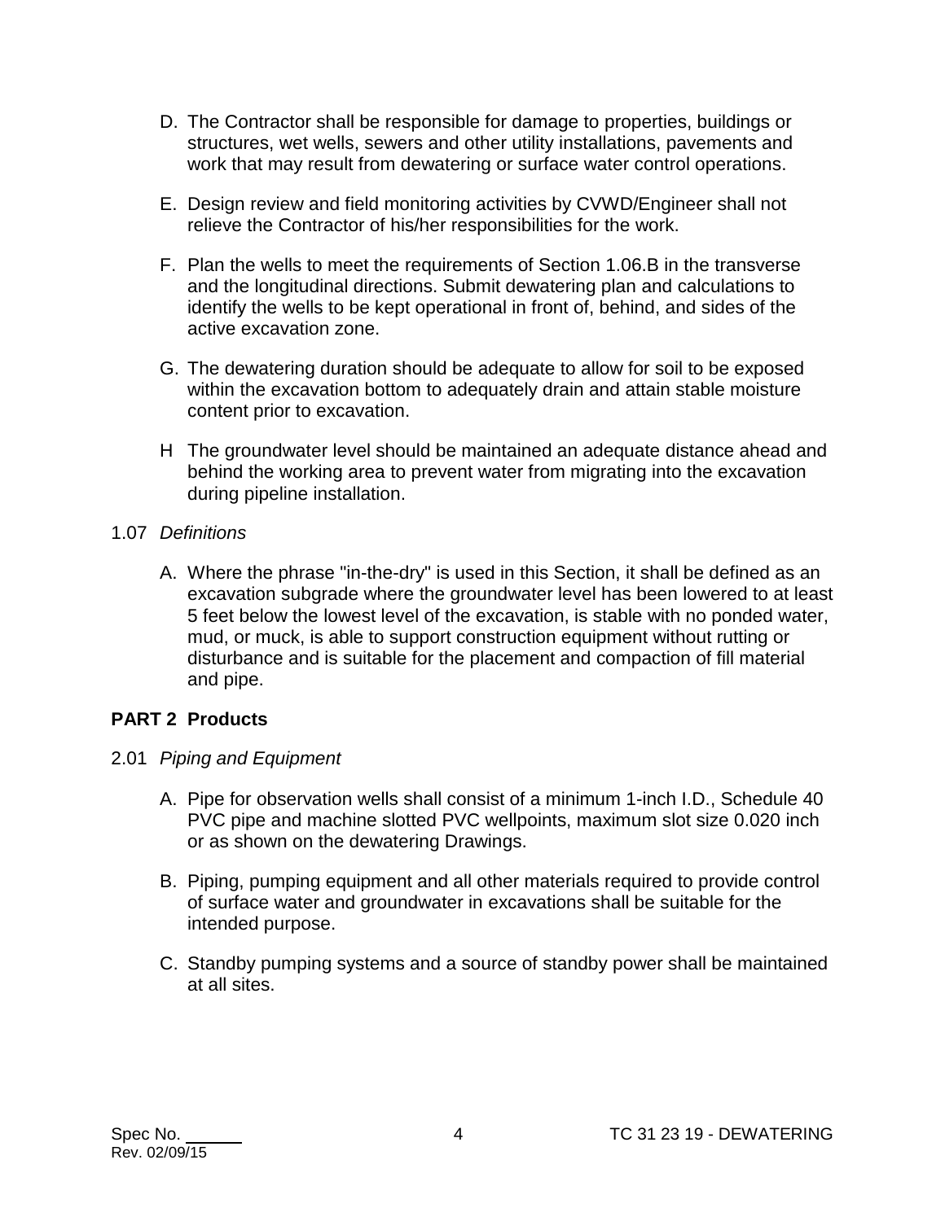D. The Contractor shall be responsible for damage to properties, buildings or structures, wet wells, sewers and other utility installations, pavements and work that may result from dewatering or surface water control operations.

E. Design review and field monitoring activities by CVWD/Engineer shall not relieve the Contractor of his/her responsibilities for the work.

F. Plan the wells to meet the requirements of Section 1.06.B in the transverse and the longitudinal directions. Submit dewatering plan and calculations to identify the wells to be kept operational in front of, behind, and sides of the active excavation zone.

G. The dewatering duration should be adequate to allow for soil to be exposed within the excavation bottom to adequately drain and attain stable moisture content prior to excavation.

H The groundwater level should be maintained an adequate distance ahead and behind the working area to prevent water from migrating into the excavation during pipeline installation.

1.07 *Definitions*

A. Where the phrase "in-the-dry" is used in this Section, it shall be defined as an excavation subgrade where the groundwater level has been lowered to at least 5 feet below the lowest level of the excavation, is stable with no ponded water, mud, or muck, is able to support construction equipment without rutting or disturbance and is suitable for the placement and compaction of fill material and pipe.

## PART 2 Products

2.01 *Piping and Equipment*

A. Pipe for observation wells shall consist of a minimum 1-inch I.D., Schedule 40 PVC pipe and machine slotted PVC wellpoints, maximum slot size 0.020 inch or as shown on the dewatering Drawings.

B. Piping, pumping equipment and all other materials required to provide control of surface water and groundwater in excavations shall be suitable for the intended purpose.

C. Standby pumping systems and a source of standby power shall be maintained at all sites.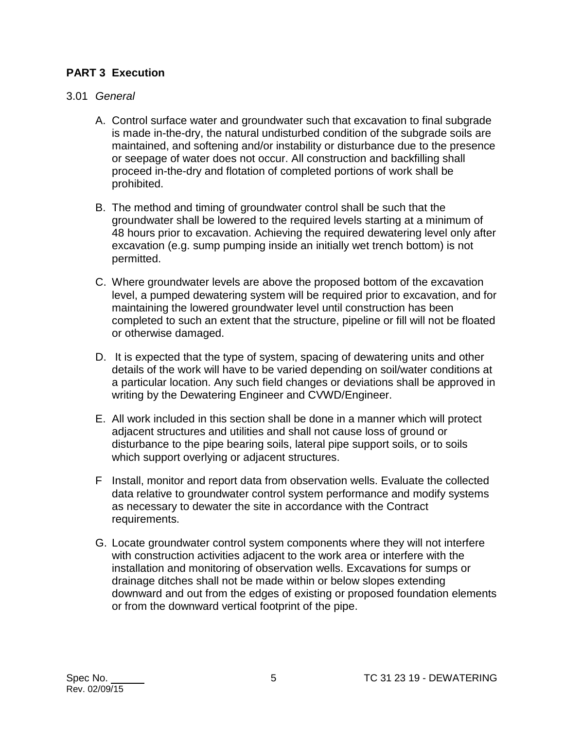## PART 3 Execution

3.01 *General*

A. Control surface water and groundwater such that excavation to final subgrade is made in-the-dry, the natural undisturbed condition of the subgrade soils are maintained, and softening and/or instability or disturbance due to the presence or seepage of water does not occur. All construction and backfilling shall proceed in-the-dry and flotation of completed portions of work shall be prohibited.

B. The method and timing of groundwater control shall be such that the groundwater shall be lowered to the required levels starting at a minimum of 48 hours prior to excavation. Achieving the required dewatering level only after excavation (e.g. sump pumping inside an initially wet trench bottom) is not permitted.

C. Where groundwater levels are above the proposed bottom of the excavation level, a pumped dewatering system will be required prior to excavation, and for maintaining the lowered groundwater level until construction has been completed to such an extent that the structure, pipeline or fill will not be floated or otherwise damaged.

D. It is expected that the type of system, spacing of dewatering units and other details of the work will have to be varied depending on soil/water conditions at a particular location. Any such field changes or deviations shall be approved in writing by the Dewatering Engineer and CVWD/Engineer.

E. All work included in this section shall be done in a manner which will protect adjacent structures and utilities and shall not cause loss of ground or disturbance to the pipe bearing soils, lateral pipe support soils, or to soils which support overlying or adjacent structures.

F Install, monitor and report data from observation wells. Evaluate the collected data relative to groundwater control system performance and modify systems as necessary to dewater the site in accordance with the Contract requirements.

G. Locate groundwater control system components where they will not interfere with construction activities adjacent to the work area or interfere with the installation and monitoring of observation wells. Excavations for sumps or drainage ditches shall not be made within or below slopes extending downward and out from the edges of existing or proposed foundation elements or from the downward vertical footprint of the pipe.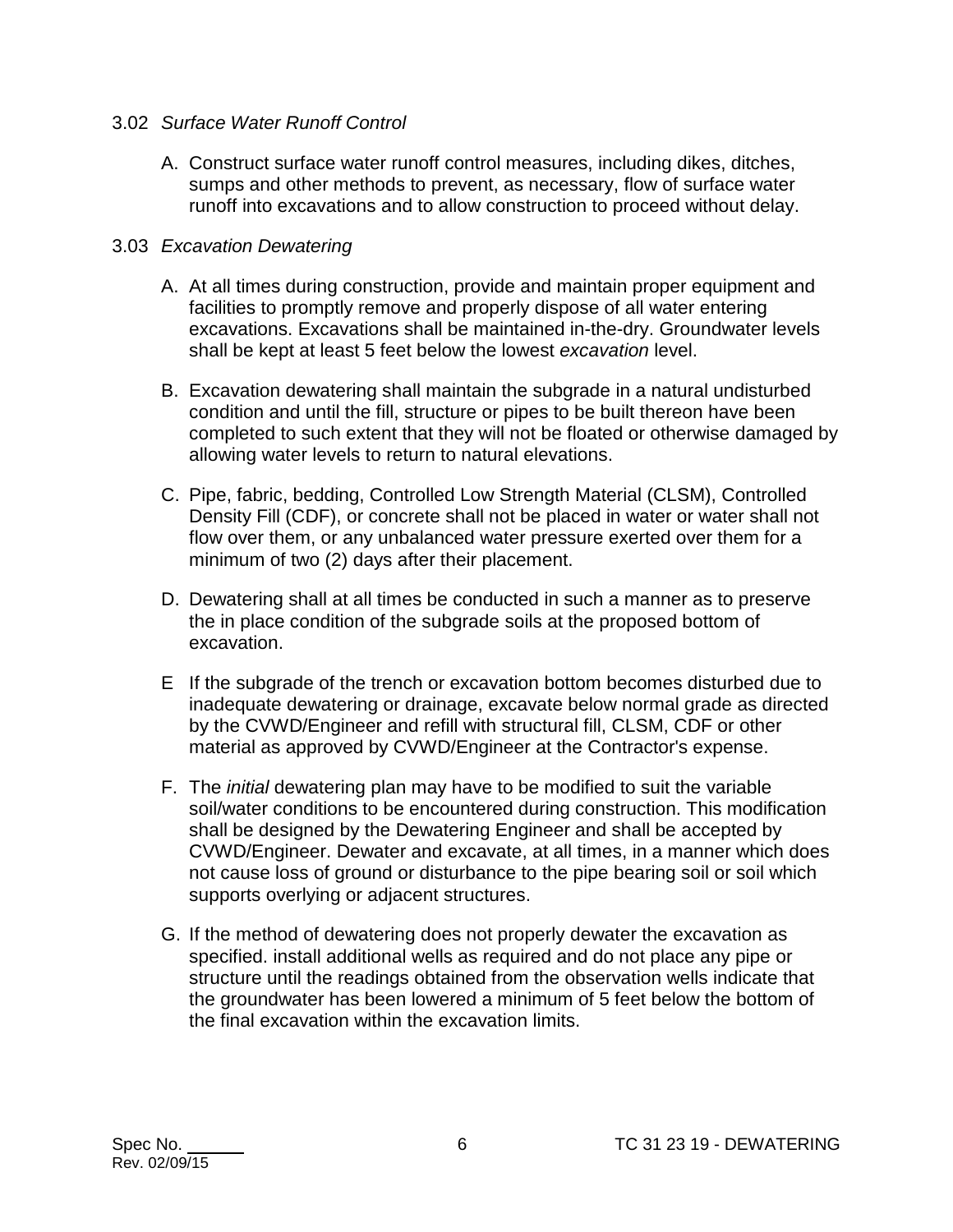3.02 *Surface Water Runoff Control*

A. Construct surface water runoff control measures, including dikes, ditches, sumps and other methods to prevent, as necessary, flow of surface water runoff into excavations and to allow construction to proceed without delay.

3.03 *Excavation Dewatering*

A. At all times during construction, provide and maintain proper equipment and facilities to promptly remove and properly dispose of all water entering excavations. Excavations shall be maintained in-the-dry. Groundwater levels shall be kept at least 5 feet below the lowest *excavation* level.

B. Excavation dewatering shall maintain the subgrade in a natural undisturbed condition and until the fill, structure or pipes to be built thereon have been completed to such extent that they will not be floated or otherwise damaged by allowing water levels to return to natural elevations.

C. Pipe, fabric, bedding, Controlled Low Strength Material (CLSM), Controlled Density Fill (CDF), or concrete shall not be placed in water or water shall not flow over them, or any unbalanced water pressure exerted over them for a minimum of two (2) days after their placement.

D. Dewatering shall at all times be conducted in such a manner as to preserve the in place condition of the subgrade soils at the proposed bottom of excavation.

E If the subgrade of the trench or excavation bottom becomes disturbed due to inadequate dewatering or drainage, excavate below normal grade as directed by the CVWD/Engineer and refill with structural fill, CLSM, CDF or other material as approved by CVWD/Engineer at the Contractor's expense.

F. The *initial* dewatering plan may have to be modified to suit the variable soil/water conditions to be encountered during construction. This modification shall be designed by the Dewatering Engineer and shall be accepted by CVWD/Engineer. Dewater and excavate, at all times, in a manner which does not cause loss of ground or disturbance to the pipe bearing soil or soil which supports overlying or adjacent structures.

G. If the method of dewatering does not properly dewater the excavation as specified. install additional wells as required and do not place any pipe or structure until the readings obtained from the observation wells indicate that the groundwater has been lowered a minimum of 5 feet below the bottom of the final excavation within the excavation limits.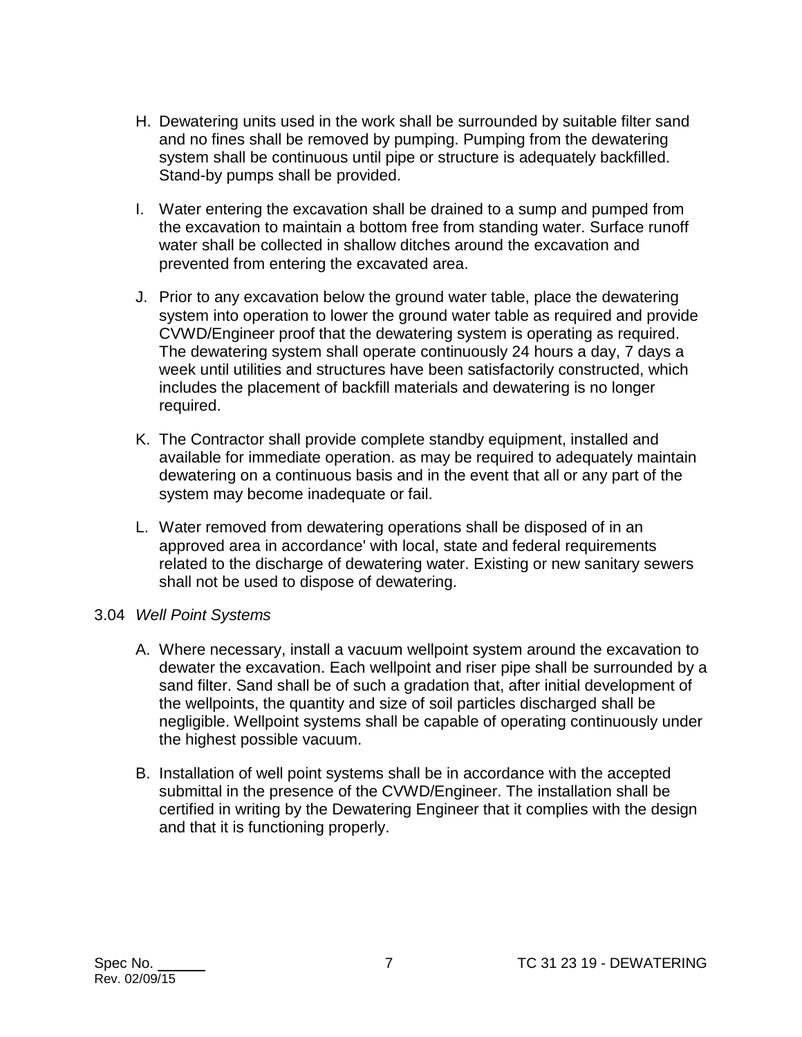H. Dewatering units used in the work shall be surrounded by suitable filter sand and no fines shall be removed by pumping. Pumping from the dewatering system shall be continuous until pipe or structure is adequately backfilled. Stand-by pumps shall be provided.

I. Water entering the excavation shall be drained to a sump and pumped from the excavation to maintain a bottom free from standing water. Surface runoff water shall be collected in shallow ditches around the excavation and prevented from entering the excavated area.

J. Prior to any excavation below the ground water table, place the dewatering system into operation to lower the ground water table as required and provide CVWD/Engineer proof that the dewatering system is operating as required. The dewatering system shall operate continuously 24 hours a day, 7 days a week until utilities and structures have been satisfactorily constructed, which includes the placement of backfill materials and dewatering is no longer required.

K. The Contractor shall provide complete standby equipment, installed and available for immediate operation. as may be required to adequately maintain dewatering on a continuous basis and in the event that all or any part of the system may become inadequate or fail.

L. Water removed from dewatering operations shall be disposed of in an approved area in accordance' with local, state and federal requirements related to the discharge of dewatering water. Existing or new sanitary sewers shall not be used to dispose of dewatering.

3.04 *Well Point Systems*

A. Where necessary, install a vacuum wellpoint system around the excavation to dewater the excavation. Each wellpoint and riser pipe shall be surrounded by a sand filter. Sand shall be of such a gradation that, after initial development of the wellpoints, the quantity and size of soil particles discharged shall be negligible. Wellpoint systems shall be capable of operating continuously under the highest possible vacuum.

B. Installation of well point systems shall be in accordance with the accepted submittal in the presence of the CVWD/Engineer. The installation shall be certified in writing by the Dewatering Engineer that it complies with the design and that it is functioning properly.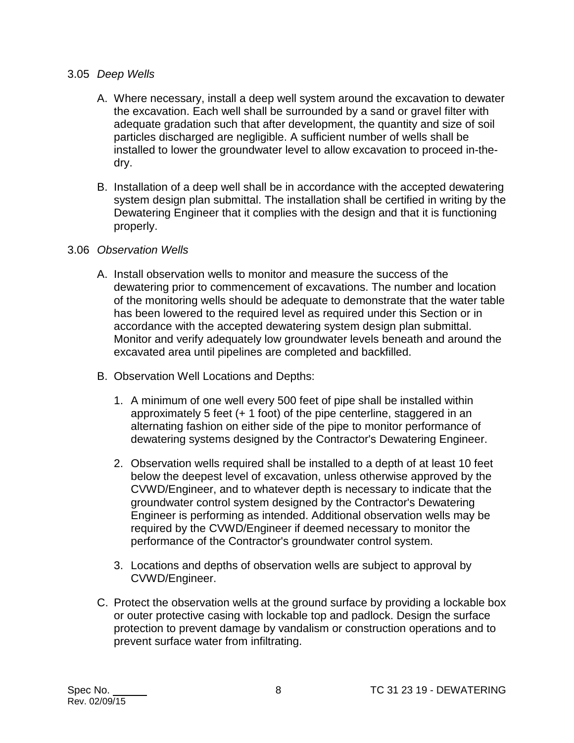3.05 *Deep Wells*

A. Where necessary, install a deep well system around the excavation to dewater the excavation. Each well shall be surrounded by a sand or gravel filter with adequate gradation such that after development, the quantity and size of soil particles discharged are negligible. A sufficient number of wells shall be installed to lower the groundwater level to allow excavation to proceed in-the-dry.

B. Installation of a deep well shall be in accordance with the accepted dewatering system design plan submittal. The installation shall be certified in writing by the Dewatering Engineer that it complies with the design and that it is functioning properly.

3.06 *Observation Wells*

A. Install observation wells to monitor and measure the success of the dewatering prior to commencement of excavations. The number and location of the monitoring wells should be adequate to demonstrate that the water table has been lowered to the required level as required under this Section or in accordance with the accepted dewatering system design plan submittal. Monitor and verify adequately low groundwater levels beneath and around the excavated area until pipelines are completed and backfilled.

B. Observation Well Locations and Depths:

   1. A minimum of one well every 500 feet of pipe shall be installed within approximately 5 feet (+ 1 foot) of the pipe centerline, staggered in an alternating fashion on either side of the pipe to monitor performance of dewatering systems designed by the Contractor's Dewatering Engineer.

   2. Observation wells required shall be installed to a depth of at least 10 feet below the deepest level of excavation, unless otherwise approved by the CVWD/Engineer, and to whatever depth is necessary to indicate that the groundwater control system designed by the Contractor's Dewatering Engineer is performing as intended. Additional observation wells may be required by the CVWD/Engineer if deemed necessary to monitor the performance of the Contractor's groundwater control system.

   3. Locations and depths of observation wells are subject to approval by CVWD/Engineer.

C. Protect the observation wells at the ground surface by providing a lockable box or outer protective casing with lockable top and padlock. Design the surface protection to prevent damage by vandalism or construction operations and to prevent surface water from infiltrating.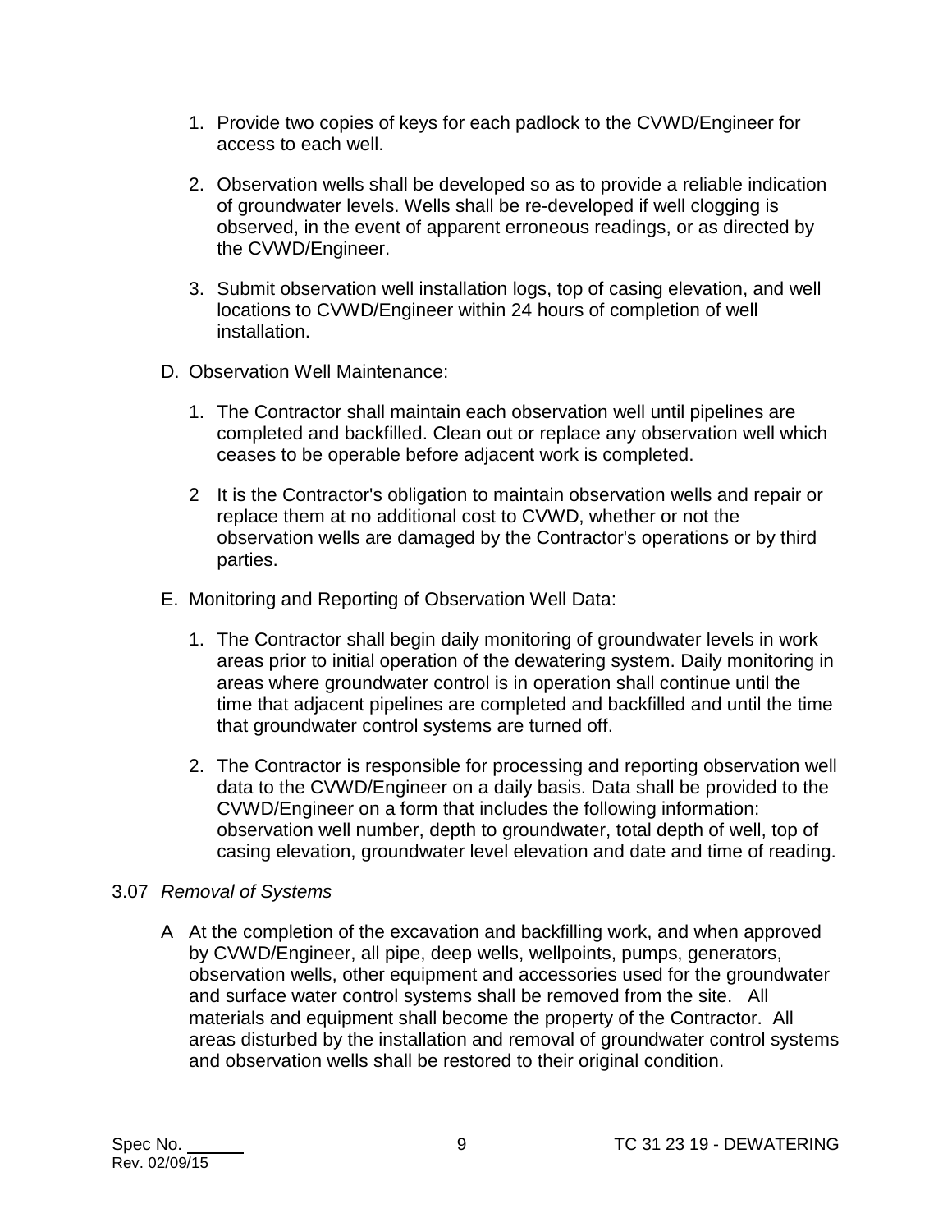1. Provide two copies of keys for each padlock to the CVWD/Engineer for access to each well.

2. Observation wells shall be developed so as to provide a reliable indication of groundwater levels. Wells shall be re-developed if well clogging is observed, in the event of apparent erroneous readings, or as directed by the CVWD/Engineer.

3. Submit observation well installation logs, top of casing elevation, and well locations to CVWD/Engineer within 24 hours of completion of well installation.

D. Observation Well Maintenance:

1. The Contractor shall maintain each observation well until pipelines are completed and backfilled. Clean out or replace any observation well which ceases to be operable before adjacent work is completed.

2 It is the Contractor's obligation to maintain observation wells and repair or replace them at no additional cost to CVWD, whether or not the observation wells are damaged by the Contractor's operations or by third parties.

E. Monitoring and Reporting of Observation Well Data:

1. The Contractor shall begin daily monitoring of groundwater levels in work areas prior to initial operation of the dewatering system. Daily monitoring in areas where groundwater control is in operation shall continue until the time that adjacent pipelines are completed and backfilled and until the time that groundwater control systems are turned off.

2. The Contractor is responsible for processing and reporting observation well data to the CVWD/Engineer on a daily basis. Data shall be provided to the CVWD/Engineer on a form that includes the following information: observation well number, depth to groundwater, total depth of well, top of casing elevation, groundwater level elevation and date and time of reading.

3.07 *Removal of Systems*

A At the completion of the excavation and backfilling work, and when approved by CVWD/Engineer, all pipe, deep wells, wellpoints, pumps, generators, observation wells, other equipment and accessories used for the groundwater and surface water control systems shall be removed from the site. All materials and equipment shall become the property of the Contractor. All areas disturbed by the installation and removal of groundwater control systems and observation wells shall be restored to their original condition.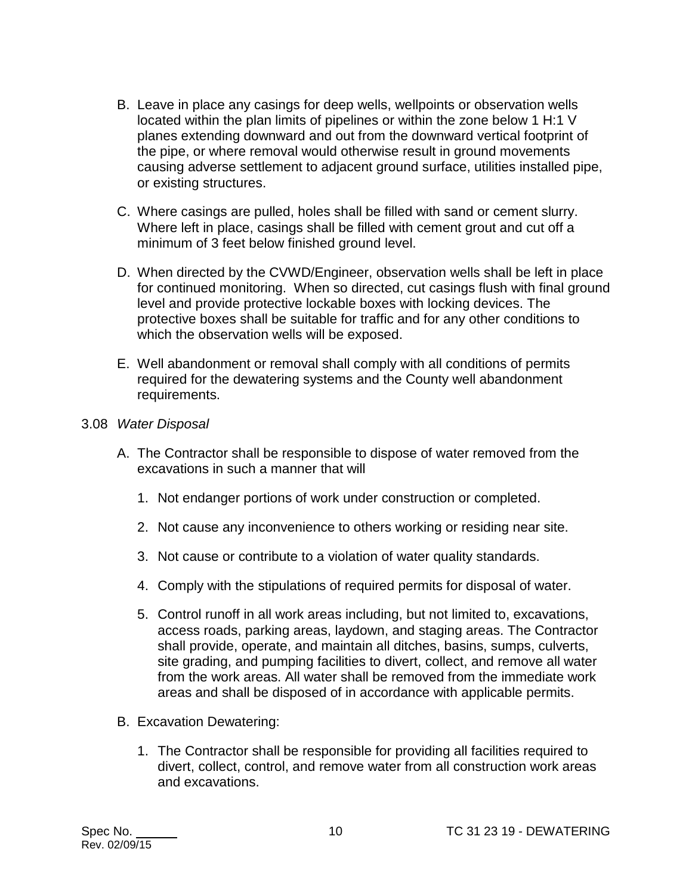B. Leave in place any casings for deep wells, wellpoints or observation wells located within the plan limits of pipelines or within the zone below 1 H:1 V planes extending downward and out from the downward vertical footprint of the pipe, or where removal would otherwise result in ground movements causing adverse settlement to adjacent ground surface, utilities installed pipe, or existing structures.

C. Where casings are pulled, holes shall be filled with sand or cement slurry. Where left in place, casings shall be filled with cement grout and cut off a minimum of 3 feet below finished ground level.

D. When directed by the CVWD/Engineer, observation wells shall be left in place for continued monitoring. When so directed, cut casings flush with final ground level and provide protective lockable boxes with locking devices. The protective boxes shall be suitable for traffic and for any other conditions to which the observation wells will be exposed.

E. Well abandonment or removal shall comply with all conditions of permits required for the dewatering systems and the County well abandonment requirements.

3.08 *Water Disposal*

A. The Contractor shall be responsible to dispose of water removed from the excavations in such a manner that will

1. Not endanger portions of work under construction or completed.

2. Not cause any inconvenience to others working or residing near site.

3. Not cause or contribute to a violation of water quality standards.

4. Comply with the stipulations of required permits for disposal of water.

5. Control runoff in all work areas including, but not limited to, excavations, access roads, parking areas, laydown, and staging areas. The Contractor shall provide, operate, and maintain all ditches, basins, sumps, culverts, site grading, and pumping facilities to divert, collect, and remove all water from the work areas. All water shall be removed from the immediate work areas and shall be disposed of in accordance with applicable permits.

B. Excavation Dewatering:

1. The Contractor shall be responsible for providing all facilities required to divert, collect, control, and remove water from all construction work areas and excavations.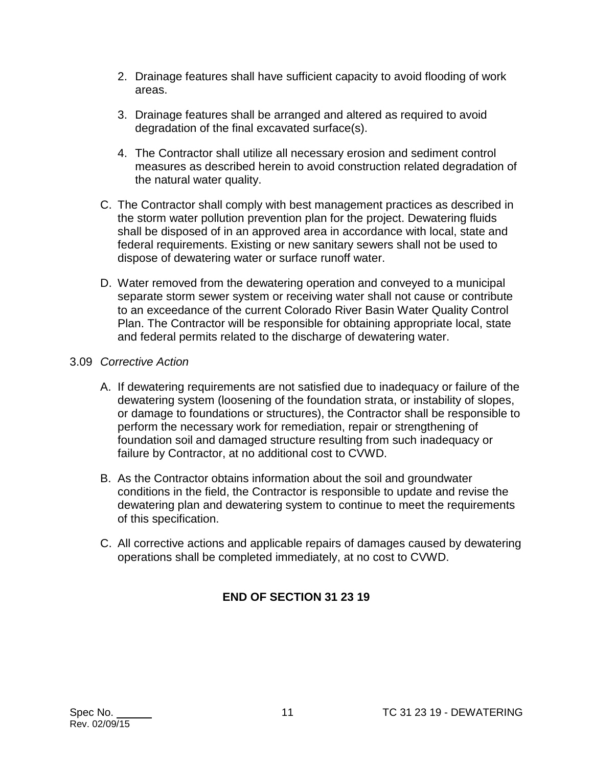2. Drainage features shall have sufficient capacity to avoid flooding of work areas.

3. Drainage features shall be arranged and altered as required to avoid degradation of the final excavated surface(s).

4. The Contractor shall utilize all necessary erosion and sediment control measures as described herein to avoid construction related degradation of the natural water quality.

C. The Contractor shall comply with best management practices as described in the storm water pollution prevention plan for the project. Dewatering fluids shall be disposed of in an approved area in accordance with local, state and federal requirements. Existing or new sanitary sewers shall not be used to dispose of dewatering water or surface runoff water.

D. Water removed from the dewatering operation and conveyed to a municipal separate storm sewer system or receiving water shall not cause or contribute to an exceedance of the current Colorado River Basin Water Quality Control Plan. The Contractor will be responsible for obtaining appropriate local, state and federal permits related to the discharge of dewatering water.

3.09 *Corrective Action*

A. If dewatering requirements are not satisfied due to inadequacy or failure of the dewatering system (loosening of the foundation strata, or instability of slopes, or damage to foundations or structures), the Contractor shall be responsible to perform the necessary work for remediation, repair or strengthening of foundation soil and damaged structure resulting from such inadequacy or failure by Contractor, at no additional cost to CVWD.

B. As the Contractor obtains information about the soil and groundwater conditions in the field, the Contractor is responsible to update and revise the dewatering plan and dewatering system to continue to meet the requirements of this specification.

C. All corrective actions and applicable repairs of damages caused by dewatering operations shall be completed immediately, at no cost to CVWD.

**END OF SECTION 31 23 19**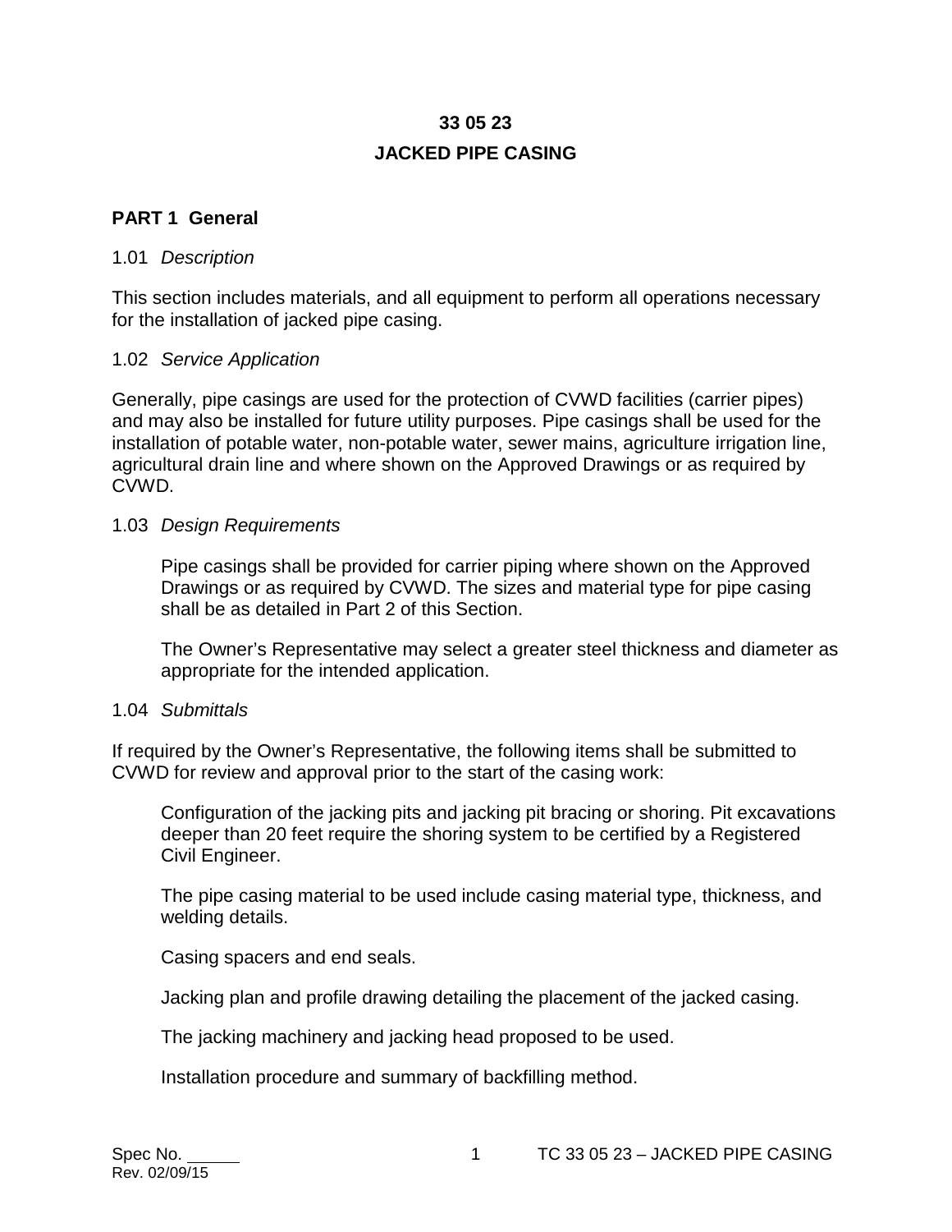# 33 05 23

# JACKED PIPE CASING

## PART 1 General

### 1.01 *Description*

This section includes materials, and all equipment to perform all operations necessary for the installation of jacked pipe casing.

### 1.02 *Service Application*

Generally, pipe casings are used for the protection of CVWD facilities (carrier pipes) and may also be installed for future utility purposes. Pipe casings shall be used for the installation of potable water, non-potable water, sewer mains, agriculture irrigation line, agricultural drain line and where shown on the Approved Drawings or as required by CVWD.

### 1.03 *Design Requirements*

Pipe casings shall be provided for carrier piping where shown on the Approved Drawings or as required by CVWD. The sizes and material type for pipe casing shall be as detailed in Part 2 of this Section.

The Owner's Representative may select a greater steel thickness and diameter as appropriate for the intended application.

### 1.04 *Submittals*

If required by the Owner's Representative, the following items shall be submitted to CVWD for review and approval prior to the start of the casing work:

Configuration of the jacking pits and jacking pit bracing or shoring. Pit excavations deeper than 20 feet require the shoring system to be certified by a Registered Civil Engineer.

The pipe casing material to be used include casing material type, thickness, and welding details.

Casing spacers and end seals.

Jacking plan and profile drawing detailing the placement of the jacked casing.

The jacking machinery and jacking head proposed to be used.

Installation procedure and summary of backfilling method.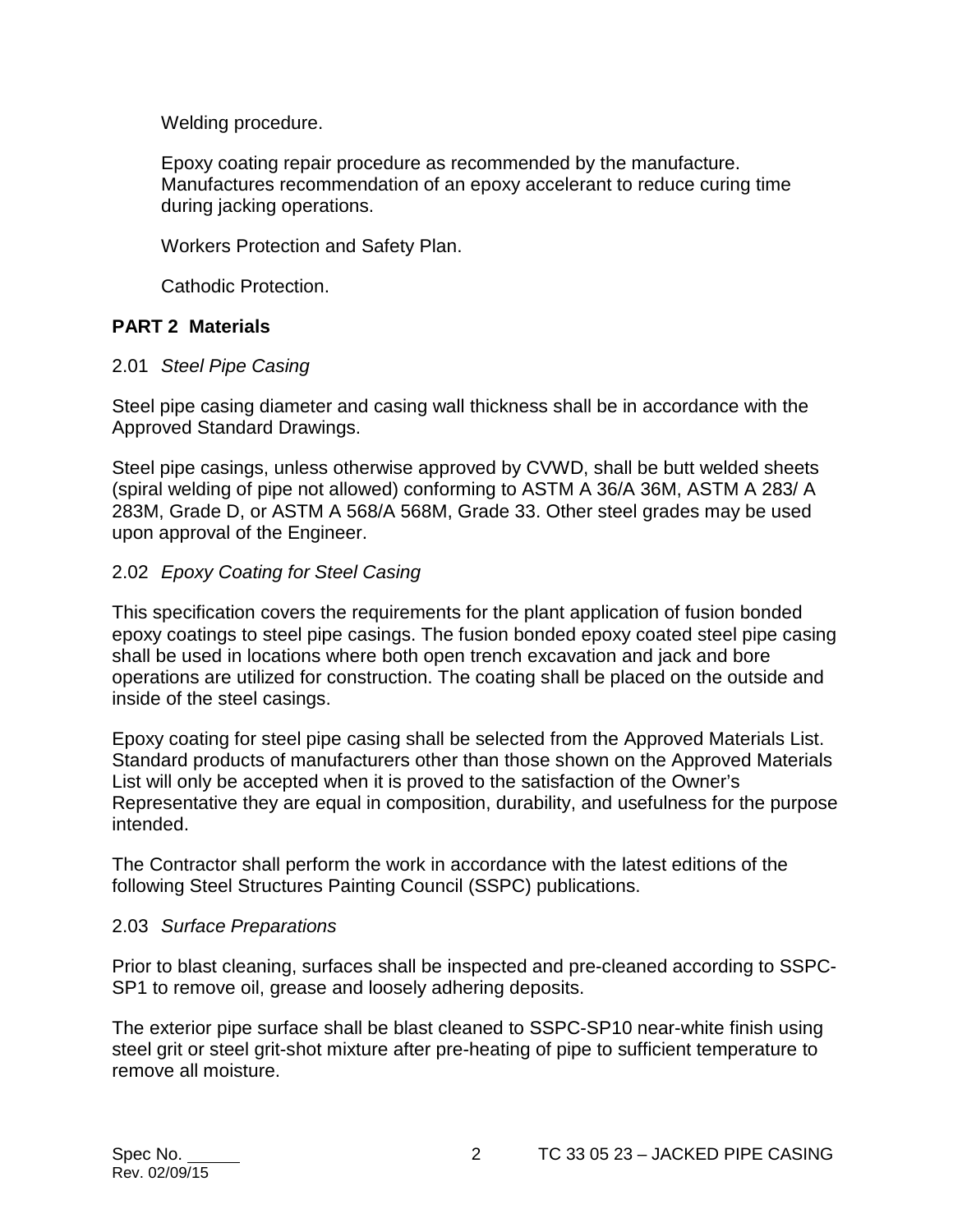Welding procedure.

Epoxy coating repair procedure as recommended by the manufacture. Manufactures recommendation of an epoxy accelerant to reduce curing time during jacking operations.

Workers Protection and Safety Plan.

Cathodic Protection.

## PART 2 Materials

### 2.01 *Steel Pipe Casing*

Steel pipe casing diameter and casing wall thickness shall be in accordance with the Approved Standard Drawings.

Steel pipe casings, unless otherwise approved by CVWD, shall be butt welded sheets (spiral welding of pipe not allowed) conforming to ASTM A 36/A 36M, ASTM A 283/ A 283M, Grade D, or ASTM A 568/A 568M, Grade 33. Other steel grades may be used upon approval of the Engineer.

### 2.02 *Epoxy Coating for Steel Casing*

This specification covers the requirements for the plant application of fusion bonded epoxy coatings to steel pipe casings. The fusion bonded epoxy coated steel pipe casing shall be used in locations where both open trench excavation and jack and bore operations are utilized for construction. The coating shall be placed on the outside and inside of the steel casings.

Epoxy coating for steel pipe casing shall be selected from the Approved Materials List. Standard products of manufacturers other than those shown on the Approved Materials List will only be accepted when it is proved to the satisfaction of the Owner's Representative they are equal in composition, durability, and usefulness for the purpose intended.

The Contractor shall perform the work in accordance with the latest editions of the following Steel Structures Painting Council (SSPC) publications.

### 2.03 *Surface Preparations*

Prior to blast cleaning, surfaces shall be inspected and pre-cleaned according to SSPC-SP1 to remove oil, grease and loosely adhering deposits.

The exterior pipe surface shall be blast cleaned to SSPC-SP10 near-white finish using steel grit or steel grit-shot mixture after pre-heating of pipe to sufficient temperature to remove all moisture.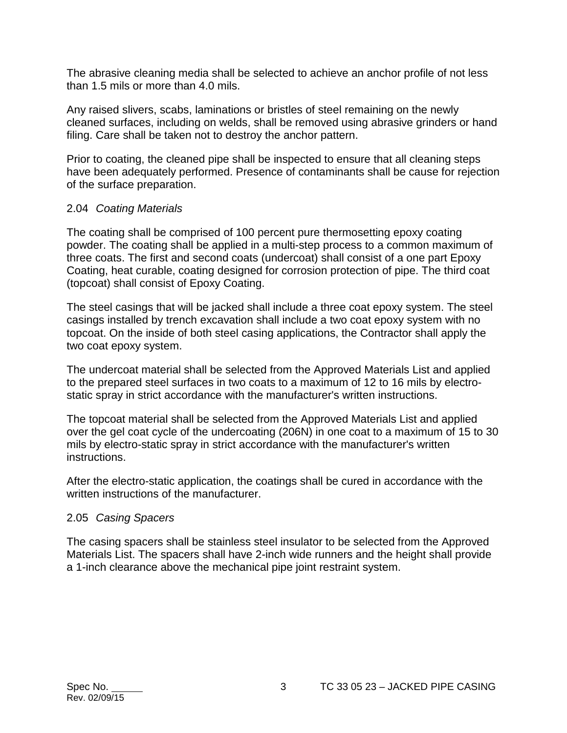The abrasive cleaning media shall be selected to achieve an anchor profile of not less than 1.5 mils or more than 4.0 mils.

Any raised slivers, scabs, laminations or bristles of steel remaining on the newly cleaned surfaces, including on welds, shall be removed using abrasive grinders or hand filing. Care shall be taken not to destroy the anchor pattern.

Prior to coating, the cleaned pipe shall be inspected to ensure that all cleaning steps have been adequately performed. Presence of contaminants shall be cause for rejection of the surface preparation.

### 2.04 *Coating Materials*

The coating shall be comprised of 100 percent pure thermosetting epoxy coating powder. The coating shall be applied in a multi-step process to a common maximum of three coats. The first and second coats (undercoat) shall consist of a one part Epoxy Coating, heat curable, coating designed for corrosion protection of pipe. The third coat (topcoat) shall consist of Epoxy Coating.

The steel casings that will be jacked shall include a three coat epoxy system. The steel casings installed by trench excavation shall include a two coat epoxy system with no topcoat. On the inside of both steel casing applications, the Contractor shall apply the two coat epoxy system.

The undercoat material shall be selected from the Approved Materials List and applied to the prepared steel surfaces in two coats to a maximum of 12 to 16 mils by electro-static spray in strict accordance with the manufacturer's written instructions.

The topcoat material shall be selected from the Approved Materials List and applied over the gel coat cycle of the undercoating (206N) in one coat to a maximum of 15 to 30 mils by electro-static spray in strict accordance with the manufacturer's written instructions.

After the electro-static application, the coatings shall be cured in accordance with the written instructions of the manufacturer.

### 2.05 *Casing Spacers*

The casing spacers shall be stainless steel insulator to be selected from the Approved Materials List. The spacers shall have 2-inch wide runners and the height shall provide a 1-inch clearance above the mechanical pipe joint restraint system.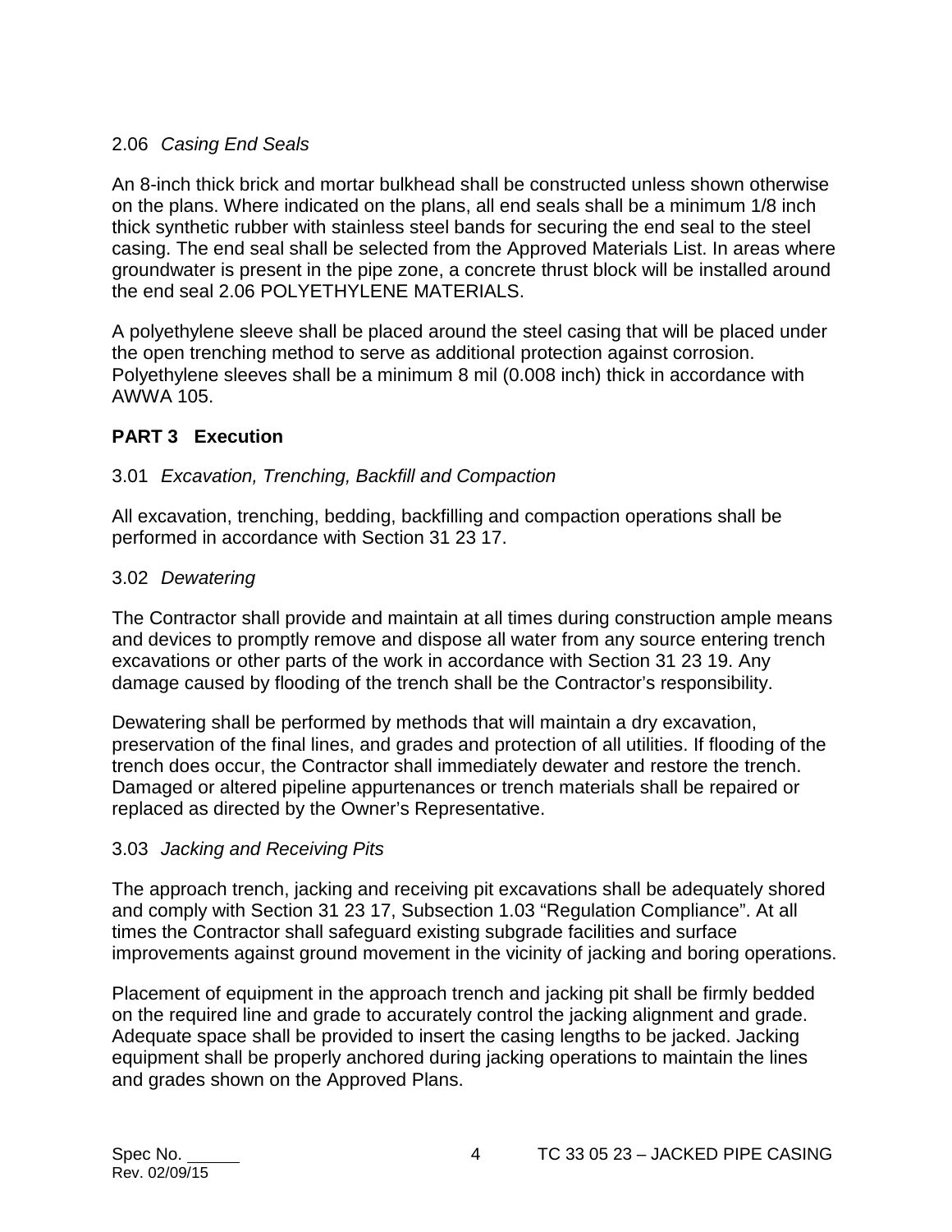### 2.06 *Casing End Seals*

An 8-inch thick brick and mortar bulkhead shall be constructed unless shown otherwise on the plans. Where indicated on the plans, all end seals shall be a minimum 1/8 inch thick synthetic rubber with stainless steel bands for securing the end seal to the steel casing. The end seal shall be selected from the Approved Materials List. In areas where groundwater is present in the pipe zone, a concrete thrust block will be installed around the end seal 2.06 POLYETHYLENE MATERIALS.

A polyethylene sleeve shall be placed around the steel casing that will be placed under the open trenching method to serve as additional protection against corrosion. Polyethylene sleeves shall be a minimum 8 mil (0.008 inch) thick in accordance with AWWA 105.

## PART 3 Execution

### 3.01 *Excavation, Trenching, Backfill and Compaction*

All excavation, trenching, bedding, backfilling and compaction operations shall be performed in accordance with Section 31 23 17.

### 3.02 *Dewatering*

The Contractor shall provide and maintain at all times during construction ample means and devices to promptly remove and dispose all water from any source entering trench excavations or other parts of the work in accordance with Section 31 23 19. Any damage caused by flooding of the trench shall be the Contractor's responsibility.

Dewatering shall be performed by methods that will maintain a dry excavation, preservation of the final lines, and grades and protection of all utilities. If flooding of the trench does occur, the Contractor shall immediately dewater and restore the trench. Damaged or altered pipeline appurtenances or trench materials shall be repaired or replaced as directed by the Owner's Representative.

### 3.03 *Jacking and Receiving Pits*

The approach trench, jacking and receiving pit excavations shall be adequately shored and comply with Section 31 23 17, Subsection 1.03 "Regulation Compliance". At all times the Contractor shall safeguard existing subgrade facilities and surface improvements against ground movement in the vicinity of jacking and boring operations.

Placement of equipment in the approach trench and jacking pit shall be firmly bedded on the required line and grade to accurately control the jacking alignment and grade. Adequate space shall be provided to insert the casing lengths to be jacked. Jacking equipment shall be properly anchored during jacking operations to maintain the lines and grades shown on the Approved Plans.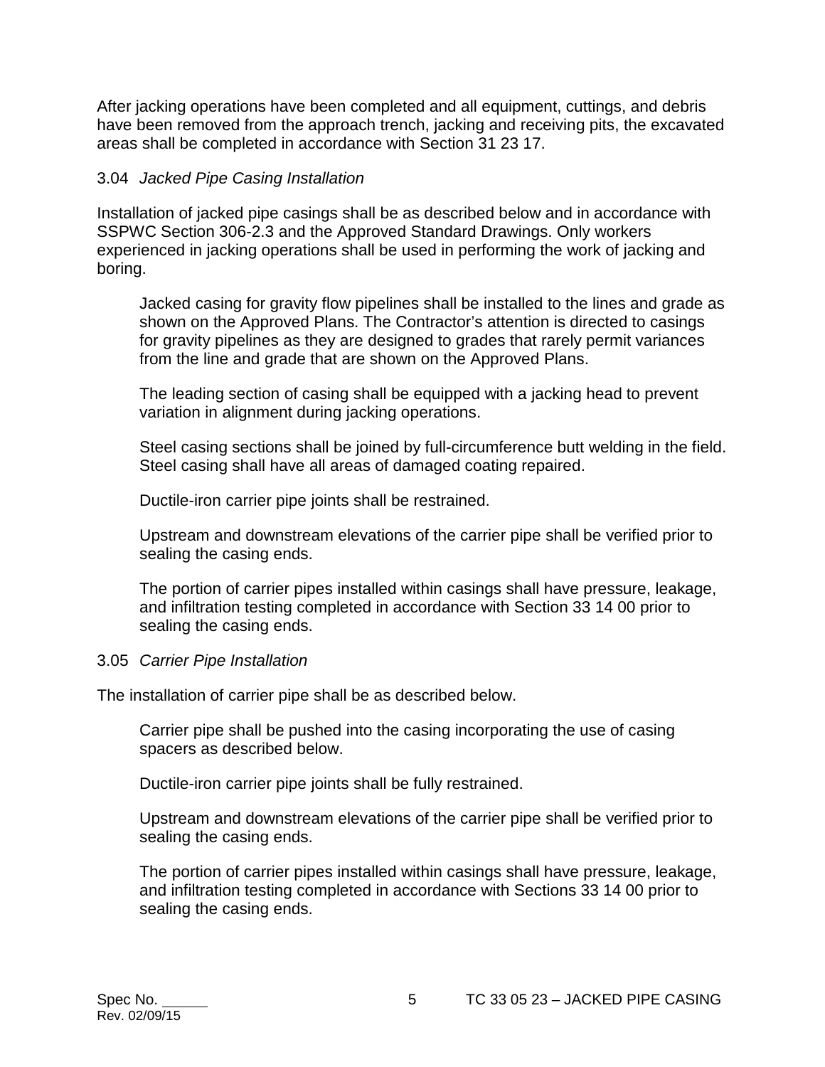After jacking operations have been completed and all equipment, cuttings, and debris have been removed from the approach trench, jacking and receiving pits, the excavated areas shall be completed in accordance with Section 31 23 17.

### 3.04 *Jacked Pipe Casing Installation*

Installation of jacked pipe casings shall be as described below and in accordance with SSPWC Section 306-2.3 and the Approved Standard Drawings. Only workers experienced in jacking operations shall be used in performing the work of jacking and boring.

> Jacked casing for gravity flow pipelines shall be installed to the lines and grade as shown on the Approved Plans. The Contractor's attention is directed to casings for gravity pipelines as they are designed to grades that rarely permit variances from the line and grade that are shown on the Approved Plans.
>
> The leading section of casing shall be equipped with a jacking head to prevent variation in alignment during jacking operations.
>
> Steel casing sections shall be joined by full-circumference butt welding in the field. Steel casing shall have all areas of damaged coating repaired.
>
> Ductile-iron carrier pipe joints shall be restrained.
>
> Upstream and downstream elevations of the carrier pipe shall be verified prior to sealing the casing ends.
>
> The portion of carrier pipes installed within casings shall have pressure, leakage, and infiltration testing completed in accordance with Section 33 14 00 prior to sealing the casing ends.

### 3.05 *Carrier Pipe Installation*

The installation of carrier pipe shall be as described below.

> Carrier pipe shall be pushed into the casing incorporating the use of casing spacers as described below.
>
> Ductile-iron carrier pipe joints shall be fully restrained.
>
> Upstream and downstream elevations of the carrier pipe shall be verified prior to sealing the casing ends.
>
> The portion of carrier pipes installed within casings shall have pressure, leakage, and infiltration testing completed in accordance with Sections 33 14 00 prior to sealing the casing ends.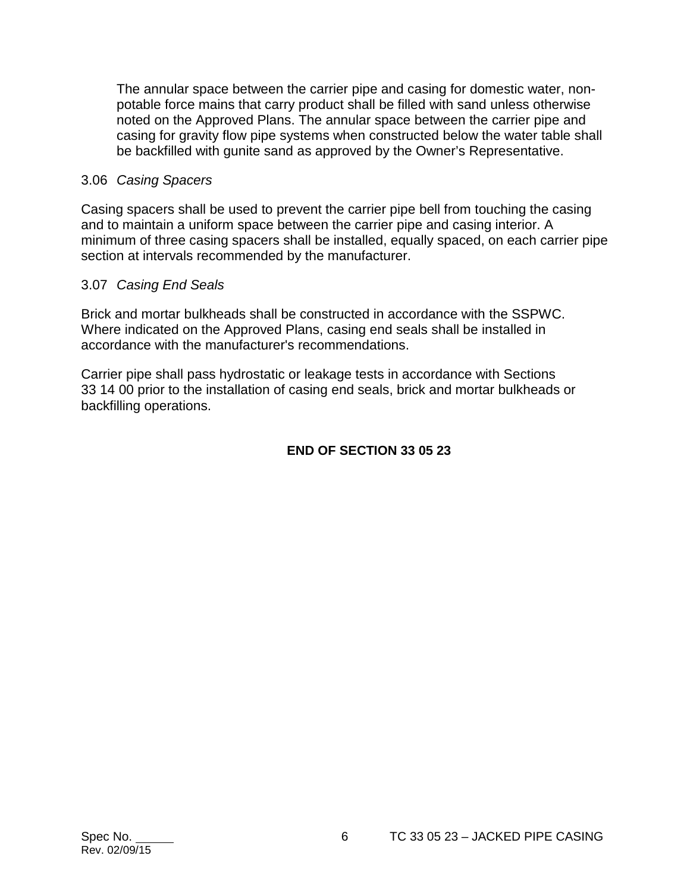The annular space between the carrier pipe and casing for domestic water, non-potable force mains that carry product shall be filled with sand unless otherwise noted on the Approved Plans. The annular space between the carrier pipe and casing for gravity flow pipe systems when constructed below the water table shall be backfilled with gunite sand as approved by the Owner's Representative.

### 3.06 *Casing Spacers*

Casing spacers shall be used to prevent the carrier pipe bell from touching the casing and to maintain a uniform space between the carrier pipe and casing interior. A minimum of three casing spacers shall be installed, equally spaced, on each carrier pipe section at intervals recommended by the manufacturer.

### 3.07 *Casing End Seals*

Brick and mortar bulkheads shall be constructed in accordance with the SSPWC. Where indicated on the Approved Plans, casing end seals shall be installed in accordance with the manufacturer's recommendations.

Carrier pipe shall pass hydrostatic or leakage tests in accordance with Sections 33 14 00 prior to the installation of casing end seals, brick and mortar bulkheads or backfilling operations.

**END OF SECTION 33 05 23**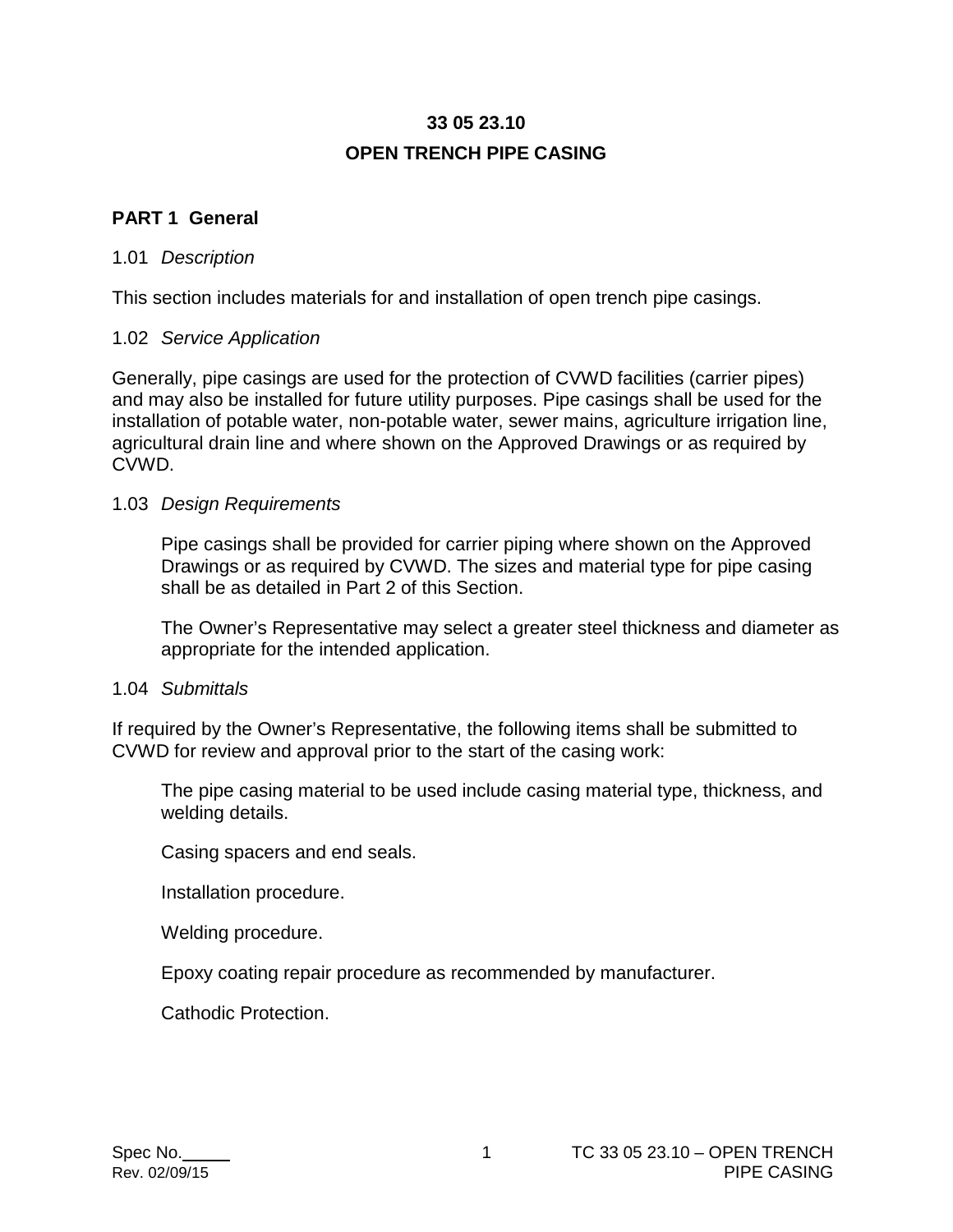# 33 05 23.10

# OPEN TRENCH PIPE CASING

## PART 1 General

### 1.01 *Description*

This section includes materials for and installation of open trench pipe casings.

### 1.02 *Service Application*

Generally, pipe casings are used for the protection of CVWD facilities (carrier pipes) and may also be installed for future utility purposes. Pipe casings shall be used for the installation of potable water, non-potable water, sewer mains, agriculture irrigation line, agricultural drain line and where shown on the Approved Drawings or as required by CVWD.

### 1.03 *Design Requirements*

Pipe casings shall be provided for carrier piping where shown on the Approved Drawings or as required by CVWD. The sizes and material type for pipe casing shall be as detailed in Part 2 of this Section.

The Owner's Representative may select a greater steel thickness and diameter as appropriate for the intended application.

### 1.04 *Submittals*

If required by the Owner's Representative, the following items shall be submitted to CVWD for review and approval prior to the start of the casing work:

The pipe casing material to be used include casing material type, thickness, and welding details.

Casing spacers and end seals.

Installation procedure.

Welding procedure.

Epoxy coating repair procedure as recommended by manufacturer.

Cathodic Protection.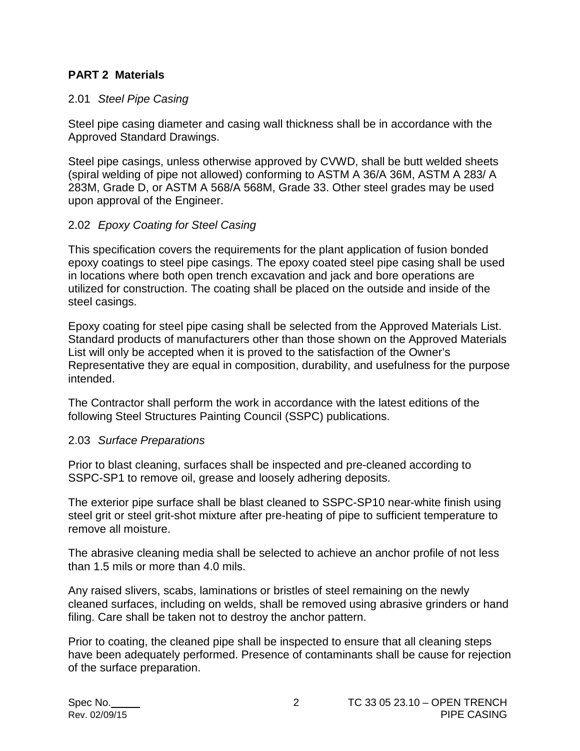## PART 2 Materials

### 2.01 *Steel Pipe Casing*

Steel pipe casing diameter and casing wall thickness shall be in accordance with the Approved Standard Drawings.

Steel pipe casings, unless otherwise approved by CVWD, shall be butt welded sheets (spiral welding of pipe not allowed) conforming to ASTM A 36/A 36M, ASTM A 283/ A 283M, Grade D, or ASTM A 568/A 568M, Grade 33. Other steel grades may be used upon approval of the Engineer.

### 2.02 *Epoxy Coating for Steel Casing*

This specification covers the requirements for the plant application of fusion bonded epoxy coatings to steel pipe casings. The epoxy coated steel pipe casing shall be used in locations where both open trench excavation and jack and bore operations are utilized for construction. The coating shall be placed on the outside and inside of the steel casings.

Epoxy coating for steel pipe casing shall be selected from the Approved Materials List. Standard products of manufacturers other than those shown on the Approved Materials List will only be accepted when it is proved to the satisfaction of the Owner's Representative they are equal in composition, durability, and usefulness for the purpose intended.

The Contractor shall perform the work in accordance with the latest editions of the following Steel Structures Painting Council (SSPC) publications.

### 2.03 *Surface Preparations*

Prior to blast cleaning, surfaces shall be inspected and pre-cleaned according to SSPC-SP1 to remove oil, grease and loosely adhering deposits.

The exterior pipe surface shall be blast cleaned to SSPC-SP10 near-white finish using steel grit or steel grit-shot mixture after pre-heating of pipe to sufficient temperature to remove all moisture.

The abrasive cleaning media shall be selected to achieve an anchor profile of not less than 1.5 mils or more than 4.0 mils.

Any raised slivers, scabs, laminations or bristles of steel remaining on the newly cleaned surfaces, including on welds, shall be removed using abrasive grinders or hand filing. Care shall be taken not to destroy the anchor pattern.

Prior to coating, the cleaned pipe shall be inspected to ensure that all cleaning steps have been adequately performed. Presence of contaminants shall be cause for rejection of the surface preparation.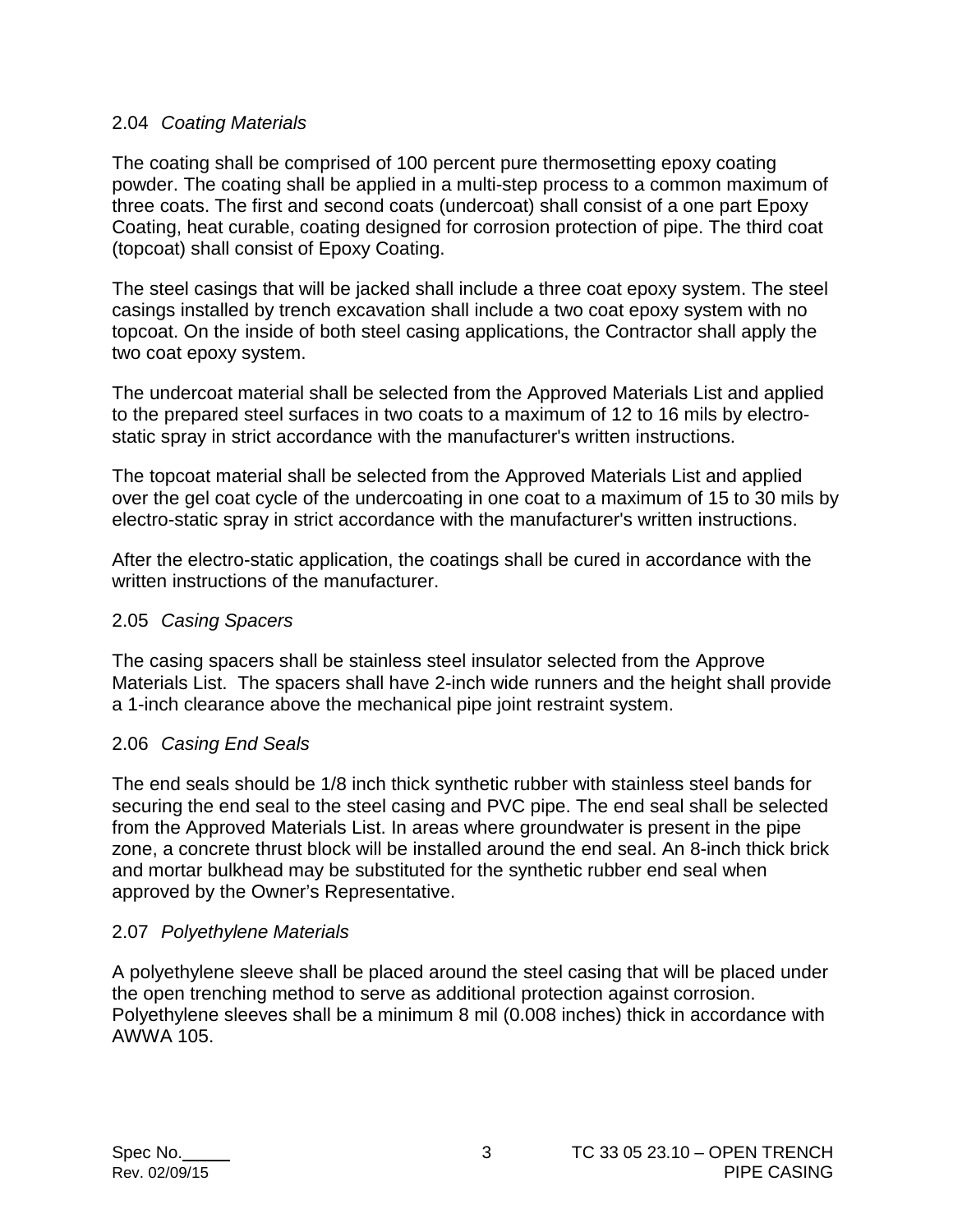### 2.04 *Coating Materials*

The coating shall be comprised of 100 percent pure thermosetting epoxy coating powder. The coating shall be applied in a multi-step process to a common maximum of three coats. The first and second coats (undercoat) shall consist of a one part Epoxy Coating, heat curable, coating designed for corrosion protection of pipe. The third coat (topcoat) shall consist of Epoxy Coating.

The steel casings that will be jacked shall include a three coat epoxy system. The steel casings installed by trench excavation shall include a two coat epoxy system with no topcoat. On the inside of both steel casing applications, the Contractor shall apply the two coat epoxy system.

The undercoat material shall be selected from the Approved Materials List and applied to the prepared steel surfaces in two coats to a maximum of 12 to 16 mils by electro-static spray in strict accordance with the manufacturer's written instructions.

The topcoat material shall be selected from the Approved Materials List and applied over the gel coat cycle of the undercoating in one coat to a maximum of 15 to 30 mils by electro-static spray in strict accordance with the manufacturer's written instructions.

After the electro-static application, the coatings shall be cured in accordance with the written instructions of the manufacturer.

### 2.05 *Casing Spacers*

The casing spacers shall be stainless steel insulator selected from the Approve Materials List. The spacers shall have 2-inch wide runners and the height shall provide a 1-inch clearance above the mechanical pipe joint restraint system.

### 2.06 *Casing End Seals*

The end seals should be 1/8 inch thick synthetic rubber with stainless steel bands for securing the end seal to the steel casing and PVC pipe. The end seal shall be selected from the Approved Materials List. In areas where groundwater is present in the pipe zone, a concrete thrust block will be installed around the end seal. An 8-inch thick brick and mortar bulkhead may be substituted for the synthetic rubber end seal when approved by the Owner's Representative.

### 2.07 *Polyethylene Materials*

A polyethylene sleeve shall be placed around the steel casing that will be placed under the open trenching method to serve as additional protection against corrosion. Polyethylene sleeves shall be a minimum 8 mil (0.008 inches) thick in accordance with AWWA 105.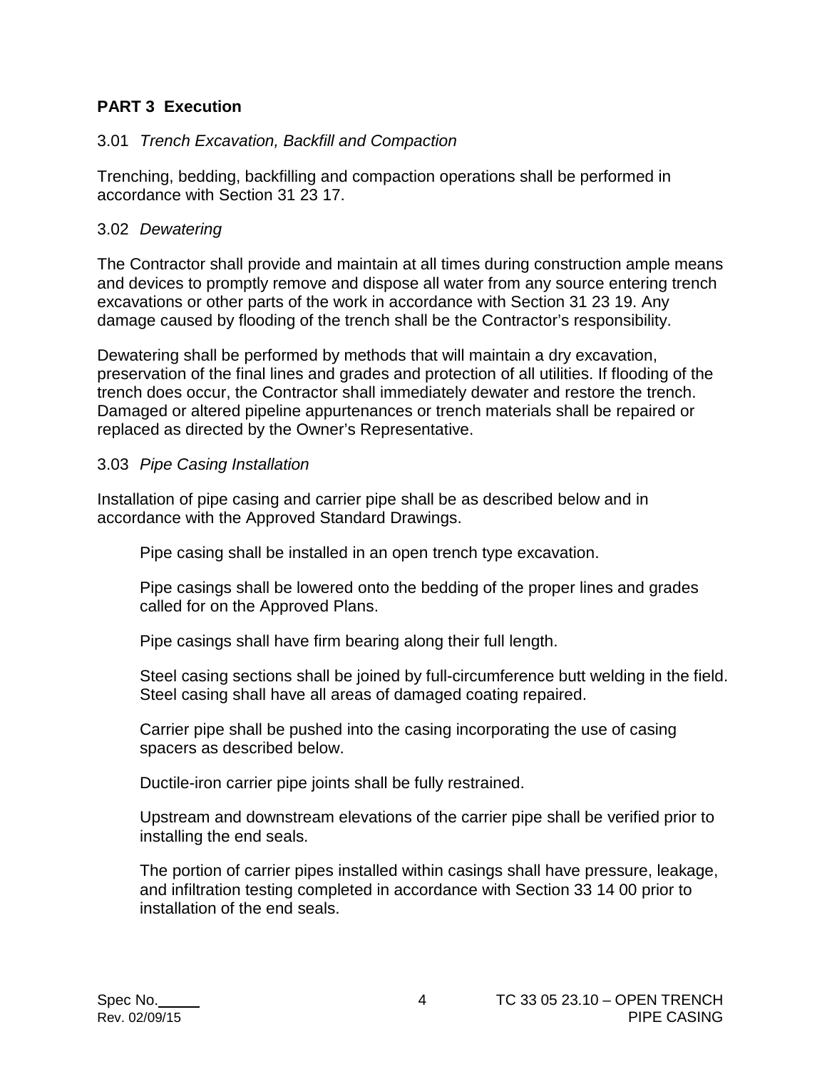## PART 3 Execution

### 3.01 *Trench Excavation, Backfill and Compaction*

Trenching, bedding, backfilling and compaction operations shall be performed in accordance with Section 31 23 17.

### 3.02 *Dewatering*

The Contractor shall provide and maintain at all times during construction ample means and devices to promptly remove and dispose all water from any source entering trench excavations or other parts of the work in accordance with Section 31 23 19. Any damage caused by flooding of the trench shall be the Contractor's responsibility.

Dewatering shall be performed by methods that will maintain a dry excavation, preservation of the final lines and grades and protection of all utilities. If flooding of the trench does occur, the Contractor shall immediately dewater and restore the trench. Damaged or altered pipeline appurtenances or trench materials shall be repaired or replaced as directed by the Owner's Representative.

### 3.03 *Pipe Casing Installation*

Installation of pipe casing and carrier pipe shall be as described below and in accordance with the Approved Standard Drawings.

Pipe casing shall be installed in an open trench type excavation.

Pipe casings shall be lowered onto the bedding of the proper lines and grades called for on the Approved Plans.

Pipe casings shall have firm bearing along their full length.

Steel casing sections shall be joined by full-circumference butt welding in the field. Steel casing shall have all areas of damaged coating repaired.

Carrier pipe shall be pushed into the casing incorporating the use of casing spacers as described below.

Ductile-iron carrier pipe joints shall be fully restrained.

Upstream and downstream elevations of the carrier pipe shall be verified prior to installing the end seals.

The portion of carrier pipes installed within casings shall have pressure, leakage, and infiltration testing completed in accordance with Section 33 14 00 prior to installation of the end seals.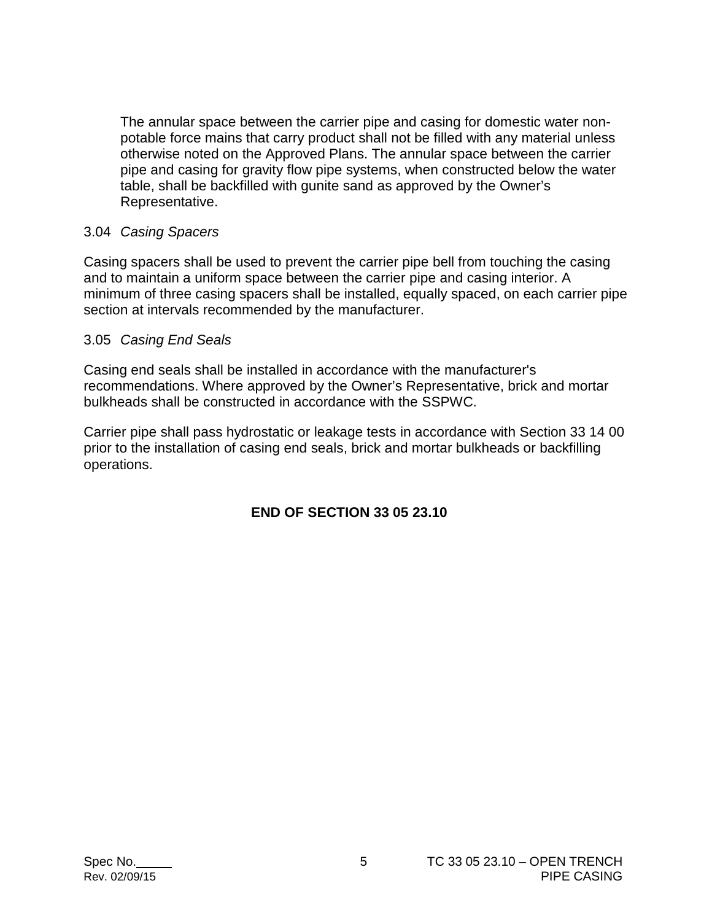The annular space between the carrier pipe and casing for domestic water non-potable force mains that carry product shall not be filled with any material unless otherwise noted on the Approved Plans. The annular space between the carrier pipe and casing for gravity flow pipe systems, when constructed below the water table, shall be backfilled with gunite sand as approved by the Owner's Representative.

### 3.04 *Casing Spacers*

Casing spacers shall be used to prevent the carrier pipe bell from touching the casing and to maintain a uniform space between the carrier pipe and casing interior. A minimum of three casing spacers shall be installed, equally spaced, on each carrier pipe section at intervals recommended by the manufacturer.

### 3.05 *Casing End Seals*

Casing end seals shall be installed in accordance with the manufacturer's recommendations. Where approved by the Owner's Representative, brick and mortar bulkheads shall be constructed in accordance with the SSPWC.

Carrier pipe shall pass hydrostatic or leakage tests in accordance with Section 33 14 00 prior to the installation of casing end seals, brick and mortar bulkheads or backfilling operations.

**END OF SECTION 33 05 23.10**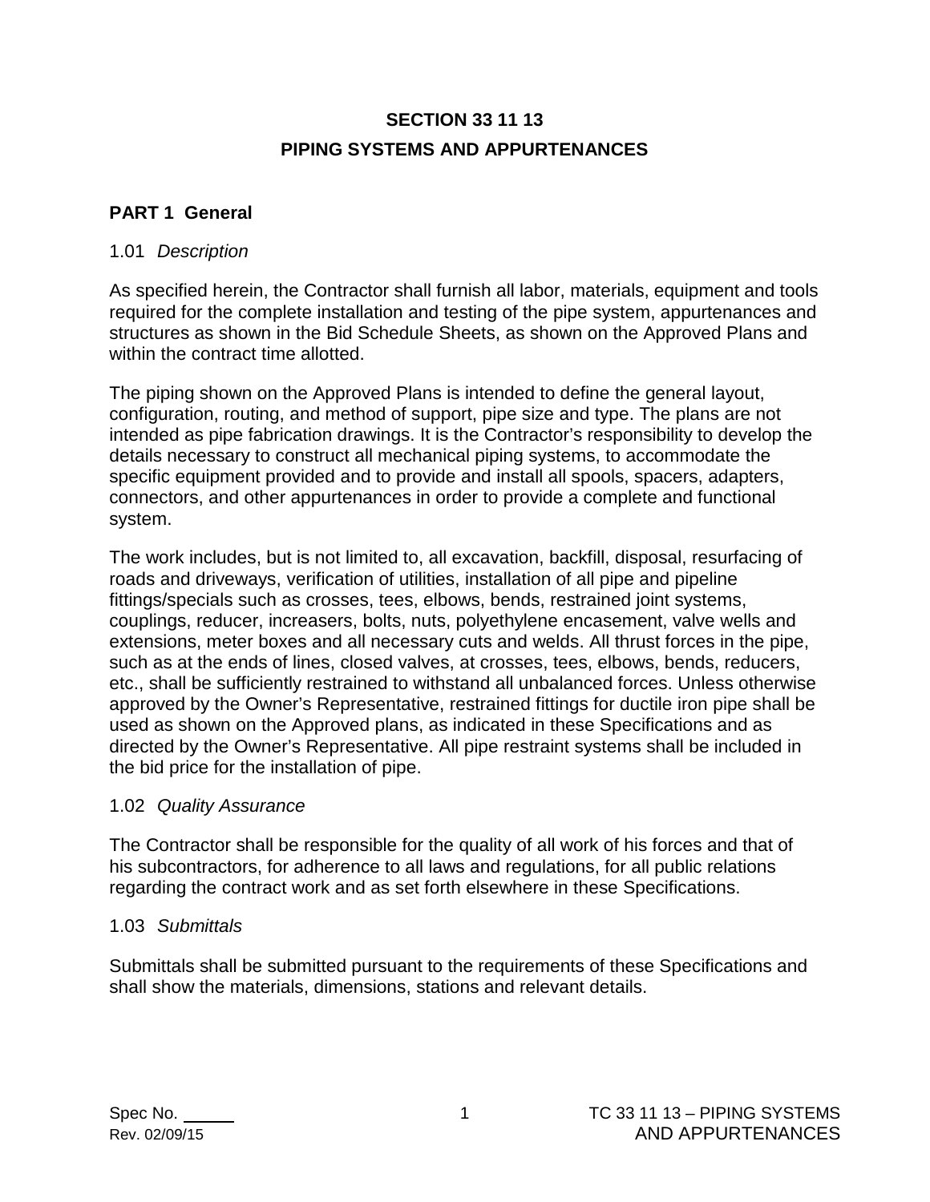# SECTION 33 11 13

# PIPING SYSTEMS AND APPURTENANCES

## PART 1 General

### 1.01 *Description*

As specified herein, the Contractor shall furnish all labor, materials, equipment and tools required for the complete installation and testing of the pipe system, appurtenances and structures as shown in the Bid Schedule Sheets, as shown on the Approved Plans and within the contract time allotted.

The piping shown on the Approved Plans is intended to define the general layout, configuration, routing, and method of support, pipe size and type. The plans are not intended as pipe fabrication drawings. It is the Contractor's responsibility to develop the details necessary to construct all mechanical piping systems, to accommodate the specific equipment provided and to provide and install all spools, spacers, adapters, connectors, and other appurtenances in order to provide a complete and functional system.

The work includes, but is not limited to, all excavation, backfill, disposal, resurfacing of roads and driveways, verification of utilities, installation of all pipe and pipeline fittings/specials such as crosses, tees, elbows, bends, restrained joint systems, couplings, reducer, increasers, bolts, nuts, polyethylene encasement, valve wells and extensions, meter boxes and all necessary cuts and welds. All thrust forces in the pipe, such as at the ends of lines, closed valves, at crosses, tees, elbows, bends, reducers, etc., shall be sufficiently restrained to withstand all unbalanced forces. Unless otherwise approved by the Owner's Representative, restrained fittings for ductile iron pipe shall be used as shown on the Approved plans, as indicated in these Specifications and as directed by the Owner's Representative. All pipe restraint systems shall be included in the bid price for the installation of pipe.

### 1.02 *Quality Assurance*

The Contractor shall be responsible for the quality of all work of his forces and that of his subcontractors, for adherence to all laws and regulations, for all public relations regarding the contract work and as set forth elsewhere in these Specifications.

### 1.03 *Submittals*

Submittals shall be submitted pursuant to the requirements of these Specifications and shall show the materials, dimensions, stations and relevant details.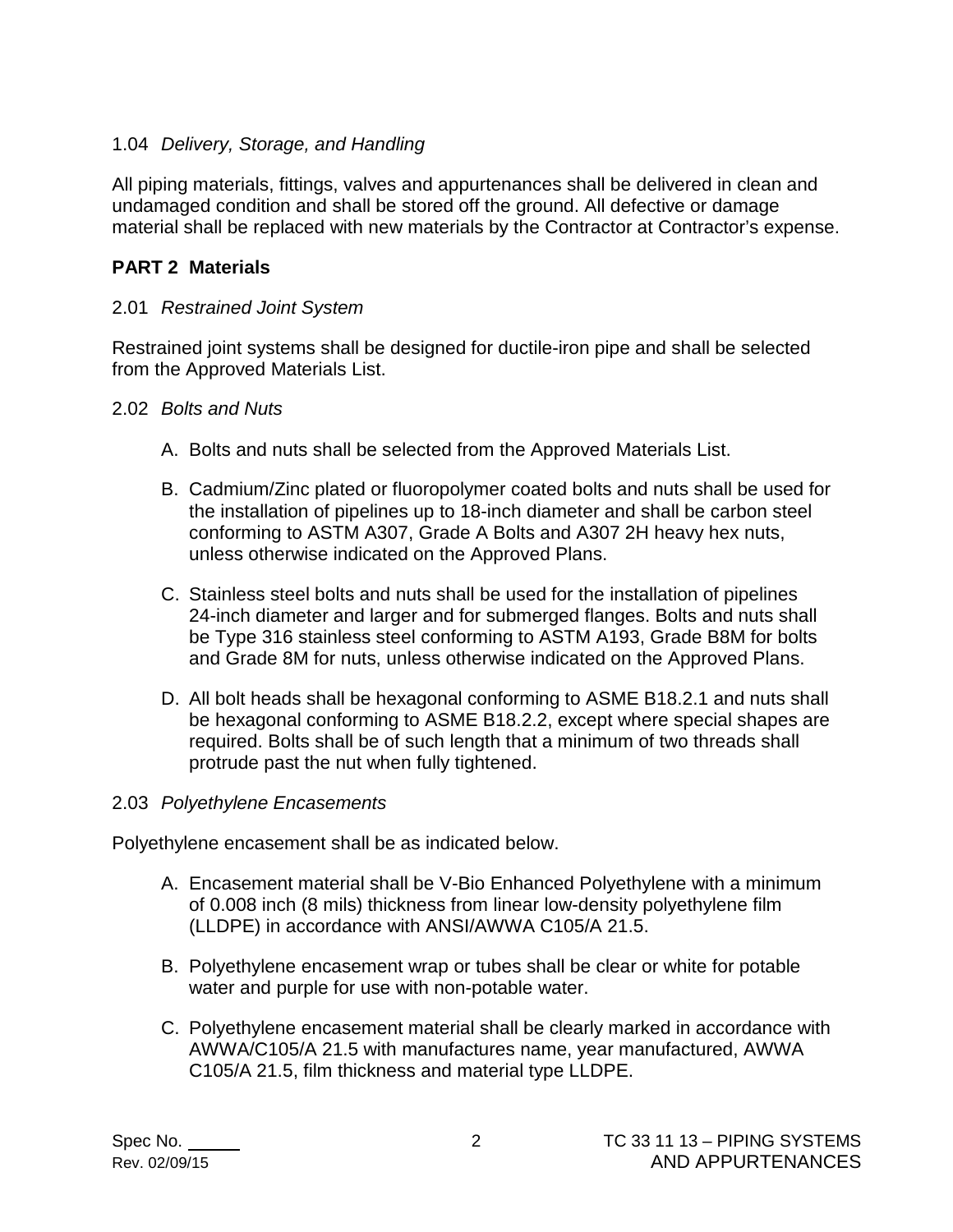1.04 *Delivery, Storage, and Handling*

All piping materials, fittings, valves and appurtenances shall be delivered in clean and undamaged condition and shall be stored off the ground. All defective or damage material shall be replaced with new materials by the Contractor at Contractor's expense.

## PART 2 Materials

2.01 *Restrained Joint System*

Restrained joint systems shall be designed for ductile-iron pipe and shall be selected from the Approved Materials List.

2.02 *Bolts and Nuts*

A. Bolts and nuts shall be selected from the Approved Materials List.

B. Cadmium/Zinc plated or fluoropolymer coated bolts and nuts shall be used for the installation of pipelines up to 18-inch diameter and shall be carbon steel conforming to ASTM A307, Grade A Bolts and A307 2H heavy hex nuts, unless otherwise indicated on the Approved Plans.

C. Stainless steel bolts and nuts shall be used for the installation of pipelines 24-inch diameter and larger and for submerged flanges. Bolts and nuts shall be Type 316 stainless steel conforming to ASTM A193, Grade B8M for bolts and Grade 8M for nuts, unless otherwise indicated on the Approved Plans.

D. All bolt heads shall be hexagonal conforming to ASME B18.2.1 and nuts shall be hexagonal conforming to ASME B18.2.2, except where special shapes are required. Bolts shall be of such length that a minimum of two threads shall protrude past the nut when fully tightened.

2.03 *Polyethylene Encasements*

Polyethylene encasement shall be as indicated below.

A. Encasement material shall be V-Bio Enhanced Polyethylene with a minimum of 0.008 inch (8 mils) thickness from linear low-density polyethylene film (LLDPE) in accordance with ANSI/AWWA C105/A 21.5.

B. Polyethylene encasement wrap or tubes shall be clear or white for potable water and purple for use with non-potable water.

C. Polyethylene encasement material shall be clearly marked in accordance with AWWA/C105/A 21.5 with manufactures name, year manufactured, AWWA C105/A 21.5, film thickness and material type LLDPE.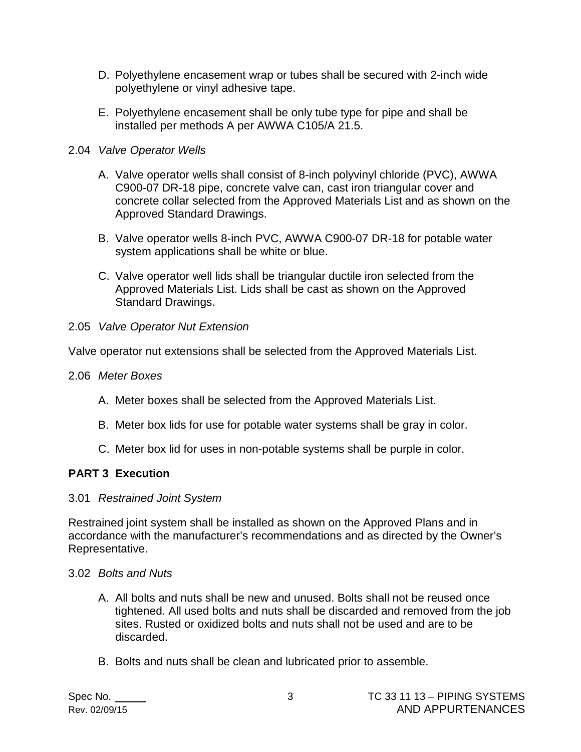D. Polyethylene encasement wrap or tubes shall be secured with 2-inch wide polyethylene or vinyl adhesive tape.

E. Polyethylene encasement shall be only tube type for pipe and shall be installed per methods A per AWWA C105/A 21.5.

2.04 *Valve Operator Wells*

A. Valve operator wells shall consist of 8-inch polyvinyl chloride (PVC), AWWA C900-07 DR-18 pipe, concrete valve can, cast iron triangular cover and concrete collar selected from the Approved Materials List and as shown on the Approved Standard Drawings.

B. Valve operator wells 8-inch PVC, AWWA C900-07 DR-18 for potable water system applications shall be white or blue.

C. Valve operator well lids shall be triangular ductile iron selected from the Approved Materials List. Lids shall be cast as shown on the Approved Standard Drawings.

2.05 *Valve Operator Nut Extension*

Valve operator nut extensions shall be selected from the Approved Materials List.

2.06 *Meter Boxes*

A. Meter boxes shall be selected from the Approved Materials List.

B. Meter box lids for use for potable water systems shall be gray in color.

C. Meter box lid for uses in non-potable systems shall be purple in color.

## PART 3 Execution

3.01 *Restrained Joint System*

Restrained joint system shall be installed as shown on the Approved Plans and in accordance with the manufacturer's recommendations and as directed by the Owner's Representative.

3.02 *Bolts and Nuts*

A. All bolts and nuts shall be new and unused. Bolts shall not be reused once tightened. All used bolts and nuts shall be discarded and removed from the job sites. Rusted or oxidized bolts and nuts shall not be used and are to be discarded.

B. Bolts and nuts shall be clean and lubricated prior to assemble.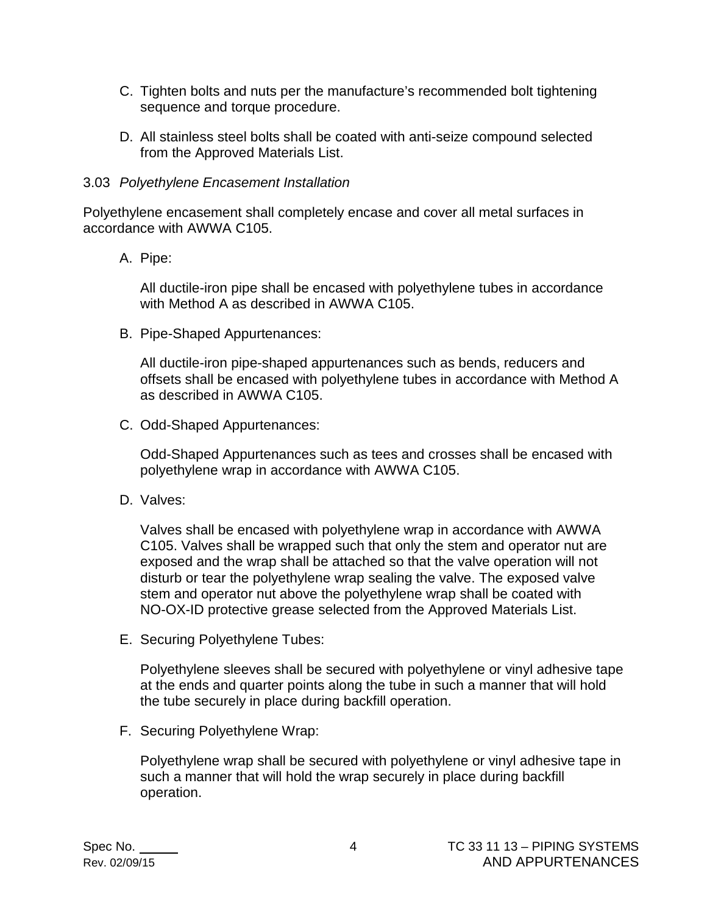C. Tighten bolts and nuts per the manufacture’s recommended bolt tightening sequence and torque procedure.

D. All stainless steel bolts shall be coated with anti-seize compound selected from the Approved Materials List.

3.03 *Polyethylene Encasement Installation*

Polyethylene encasement shall completely encase and cover all metal surfaces in accordance with AWWA C105.

A. Pipe:

All ductile-iron pipe shall be encased with polyethylene tubes in accordance with Method A as described in AWWA C105.

B. Pipe-Shaped Appurtenances:

All ductile-iron pipe-shaped appurtenances such as bends, reducers and offsets shall be encased with polyethylene tubes in accordance with Method A as described in AWWA C105.

C. Odd-Shaped Appurtenances:

Odd-Shaped Appurtenances such as tees and crosses shall be encased with polyethylene wrap in accordance with AWWA C105.

D. Valves:

Valves shall be encased with polyethylene wrap in accordance with AWWA C105. Valves shall be wrapped such that only the stem and operator nut are exposed and the wrap shall be attached so that the valve operation will not disturb or tear the polyethylene wrap sealing the valve. The exposed valve stem and operator nut above the polyethylene wrap shall be coated with NO-OX-ID protective grease selected from the Approved Materials List.

E. Securing Polyethylene Tubes:

Polyethylene sleeves shall be secured with polyethylene or vinyl adhesive tape at the ends and quarter points along the tube in such a manner that will hold the tube securely in place during backfill operation.

F. Securing Polyethylene Wrap:

Polyethylene wrap shall be secured with polyethylene or vinyl adhesive tape in such a manner that will hold the wrap securely in place during backfill operation.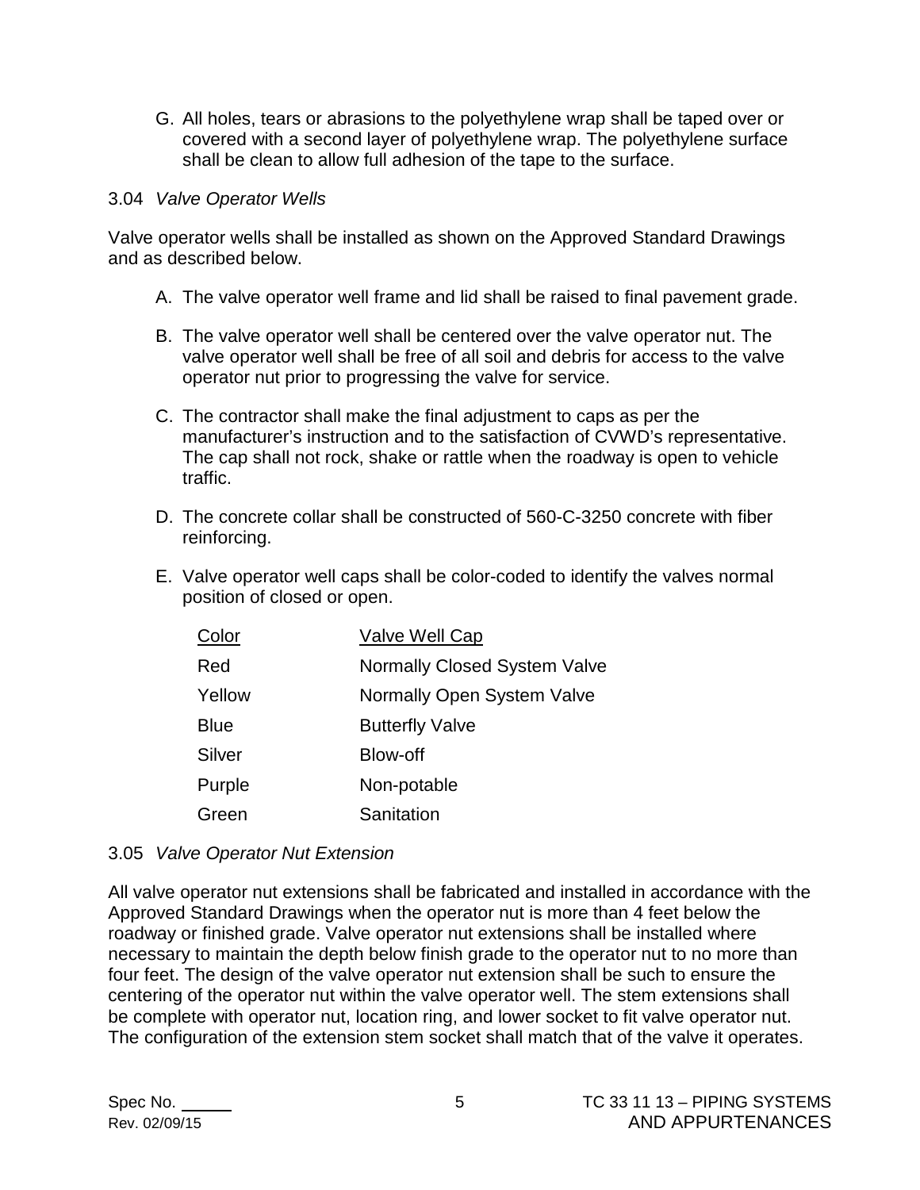G. All holes, tears or abrasions to the polyethylene wrap shall be taped over or covered with a second layer of polyethylene wrap. The polyethylene surface shall be clean to allow full adhesion of the tape to the surface.

### 3.04 *Valve Operator Wells*

Valve operator wells shall be installed as shown on the Approved Standard Drawings and as described below.

A. The valve operator well frame and lid shall be raised to final pavement grade.

B. The valve operator well shall be centered over the valve operator nut. The valve operator well shall be free of all soil and debris for access to the valve operator nut prior to progressing the valve for service.

C. The contractor shall make the final adjustment to caps as per the manufacturer's instruction and to the satisfaction of CVWD's representative. The cap shall not rock, shake or rattle when the roadway is open to vehicle traffic.

D. The concrete collar shall be constructed of 560-C-3250 concrete with fiber reinforcing.

E. Valve operator well caps shall be color-coded to identify the valves normal position of closed or open.

| Color | Valve Well Cap |
|---|---|
| Red | Normally Closed System Valve |
| Yellow | Normally Open System Valve |
| Blue | Butterfly Valve |
| Silver | Blow-off |
| Purple | Non-potable |
| Green | Sanitation |

### 3.05 *Valve Operator Nut Extension*

All valve operator nut extensions shall be fabricated and installed in accordance with the Approved Standard Drawings when the operator nut is more than 4 feet below the roadway or finished grade. Valve operator nut extensions shall be installed where necessary to maintain the depth below finish grade to the operator nut to no more than four feet. The design of the valve operator nut extension shall be such to ensure the centering of the operator nut within the valve operator well. The stem extensions shall be complete with operator nut, location ring, and lower socket to fit valve operator nut. The configuration of the extension stem socket shall match that of the valve it operates.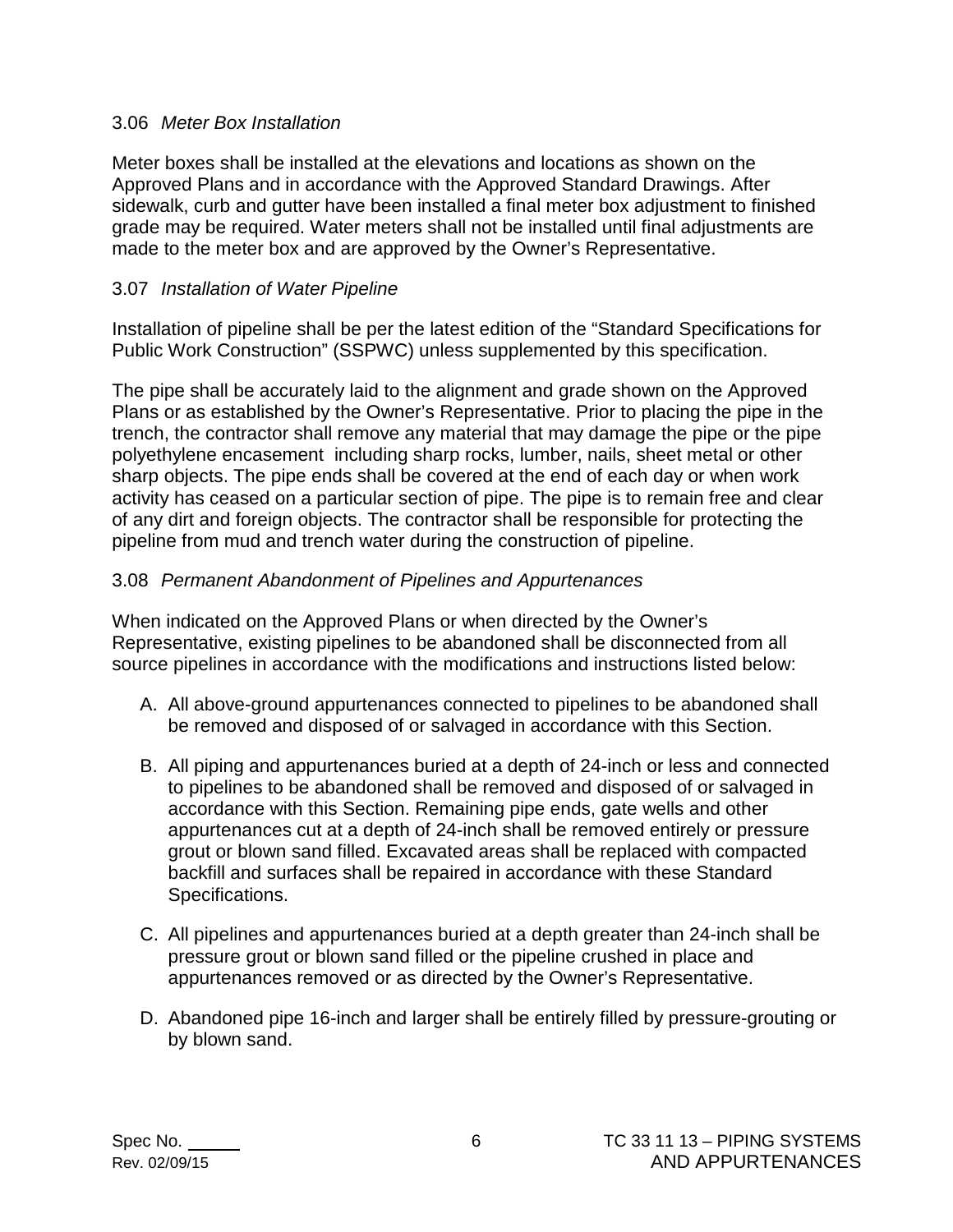### 3.06 *Meter Box Installation*

Meter boxes shall be installed at the elevations and locations as shown on the Approved Plans and in accordance with the Approved Standard Drawings. After sidewalk, curb and gutter have been installed a final meter box adjustment to finished grade may be required. Water meters shall not be installed until final adjustments are made to the meter box and are approved by the Owner's Representative.

### 3.07 *Installation of Water Pipeline*

Installation of pipeline shall be per the latest edition of the "Standard Specifications for Public Work Construction" (SSPWC) unless supplemented by this specification.

The pipe shall be accurately laid to the alignment and grade shown on the Approved Plans or as established by the Owner's Representative. Prior to placing the pipe in the trench, the contractor shall remove any material that may damage the pipe or the pipe polyethylene encasement including sharp rocks, lumber, nails, sheet metal or other sharp objects. The pipe ends shall be covered at the end of each day or when work activity has ceased on a particular section of pipe. The pipe is to remain free and clear of any dirt and foreign objects. The contractor shall be responsible for protecting the pipeline from mud and trench water during the construction of pipeline.

### 3.08 *Permanent Abandonment of Pipelines and Appurtenances*

When indicated on the Approved Plans or when directed by the Owner's Representative, existing pipelines to be abandoned shall be disconnected from all source pipelines in accordance with the modifications and instructions listed below:

A. All above-ground appurtenances connected to pipelines to be abandoned shall be removed and disposed of or salvaged in accordance with this Section.

B. All piping and appurtenances buried at a depth of 24-inch or less and connected to pipelines to be abandoned shall be removed and disposed of or salvaged in accordance with this Section. Remaining pipe ends, gate wells and other appurtenances cut at a depth of 24-inch shall be removed entirely or pressure grout or blown sand filled. Excavated areas shall be replaced with compacted backfill and surfaces shall be repaired in accordance with these Standard Specifications.

C. All pipelines and appurtenances buried at a depth greater than 24-inch shall be pressure grout or blown sand filled or the pipeline crushed in place and appurtenances removed or as directed by the Owner's Representative.

D. Abandoned pipe 16-inch and larger shall be entirely filled by pressure-grouting or by blown sand.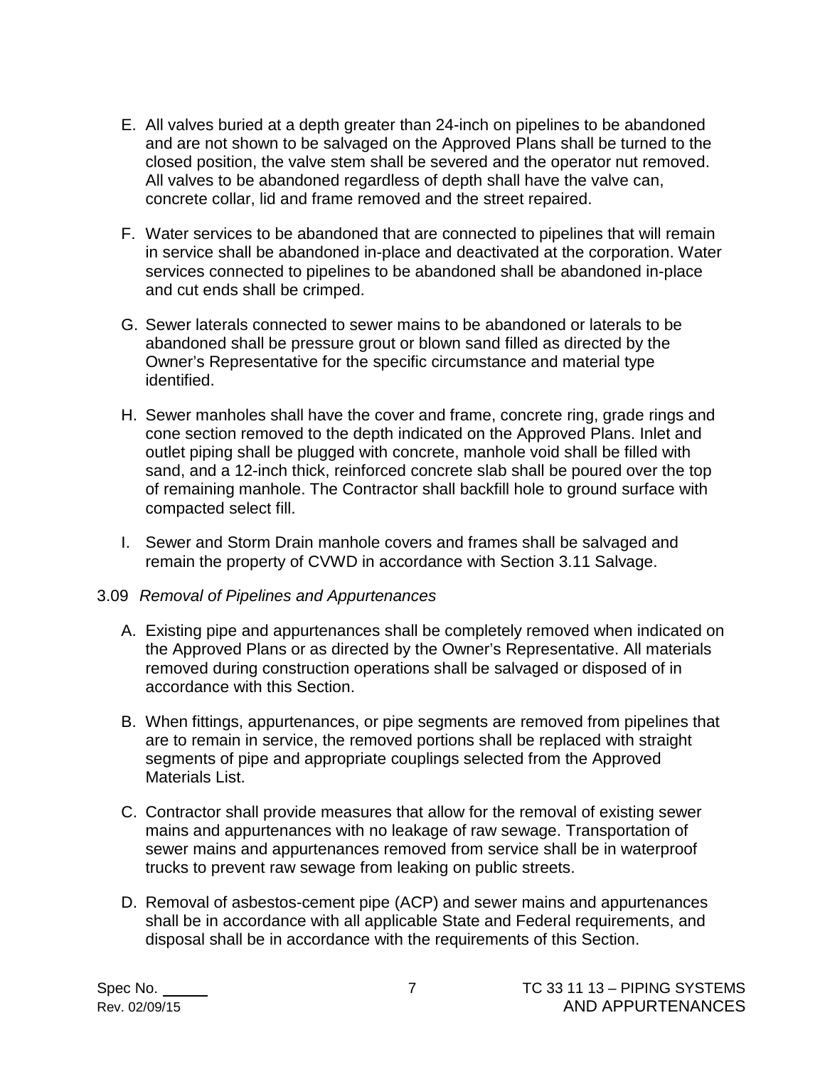E. All valves buried at a depth greater than 24-inch on pipelines to be abandoned and are not shown to be salvaged on the Approved Plans shall be turned to the closed position, the valve stem shall be severed and the operator nut removed. All valves to be abandoned regardless of depth shall have the valve can, concrete collar, lid and frame removed and the street repaired.

F. Water services to be abandoned that are connected to pipelines that will remain in service shall be abandoned in-place and deactivated at the corporation. Water services connected to pipelines to be abandoned shall be abandoned in-place and cut ends shall be crimped.

G. Sewer laterals connected to sewer mains to be abandoned or laterals to be abandoned shall be pressure grout or blown sand filled as directed by the Owner's Representative for the specific circumstance and material type identified.

H. Sewer manholes shall have the cover and frame, concrete ring, grade rings and cone section removed to the depth indicated on the Approved Plans. Inlet and outlet piping shall be plugged with concrete, manhole void shall be filled with sand, and a 12-inch thick, reinforced concrete slab shall be poured over the top of remaining manhole. The Contractor shall backfill hole to ground surface with compacted select fill.

I. Sewer and Storm Drain manhole covers and frames shall be salvaged and remain the property of CVWD in accordance with Section 3.11 Salvage.

3.09 *Removal of Pipelines and Appurtenances*

A. Existing pipe and appurtenances shall be completely removed when indicated on the Approved Plans or as directed by the Owner's Representative. All materials removed during construction operations shall be salvaged or disposed of in accordance with this Section.

B. When fittings, appurtenances, or pipe segments are removed from pipelines that are to remain in service, the removed portions shall be replaced with straight segments of pipe and appropriate couplings selected from the Approved Materials List.

C. Contractor shall provide measures that allow for the removal of existing sewer mains and appurtenances with no leakage of raw sewage. Transportation of sewer mains and appurtenances removed from service shall be in waterproof trucks to prevent raw sewage from leaking on public streets.

D. Removal of asbestos-cement pipe (ACP) and sewer mains and appurtenances shall be in accordance with all applicable State and Federal requirements, and disposal shall be in accordance with the requirements of this Section.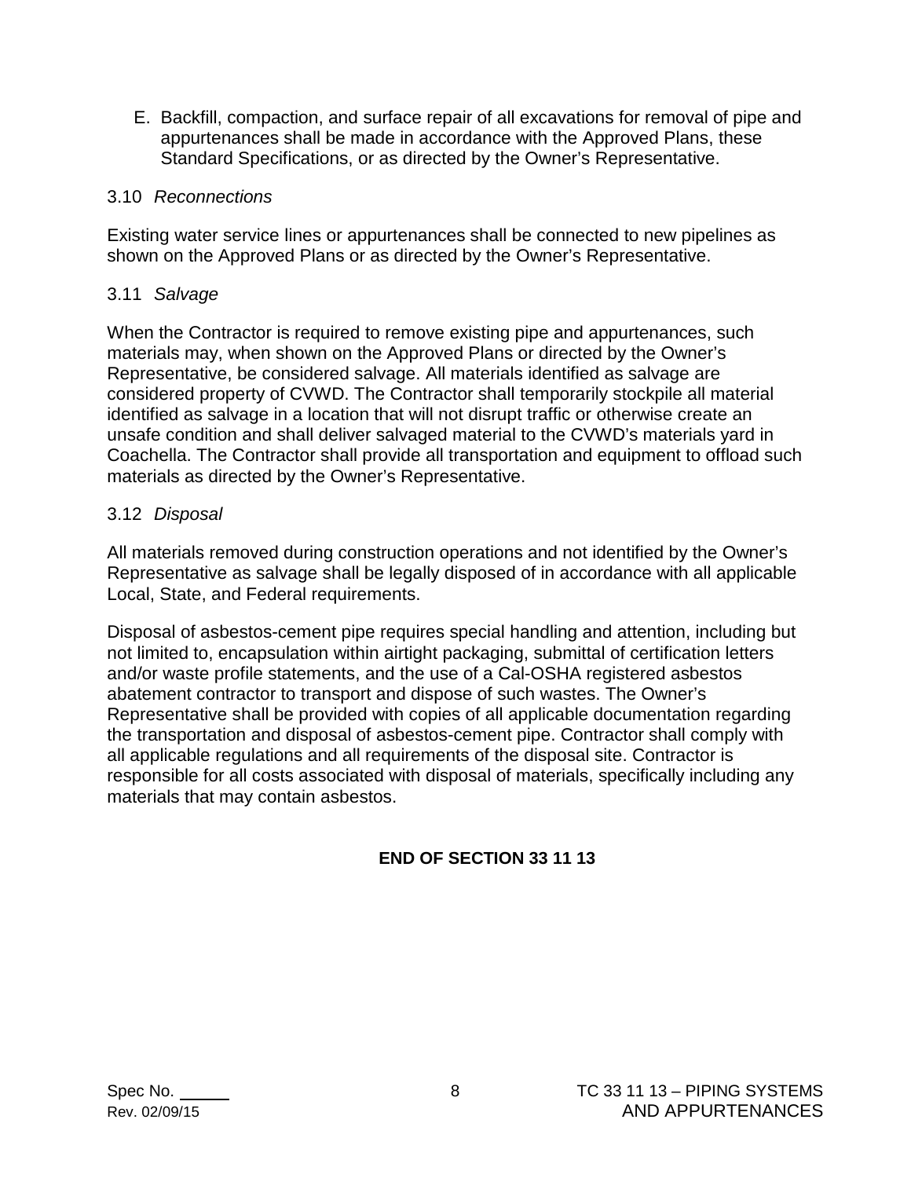E. Backfill, compaction, and surface repair of all excavations for removal of pipe and appurtenances shall be made in accordance with the Approved Plans, these Standard Specifications, or as directed by the Owner's Representative.

### 3.10 *Reconnections*

Existing water service lines or appurtenances shall be connected to new pipelines as shown on the Approved Plans or as directed by the Owner's Representative.

### 3.11 *Salvage*

When the Contractor is required to remove existing pipe and appurtenances, such materials may, when shown on the Approved Plans or directed by the Owner's Representative, be considered salvage. All materials identified as salvage are considered property of CVWD. The Contractor shall temporarily stockpile all material identified as salvage in a location that will not disrupt traffic or otherwise create an unsafe condition and shall deliver salvaged material to the CVWD's materials yard in Coachella. The Contractor shall provide all transportation and equipment to offload such materials as directed by the Owner's Representative.

### 3.12 *Disposal*

All materials removed during construction operations and not identified by the Owner's Representative as salvage shall be legally disposed of in accordance with all applicable Local, State, and Federal requirements.

Disposal of asbestos-cement pipe requires special handling and attention, including but not limited to, encapsulation within airtight packaging, submittal of certification letters and/or waste profile statements, and the use of a Cal-OSHA registered asbestos abatement contractor to transport and dispose of such wastes. The Owner's Representative shall be provided with copies of all applicable documentation regarding the transportation and disposal of asbestos-cement pipe. Contractor shall comply with all applicable regulations and all requirements of the disposal site. Contractor is responsible for all costs associated with disposal of materials, specifically including any materials that may contain asbestos.

**END OF SECTION 33 11 13**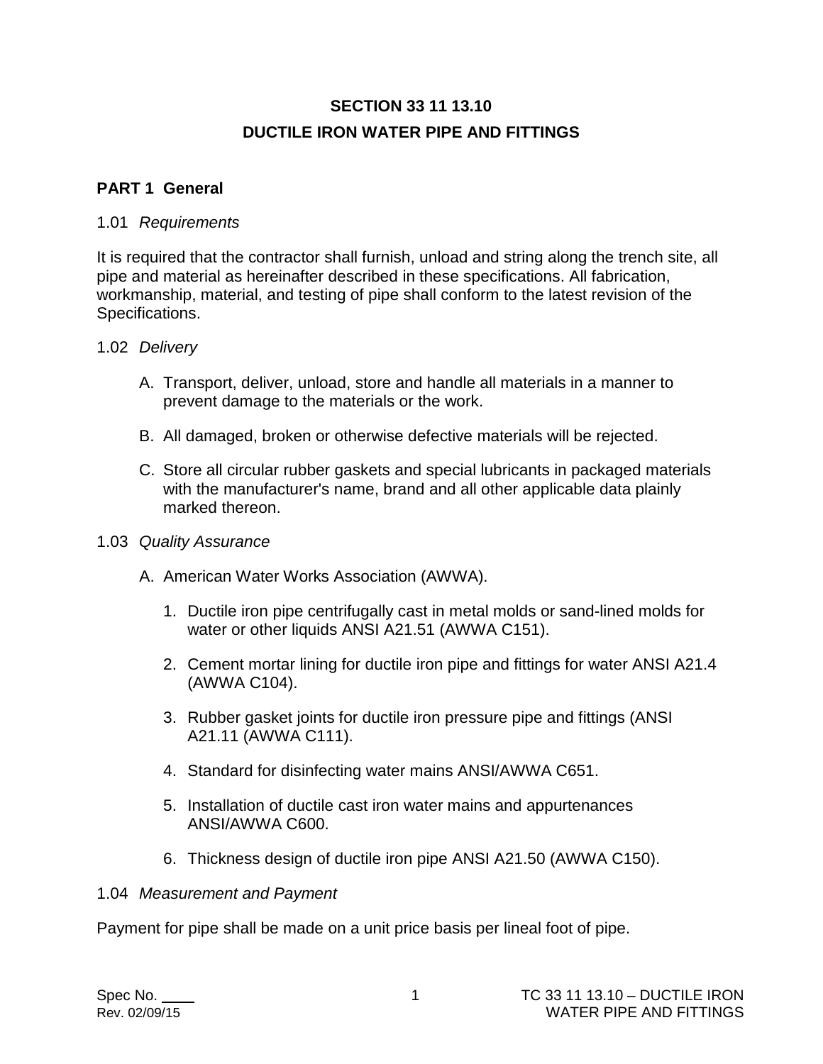# SECTION 33 11 13.10
# DUCTILE IRON WATER PIPE AND FITTINGS

## PART 1 General

1.01 *Requirements*

It is required that the contractor shall furnish, unload and string along the trench site, all pipe and material as hereinafter described in these specifications. All fabrication, workmanship, material, and testing of pipe shall conform to the latest revision of the Specifications.

1.02 *Delivery*

A. Transport, deliver, unload, store and handle all materials in a manner to prevent damage to the materials or the work.

B. All damaged, broken or otherwise defective materials will be rejected.

C. Store all circular rubber gaskets and special lubricants in packaged materials with the manufacturer's name, brand and all other applicable data plainly marked thereon.

1.03 *Quality Assurance*

A. American Water Works Association (AWWA).

1. Ductile iron pipe centrifugally cast in metal molds or sand-lined molds for water or other liquids ANSI A21.51 (AWWA C151).

2. Cement mortar lining for ductile iron pipe and fittings for water ANSI A21.4 (AWWA C104).

3. Rubber gasket joints for ductile iron pressure pipe and fittings (ANSI A21.11 (AWWA C111).

4. Standard for disinfecting water mains ANSI/AWWA C651.

5. Installation of ductile cast iron water mains and appurtenances ANSI/AWWA C600.

6. Thickness design of ductile iron pipe ANSI A21.50 (AWWA C150).

1.04 *Measurement and Payment*

Payment for pipe shall be made on a unit price basis per lineal foot of pipe.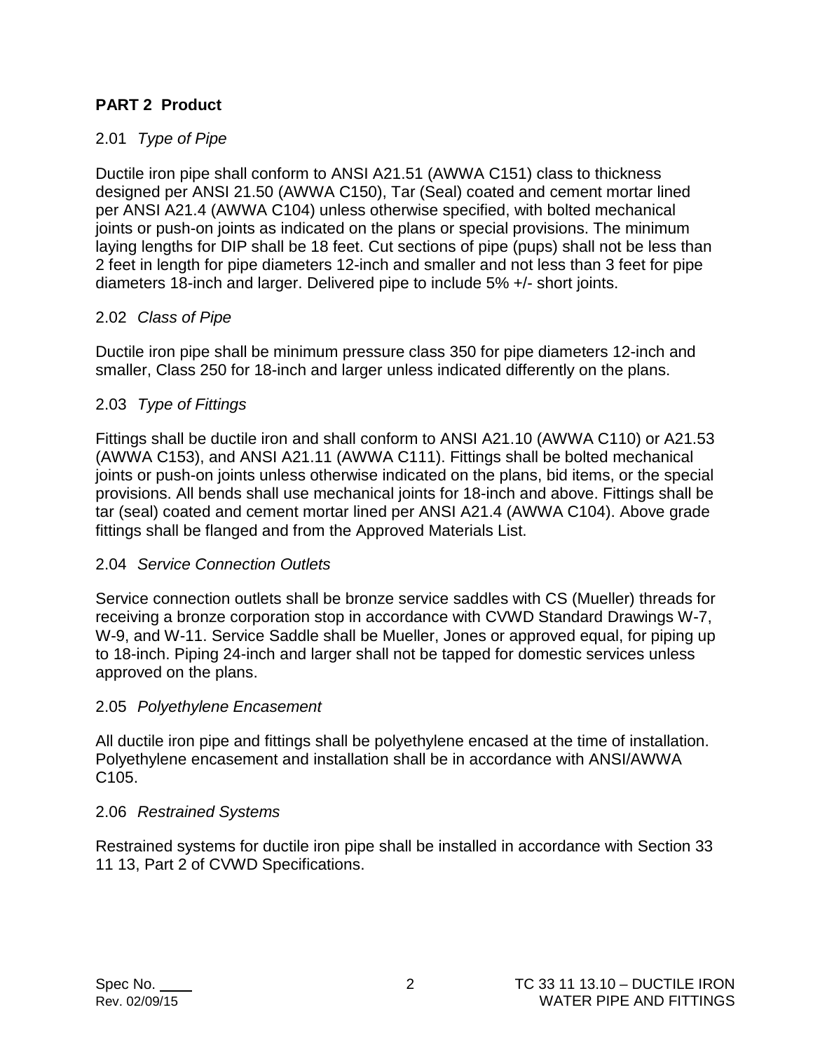## PART 2 Product

### 2.01 *Type of Pipe*

Ductile iron pipe shall conform to ANSI A21.51 (AWWA C151) class to thickness designed per ANSI 21.50 (AWWA C150), Tar (Seal) coated and cement mortar lined per ANSI A21.4 (AWWA C104) unless otherwise specified, with bolted mechanical joints or push-on joints as indicated on the plans or special provisions. The minimum laying lengths for DIP shall be 18 feet. Cut sections of pipe (pups) shall not be less than 2 feet in length for pipe diameters 12-inch and smaller and not less than 3 feet for pipe diameters 18-inch and larger. Delivered pipe to include 5% +/- short joints.

### 2.02 *Class of Pipe*

Ductile iron pipe shall be minimum pressure class 350 for pipe diameters 12-inch and smaller, Class 250 for 18-inch and larger unless indicated differently on the plans.

### 2.03 *Type of Fittings*

Fittings shall be ductile iron and shall conform to ANSI A21.10 (AWWA C110) or A21.53 (AWWA C153), and ANSI A21.11 (AWWA C111). Fittings shall be bolted mechanical joints or push-on joints unless otherwise indicated on the plans, bid items, or the special provisions. All bends shall use mechanical joints for 18-inch and above. Fittings shall be tar (seal) coated and cement mortar lined per ANSI A21.4 (AWWA C104). Above grade fittings shall be flanged and from the Approved Materials List.

### 2.04 *Service Connection Outlets*

Service connection outlets shall be bronze service saddles with CS (Mueller) threads for receiving a bronze corporation stop in accordance with CVWD Standard Drawings W-7, W-9, and W-11. Service Saddle shall be Mueller, Jones or approved equal, for piping up to 18-inch. Piping 24-inch and larger shall not be tapped for domestic services unless approved on the plans.

### 2.05 *Polyethylene Encasement*

All ductile iron pipe and fittings shall be polyethylene encased at the time of installation. Polyethylene encasement and installation shall be in accordance with ANSI/AWWA C105.

### 2.06 *Restrained Systems*

Restrained systems for ductile iron pipe shall be installed in accordance with Section 33 11 13, Part 2 of CVWD Specifications.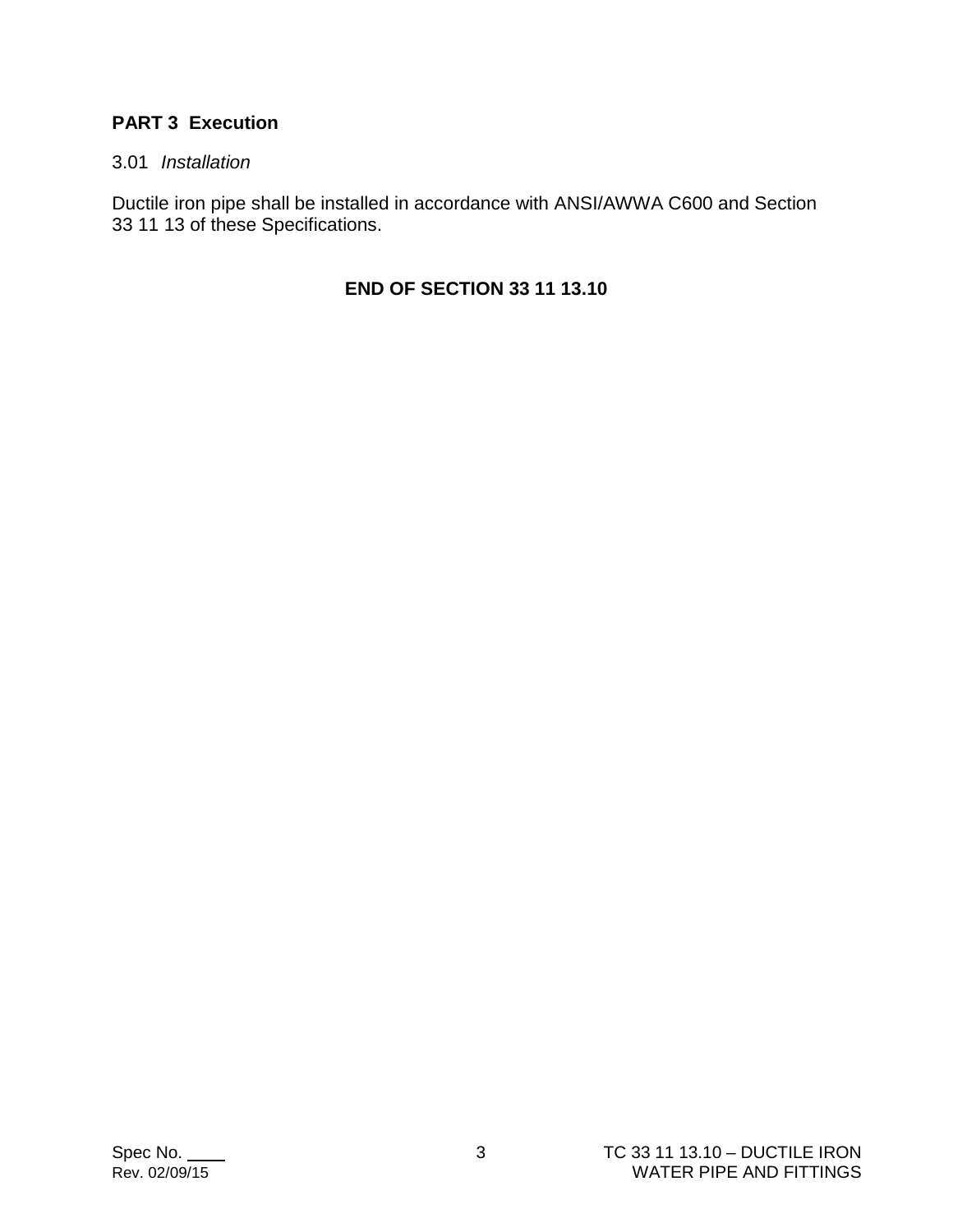## PART 3 Execution

3.01 *Installation*

Ductile iron pipe shall be installed in accordance with ANSI/AWWA C600 and Section 33 11 13 of these Specifications.

**END OF SECTION 33 11 13.10**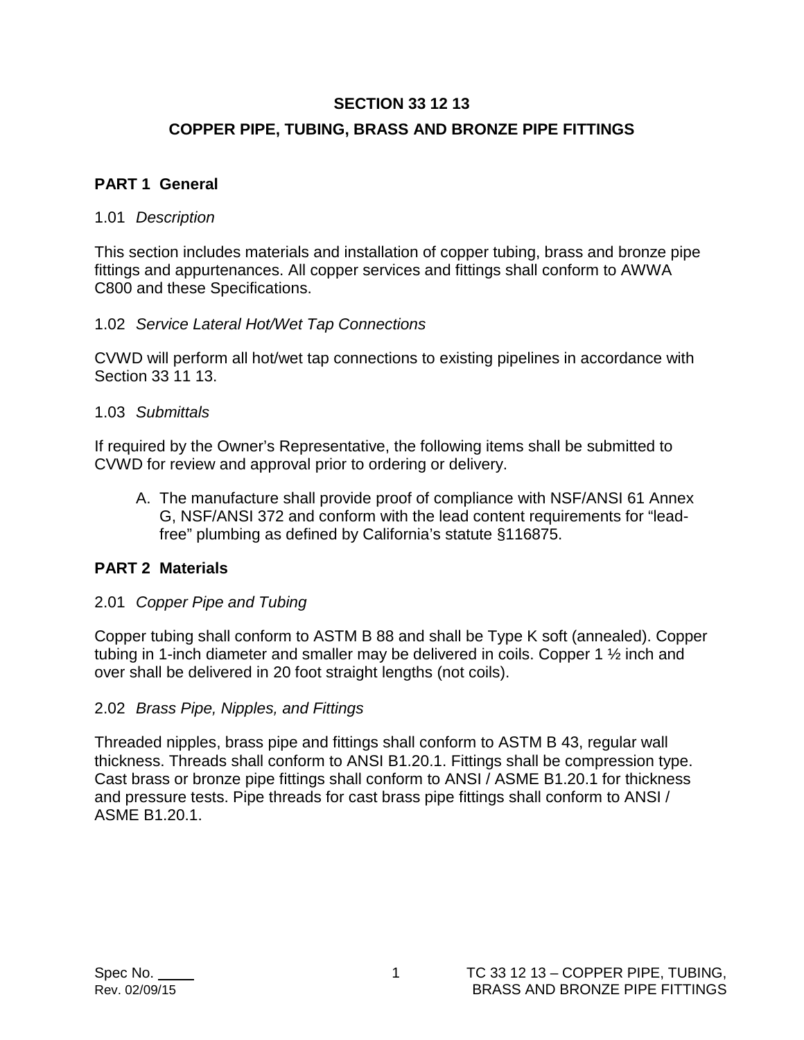# SECTION 33 12 13

# COPPER PIPE, TUBING, BRASS AND BRONZE PIPE FITTINGS

## PART 1 General

### 1.01 *Description*

This section includes materials and installation of copper tubing, brass and bronze pipe fittings and appurtenances. All copper services and fittings shall conform to AWWA C800 and these Specifications.

### 1.02 *Service Lateral Hot/Wet Tap Connections*

CVWD will perform all hot/wet tap connections to existing pipelines in accordance with Section 33 11 13.

### 1.03 *Submittals*

If required by the Owner's Representative, the following items shall be submitted to CVWD for review and approval prior to ordering or delivery.

A. The manufacture shall provide proof of compliance with NSF/ANSI 61 Annex G, NSF/ANSI 372 and conform with the lead content requirements for "lead-free" plumbing as defined by California's statute §116875.

## PART 2 Materials

### 2.01 *Copper Pipe and Tubing*

Copper tubing shall conform to ASTM B 88 and shall be Type K soft (annealed). Copper tubing in 1-inch diameter and smaller may be delivered in coils. Copper 1 ½ inch and over shall be delivered in 20 foot straight lengths (not coils).

### 2.02 *Brass Pipe, Nipples, and Fittings*

Threaded nipples, brass pipe and fittings shall conform to ASTM B 43, regular wall thickness. Threads shall conform to ANSI B1.20.1. Fittings shall be compression type. Cast brass or bronze pipe fittings shall conform to ANSI / ASME B1.20.1 for thickness and pressure tests. Pipe threads for cast brass pipe fittings shall conform to ANSI / ASME B1.20.1.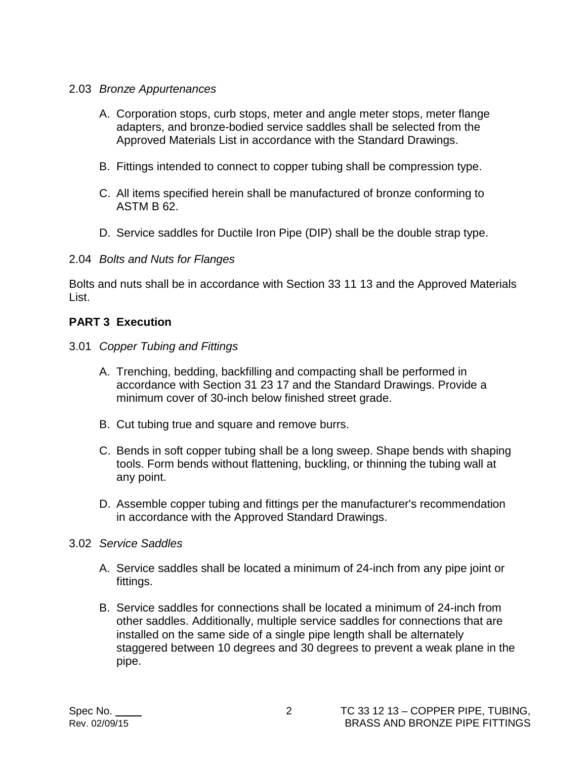2.03 *Bronze Appurtenances*

A. Corporation stops, curb stops, meter and angle meter stops, meter flange adapters, and bronze-bodied service saddles shall be selected from the Approved Materials List in accordance with the Standard Drawings.

B. Fittings intended to connect to copper tubing shall be compression type.

C. All items specified herein shall be manufactured of bronze conforming to ASTM B 62.

D. Service saddles for Ductile Iron Pipe (DIP) shall be the double strap type.

2.04 *Bolts and Nuts for Flanges*

Bolts and nuts shall be in accordance with Section 33 11 13 and the Approved Materials List.

## PART 3 Execution

3.01 *Copper Tubing and Fittings*

A. Trenching, bedding, backfilling and compacting shall be performed in accordance with Section 31 23 17 and the Standard Drawings. Provide a minimum cover of 30-inch below finished street grade.

B. Cut tubing true and square and remove burrs.

C. Bends in soft copper tubing shall be a long sweep. Shape bends with shaping tools. Form bends without flattening, buckling, or thinning the tubing wall at any point.

D. Assemble copper tubing and fittings per the manufacturer's recommendation in accordance with the Approved Standard Drawings.

3.02 *Service Saddles*

A. Service saddles shall be located a minimum of 24-inch from any pipe joint or fittings.

B. Service saddles for connections shall be located a minimum of 24-inch from other saddles. Additionally, multiple service saddles for connections that are installed on the same side of a single pipe length shall be alternately staggered between 10 degrees and 30 degrees to prevent a weak plane in the pipe.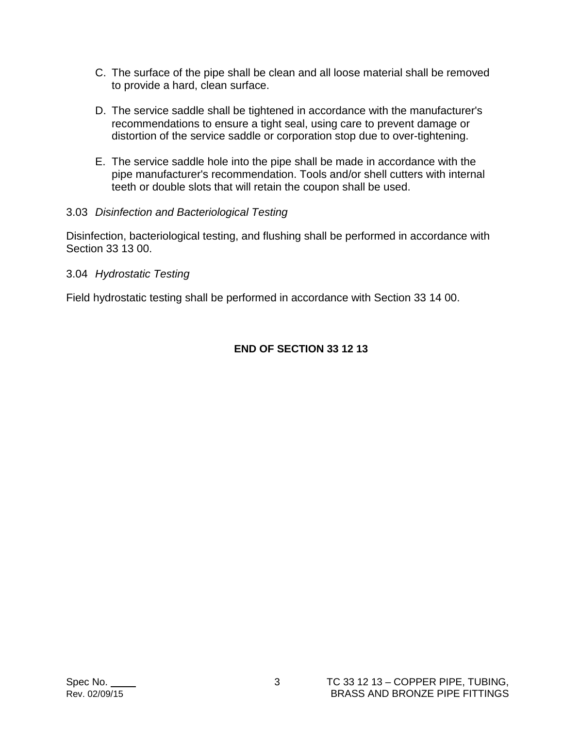C. The surface of the pipe shall be clean and all loose material shall be removed to provide a hard, clean surface.

D. The service saddle shall be tightened in accordance with the manufacturer's recommendations to ensure a tight seal, using care to prevent damage or distortion of the service saddle or corporation stop due to over-tightening.

E. The service saddle hole into the pipe shall be made in accordance with the pipe manufacturer's recommendation. Tools and/or shell cutters with internal teeth or double slots that will retain the coupon shall be used.

3.03 *Disinfection and Bacteriological Testing*

Disinfection, bacteriological testing, and flushing shall be performed in accordance with Section 33 13 00.

3.04 *Hydrostatic Testing*

Field hydrostatic testing shall be performed in accordance with Section 33 14 00.

**END OF SECTION 33 12 13**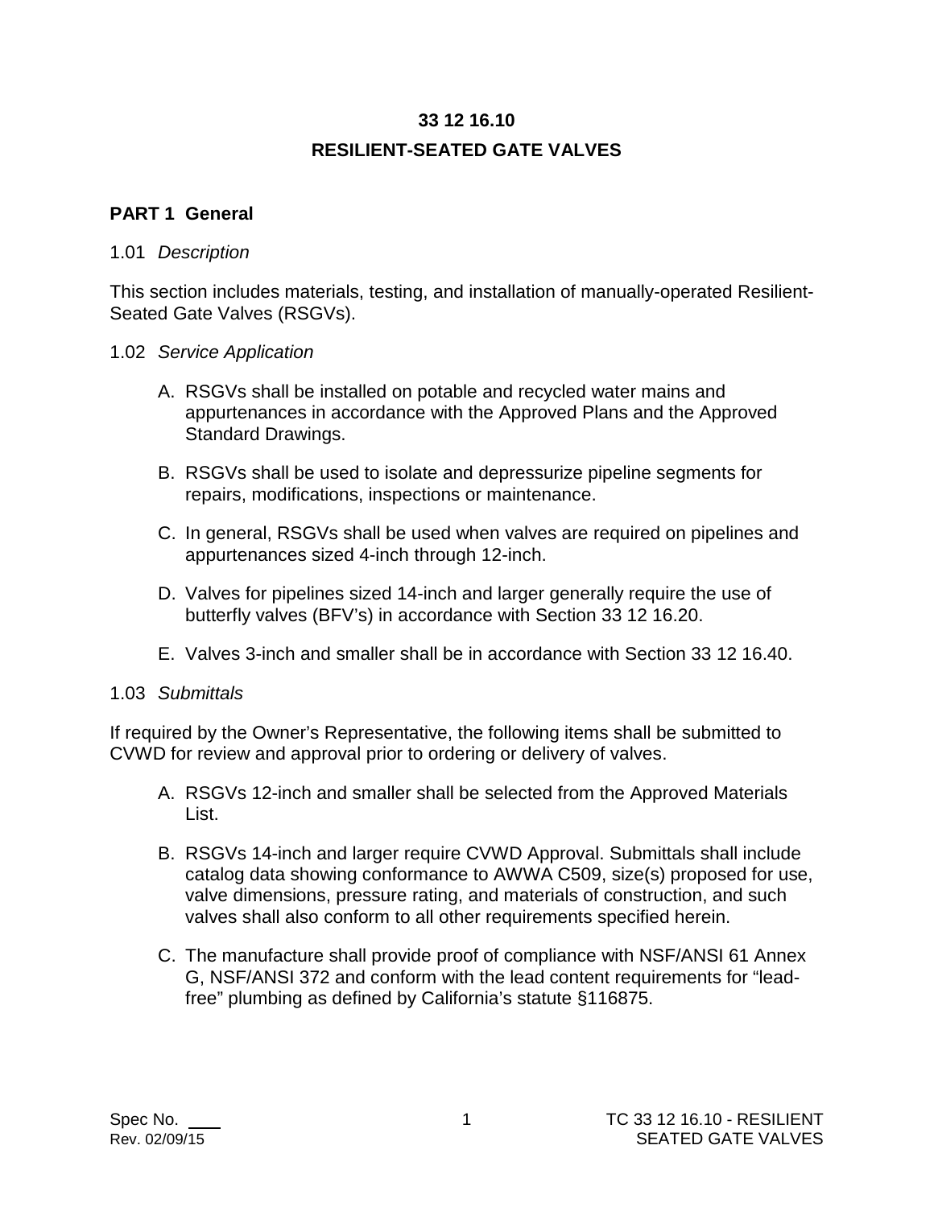# 33 12 16.10

# RESILIENT-SEATED GATE VALVES

## PART 1 General

1.01 *Description*

This section includes materials, testing, and installation of manually-operated Resilient-Seated Gate Valves (RSGVs).

1.02 *Service Application*

A. RSGVs shall be installed on potable and recycled water mains and appurtenances in accordance with the Approved Plans and the Approved Standard Drawings.

B. RSGVs shall be used to isolate and depressurize pipeline segments for repairs, modifications, inspections or maintenance.

C. In general, RSGVs shall be used when valves are required on pipelines and appurtenances sized 4-inch through 12-inch.

D. Valves for pipelines sized 14-inch and larger generally require the use of butterfly valves (BFV's) in accordance with Section 33 12 16.20.

E. Valves 3-inch and smaller shall be in accordance with Section 33 12 16.40.

1.03 *Submittals*

If required by the Owner's Representative, the following items shall be submitted to CVWD for review and approval prior to ordering or delivery of valves.

A. RSGVs 12-inch and smaller shall be selected from the Approved Materials List.

B. RSGVs 14-inch and larger require CVWD Approval. Submittals shall include catalog data showing conformance to AWWA C509, size(s) proposed for use, valve dimensions, pressure rating, and materials of construction, and such valves shall also conform to all other requirements specified herein.

C. The manufacture shall provide proof of compliance with NSF/ANSI 61 Annex G, NSF/ANSI 372 and conform with the lead content requirements for "lead-free" plumbing as defined by California's statute §116875.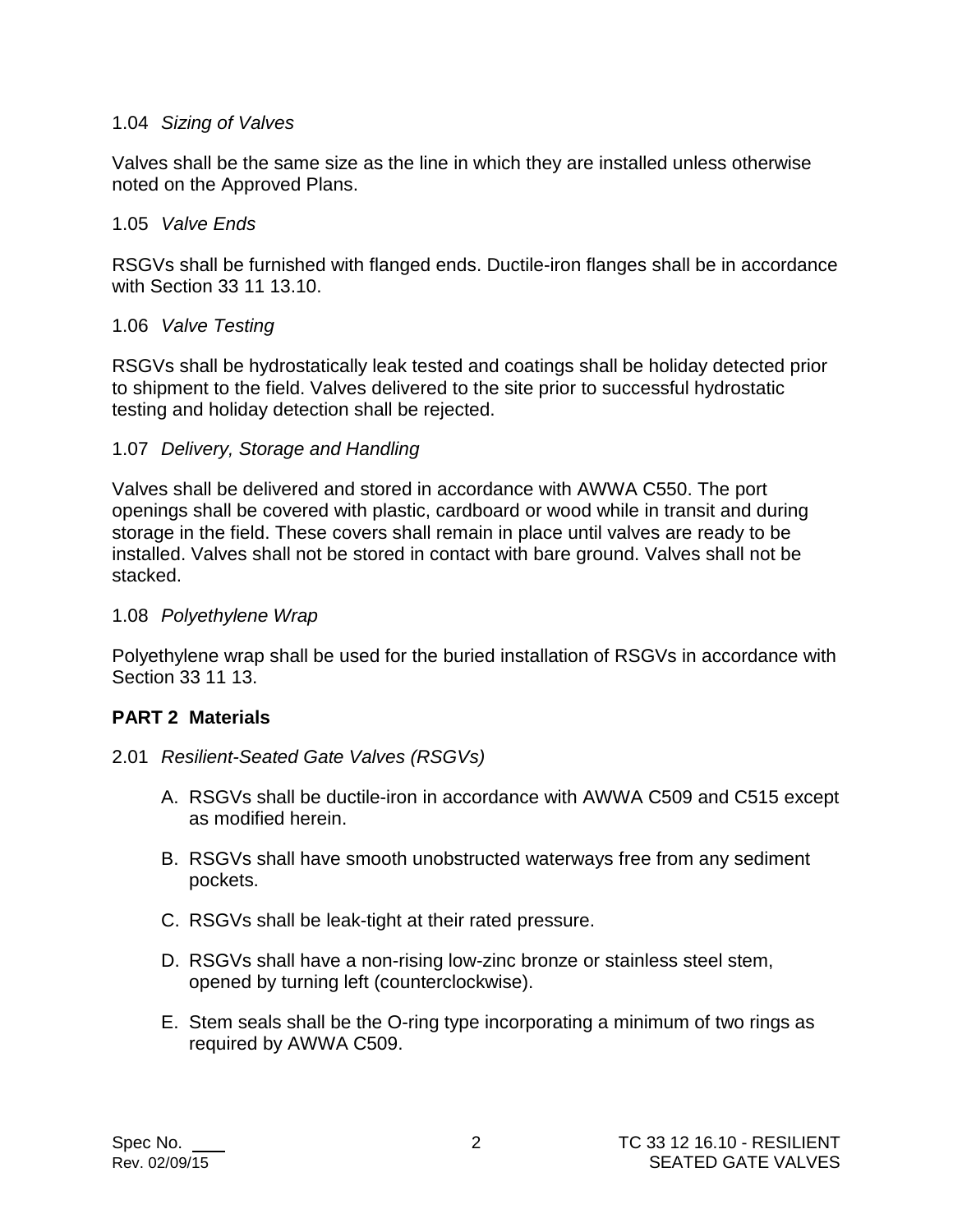1.04 *Sizing of Valves*

Valves shall be the same size as the line in which they are installed unless otherwise noted on the Approved Plans.

1.05 *Valve Ends*

RSGVs shall be furnished with flanged ends. Ductile-iron flanges shall be in accordance with Section 33 11 13.10.

1.06 *Valve Testing*

RSGVs shall be hydrostatically leak tested and coatings shall be holiday detected prior to shipment to the field. Valves delivered to the site prior to successful hydrostatic testing and holiday detection shall be rejected.

1.07 *Delivery, Storage and Handling*

Valves shall be delivered and stored in accordance with AWWA C550. The port openings shall be covered with plastic, cardboard or wood while in transit and during storage in the field. These covers shall remain in place until valves are ready to be installed. Valves shall not be stored in contact with bare ground. Valves shall not be stacked.

1.08 *Polyethylene Wrap*

Polyethylene wrap shall be used for the buried installation of RSGVs in accordance with Section 33 11 13.

## PART 2 Materials

2.01 *Resilient-Seated Gate Valves (RSGVs)*

A. RSGVs shall be ductile-iron in accordance with AWWA C509 and C515 except as modified herein.

B. RSGVs shall have smooth unobstructed waterways free from any sediment pockets.

C. RSGVs shall be leak-tight at their rated pressure.

D. RSGVs shall have a non-rising low-zinc bronze or stainless steel stem, opened by turning left (counterclockwise).

E. Stem seals shall be the O-ring type incorporating a minimum of two rings as required by AWWA C509.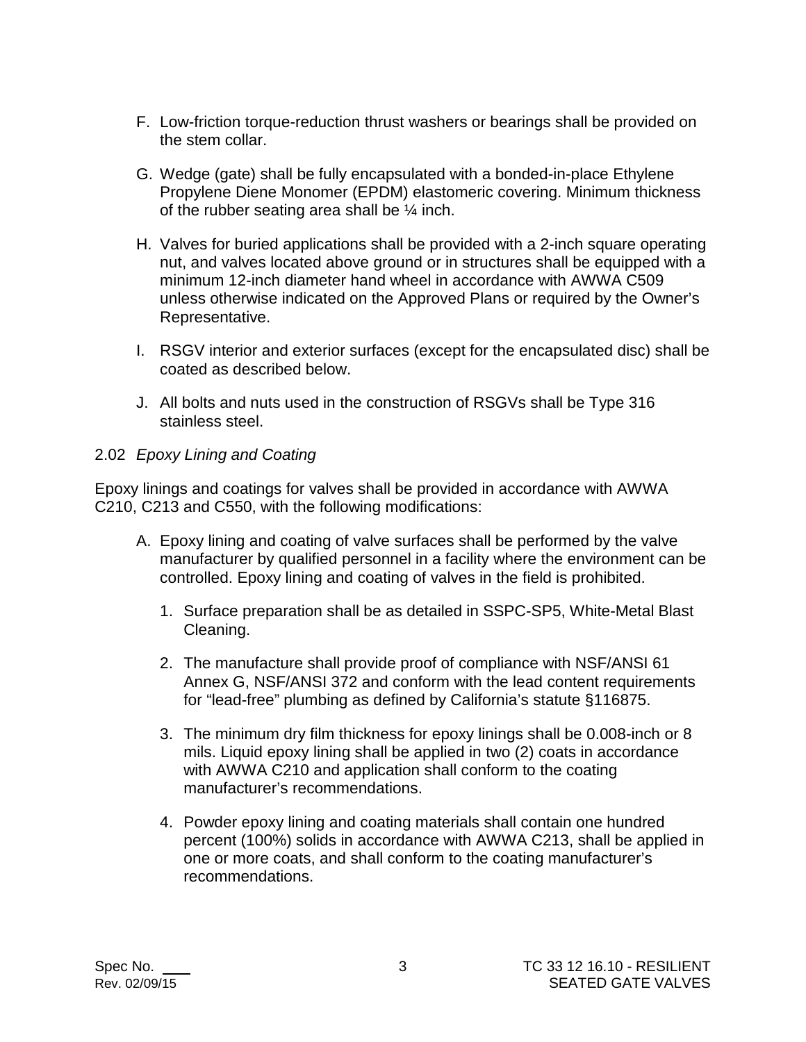F. Low-friction torque-reduction thrust washers or bearings shall be provided on the stem collar.

G. Wedge (gate) shall be fully encapsulated with a bonded-in-place Ethylene Propylene Diene Monomer (EPDM) elastomeric covering. Minimum thickness of the rubber seating area shall be ¼ inch.

H. Valves for buried applications shall be provided with a 2-inch square operating nut, and valves located above ground or in structures shall be equipped with a minimum 12-inch diameter hand wheel in accordance with AWWA C509 unless otherwise indicated on the Approved Plans or required by the Owner's Representative.

I. RSGV interior and exterior surfaces (except for the encapsulated disc) shall be coated as described below.

J. All bolts and nuts used in the construction of RSGVs shall be Type 316 stainless steel.

2.02 *Epoxy Lining and Coating*

Epoxy linings and coatings for valves shall be provided in accordance with AWWA C210, C213 and C550, with the following modifications:

A. Epoxy lining and coating of valve surfaces shall be performed by the valve manufacturer by qualified personnel in a facility where the environment can be controlled. Epoxy lining and coating of valves in the field is prohibited.

   1. Surface preparation shall be as detailed in SSPC-SP5, White-Metal Blast Cleaning.

   2. The manufacture shall provide proof of compliance with NSF/ANSI 61 Annex G, NSF/ANSI 372 and conform with the lead content requirements for "lead-free" plumbing as defined by California's statute §116875.

   3. The minimum dry film thickness for epoxy linings shall be 0.008-inch or 8 mils. Liquid epoxy lining shall be applied in two (2) coats in accordance with AWWA C210 and application shall conform to the coating manufacturer's recommendations.

   4. Powder epoxy lining and coating materials shall contain one hundred percent (100%) solids in accordance with AWWA C213, shall be applied in one or more coats, and shall conform to the coating manufacturer's recommendations.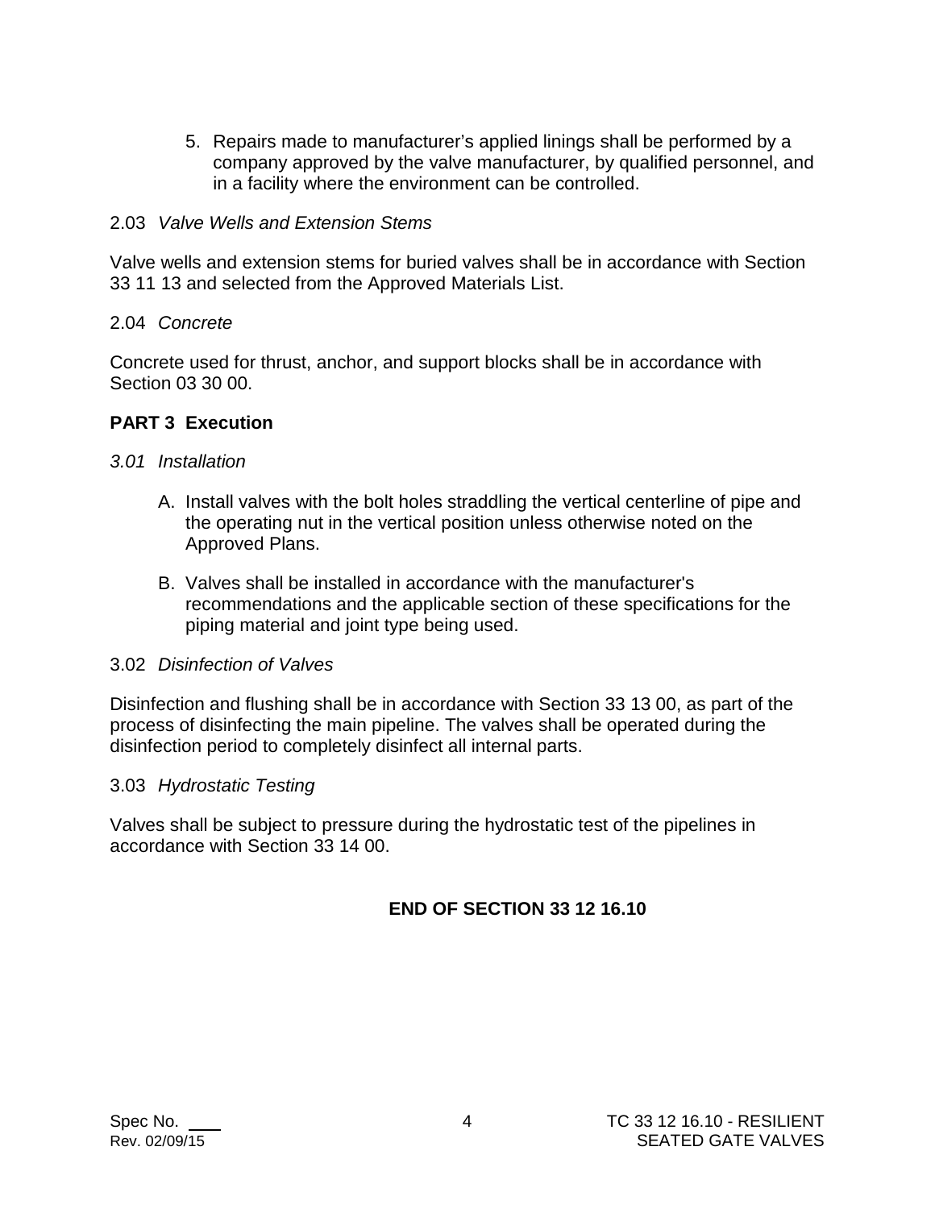5. Repairs made to manufacturer's applied linings shall be performed by a company approved by the valve manufacturer, by qualified personnel, and in a facility where the environment can be controlled.

2.03 *Valve Wells and Extension Stems*

Valve wells and extension stems for buried valves shall be in accordance with Section 33 11 13 and selected from the Approved Materials List.

2.04 *Concrete*

Concrete used for thrust, anchor, and support blocks shall be in accordance with Section 03 30 00.

## PART 3 Execution

*3.01 Installation*

A. Install valves with the bolt holes straddling the vertical centerline of pipe and the operating nut in the vertical position unless otherwise noted on the Approved Plans.

B. Valves shall be installed in accordance with the manufacturer's recommendations and the applicable section of these specifications for the piping material and joint type being used.

3.02 *Disinfection of Valves*

Disinfection and flushing shall be in accordance with Section 33 13 00, as part of the process of disinfecting the main pipeline. The valves shall be operated during the disinfection period to completely disinfect all internal parts.

3.03 *Hydrostatic Testing*

Valves shall be subject to pressure during the hydrostatic test of the pipelines in accordance with Section 33 14 00.

**END OF SECTION 33 12 16.10**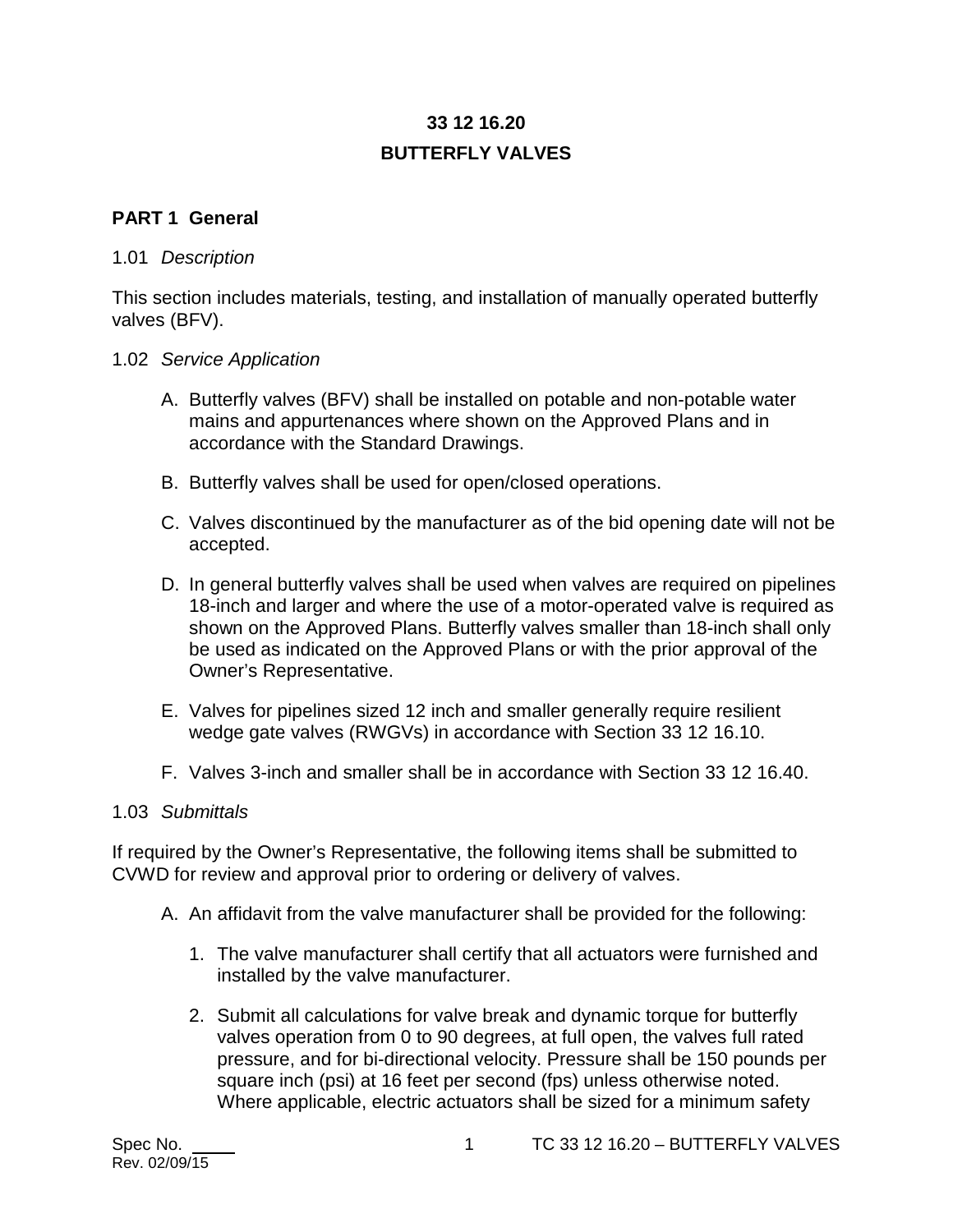# 33 12 16.20
# BUTTERFLY VALVES

## PART 1 General

### 1.01 *Description*

This section includes materials, testing, and installation of manually operated butterfly valves (BFV).

### 1.02 *Service Application*

A. Butterfly valves (BFV) shall be installed on potable and non-potable water mains and appurtenances where shown on the Approved Plans and in accordance with the Standard Drawings.

B. Butterfly valves shall be used for open/closed operations.

C. Valves discontinued by the manufacturer as of the bid opening date will not be accepted.

D. In general butterfly valves shall be used when valves are required on pipelines 18-inch and larger and where the use of a motor-operated valve is required as shown on the Approved Plans. Butterfly valves smaller than 18-inch shall only be used as indicated on the Approved Plans or with the prior approval of the Owner's Representative.

E. Valves for pipelines sized 12 inch and smaller generally require resilient wedge gate valves (RWGVs) in accordance with Section 33 12 16.10.

F. Valves 3-inch and smaller shall be in accordance with Section 33 12 16.40.

### 1.03 *Submittals*

If required by the Owner's Representative, the following items shall be submitted to CVWD for review and approval prior to ordering or delivery of valves.

A. An affidavit from the valve manufacturer shall be provided for the following:

1. The valve manufacturer shall certify that all actuators were furnished and installed by the valve manufacturer.

2. Submit all calculations for valve break and dynamic torque for butterfly valves operation from 0 to 90 degrees, at full open, the valves full rated pressure, and for bi-directional velocity. Pressure shall be 150 pounds per square inch (psi) at 16 feet per second (fps) unless otherwise noted. Where applicable, electric actuators shall be sized for a minimum safety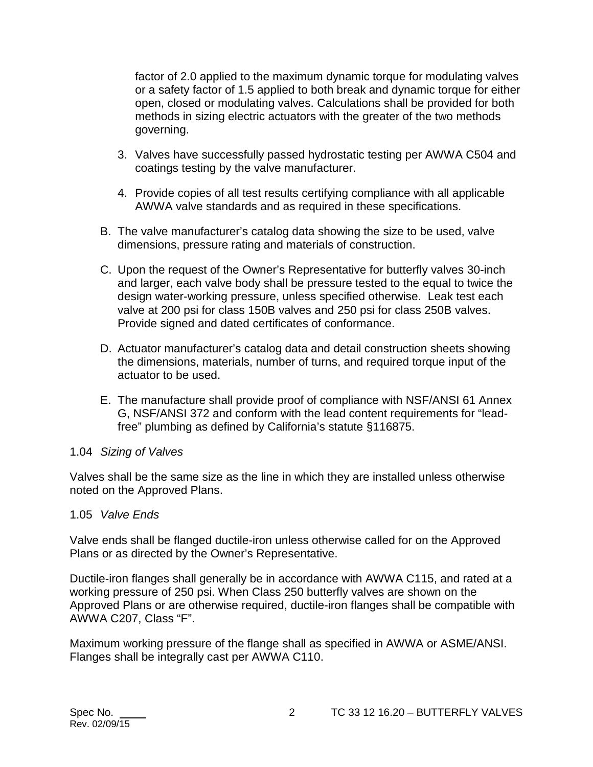factor of 2.0 applied to the maximum dynamic torque for modulating valves or a safety factor of 1.5 applied to both break and dynamic torque for either open, closed or modulating valves. Calculations shall be provided for both methods in sizing electric actuators with the greater of the two methods governing.

3. Valves have successfully passed hydrostatic testing per AWWA C504 and coatings testing by the valve manufacturer.

4. Provide copies of all test results certifying compliance with all applicable AWWA valve standards and as required in these specifications.

B. The valve manufacturer's catalog data showing the size to be used, valve dimensions, pressure rating and materials of construction.

C. Upon the request of the Owner's Representative for butterfly valves 30-inch and larger, each valve body shall be pressure tested to the equal to twice the design water-working pressure, unless specified otherwise. Leak test each valve at 200 psi for class 150B valves and 250 psi for class 250B valves. Provide signed and dated certificates of conformance.

D. Actuator manufacturer's catalog data and detail construction sheets showing the dimensions, materials, number of turns, and required torque input of the actuator to be used.

E. The manufacture shall provide proof of compliance with NSF/ANSI 61 Annex G, NSF/ANSI 372 and conform with the lead content requirements for "lead-free" plumbing as defined by California's statute §116875.

1.04 *Sizing of Valves*

Valves shall be the same size as the line in which they are installed unless otherwise noted on the Approved Plans.

1.05 *Valve Ends*

Valve ends shall be flanged ductile-iron unless otherwise called for on the Approved Plans or as directed by the Owner's Representative.

Ductile-iron flanges shall generally be in accordance with AWWA C115, and rated at a working pressure of 250 psi. When Class 250 butterfly valves are shown on the Approved Plans or are otherwise required, ductile-iron flanges shall be compatible with AWWA C207, Class "F".

Maximum working pressure of the flange shall as specified in AWWA or ASME/ANSI. Flanges shall be integrally cast per AWWA C110.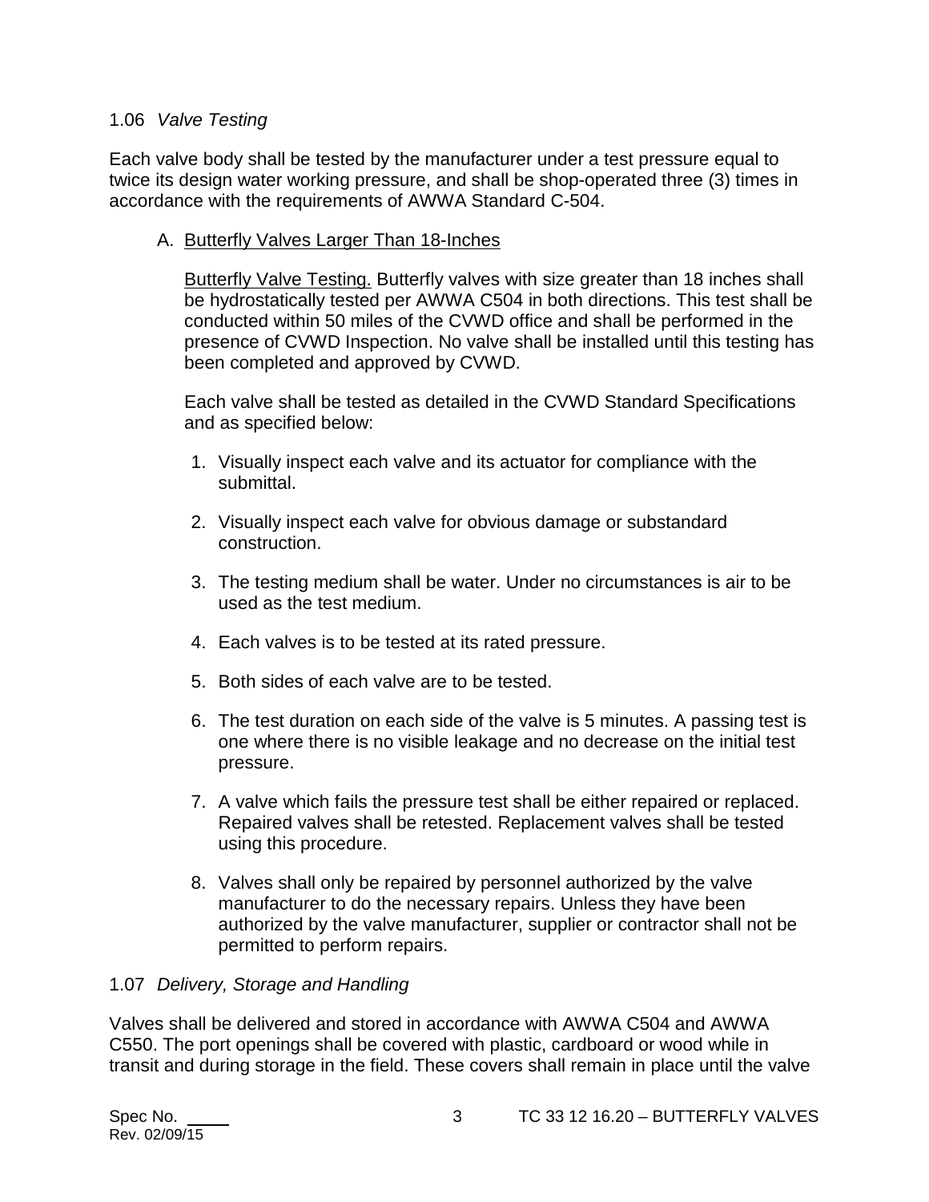### 1.06 *Valve Testing*

Each valve body shall be tested by the manufacturer under a test pressure equal to twice its design water working pressure, and shall be shop-operated three (3) times in accordance with the requirements of AWWA Standard C-504.

A. Butterfly Valves Larger Than 18-Inches

Butterfly Valve Testing. Butterfly valves with size greater than 18 inches shall be hydrostatically tested per AWWA C504 in both directions. This test shall be conducted within 50 miles of the CVWD office and shall be performed in the presence of CVWD Inspection. No valve shall be installed until this testing has been completed and approved by CVWD.

Each valve shall be tested as detailed in the CVWD Standard Specifications and as specified below:

1. Visually inspect each valve and its actuator for compliance with the submittal.
2. Visually inspect each valve for obvious damage or substandard construction.
3. The testing medium shall be water. Under no circumstances is air to be used as the test medium.
4. Each valves is to be tested at its rated pressure.
5. Both sides of each valve are to be tested.
6. The test duration on each side of the valve is 5 minutes. A passing test is one where there is no visible leakage and no decrease on the initial test pressure.
7. A valve which fails the pressure test shall be either repaired or replaced. Repaired valves shall be retested. Replacement valves shall be tested using this procedure.
8. Valves shall only be repaired by personnel authorized by the valve manufacturer to do the necessary repairs. Unless they have been authorized by the valve manufacturer, supplier or contractor shall not be permitted to perform repairs.

### 1.07 *Delivery, Storage and Handling*

Valves shall be delivered and stored in accordance with AWWA C504 and AWWA C550. The port openings shall be covered with plastic, cardboard or wood while in transit and during storage in the field. These covers shall remain in place until the valve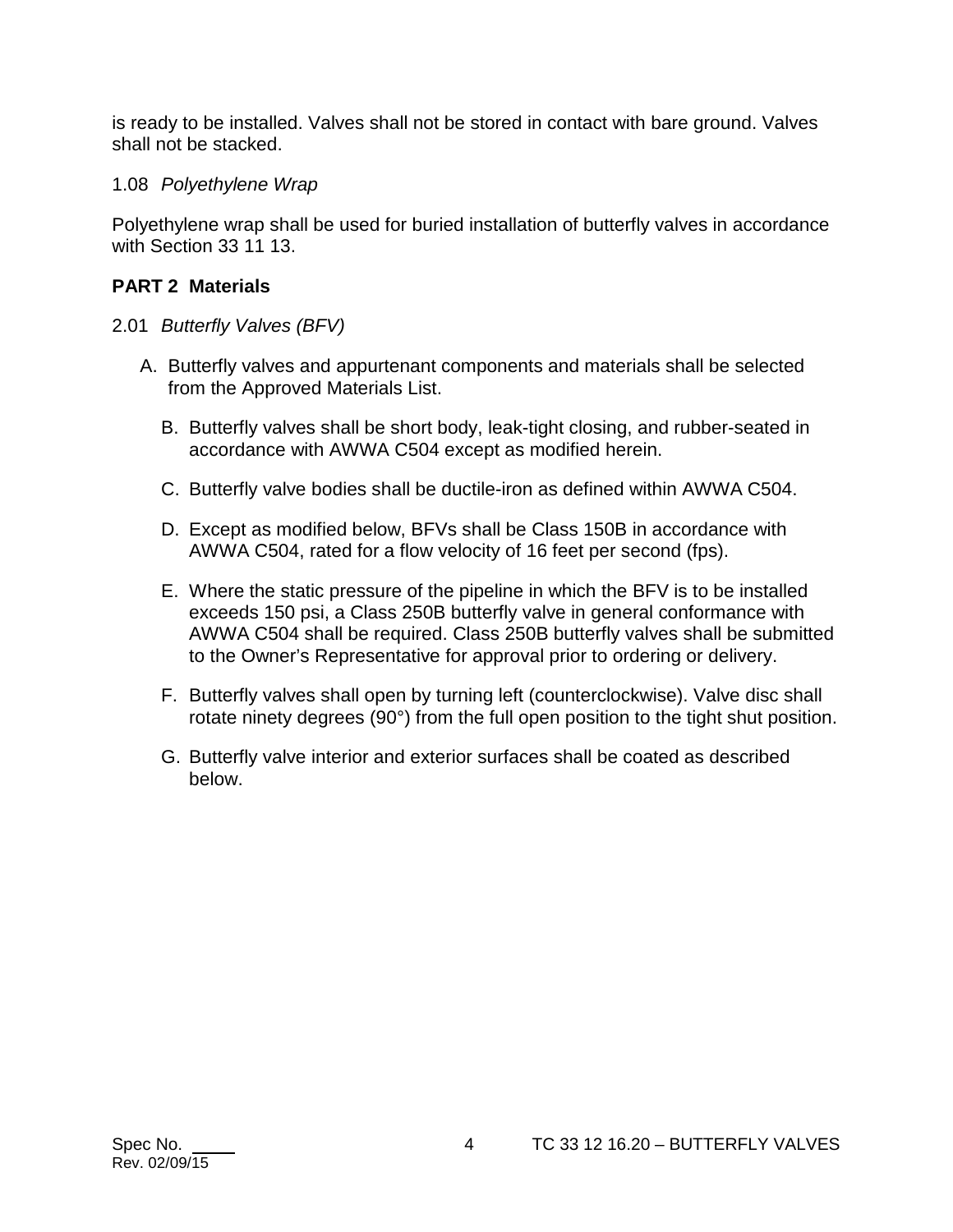is ready to be installed. Valves shall not be stored in contact with bare ground. Valves shall not be stacked.

1.08 *Polyethylene Wrap*

Polyethylene wrap shall be used for buried installation of butterfly valves in accordance with Section 33 11 13.

## PART 2 Materials

2.01 *Butterfly Valves (BFV)*

A. Butterfly valves and appurtenant components and materials shall be selected from the Approved Materials List.

B. Butterfly valves shall be short body, leak-tight closing, and rubber-seated in accordance with AWWA C504 except as modified herein.

C. Butterfly valve bodies shall be ductile-iron as defined within AWWA C504.

D. Except as modified below, BFVs shall be Class 150B in accordance with AWWA C504, rated for a flow velocity of 16 feet per second (fps).

E. Where the static pressure of the pipeline in which the BFV is to be installed exceeds 150 psi, a Class 250B butterfly valve in general conformance with AWWA C504 shall be required. Class 250B butterfly valves shall be submitted to the Owner's Representative for approval prior to ordering or delivery.

F. Butterfly valves shall open by turning left (counterclockwise). Valve disc shall rotate ninety degrees (90°) from the full open position to the tight shut position.

G. Butterfly valve interior and exterior surfaces shall be coated as described below.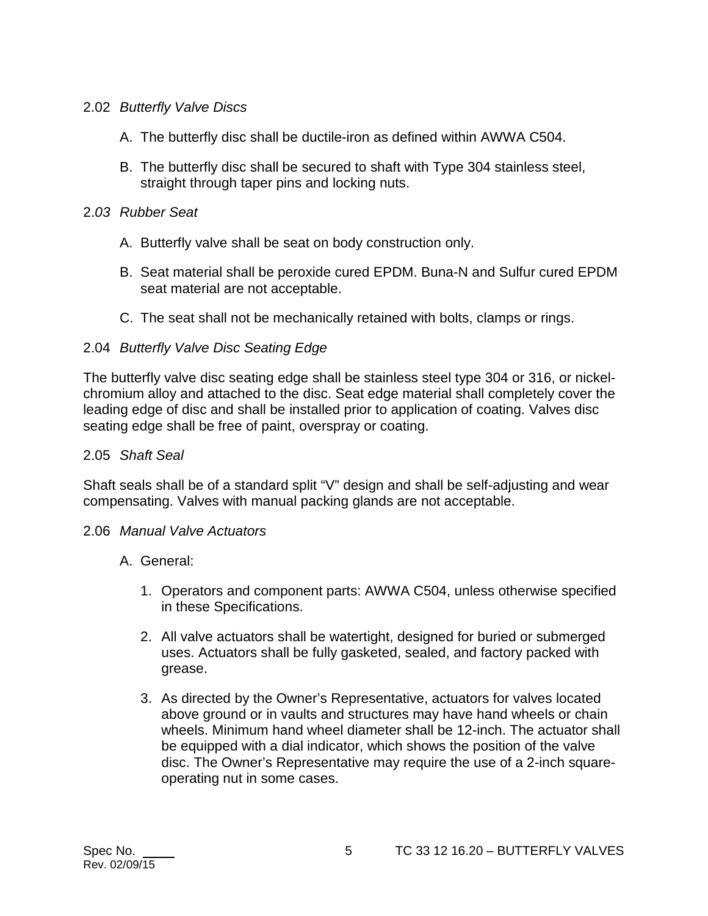### 2.02 *Butterfly Valve Discs*

A. The butterfly disc shall be ductile-iron as defined within AWWA C504.

B. The butterfly disc shall be secured to shaft with Type 304 stainless steel, straight through taper pins and locking nuts.

### 2.03 *Rubber Seat*

A. Butterfly valve shall be seat on body construction only.

B. Seat material shall be peroxide cured EPDM. Buna-N and Sulfur cured EPDM seat material are not acceptable.

C. The seat shall not be mechanically retained with bolts, clamps or rings.

### 2.04 *Butterfly Valve Disc Seating Edge*

The butterfly valve disc seating edge shall be stainless steel type 304 or 316, or nickel-chromium alloy and attached to the disc. Seat edge material shall completely cover the leading edge of disc and shall be installed prior to application of coating. Valves disc seating edge shall be free of paint, overspray or coating.

### 2.05 *Shaft Seal*

Shaft seals shall be of a standard split "V" design and shall be self-adjusting and wear compensating. Valves with manual packing glands are not acceptable.

### 2.06 *Manual Valve Actuators*

A. General:

1. Operators and component parts: AWWA C504, unless otherwise specified in these Specifications.

2. All valve actuators shall be watertight, designed for buried or submerged uses. Actuators shall be fully gasketed, sealed, and factory packed with grease.

3. As directed by the Owner's Representative, actuators for valves located above ground or in vaults and structures may have hand wheels or chain wheels. Minimum hand wheel diameter shall be 12-inch. The actuator shall be equipped with a dial indicator, which shows the position of the valve disc. The Owner's Representative may require the use of a 2-inch square-operating nut in some cases.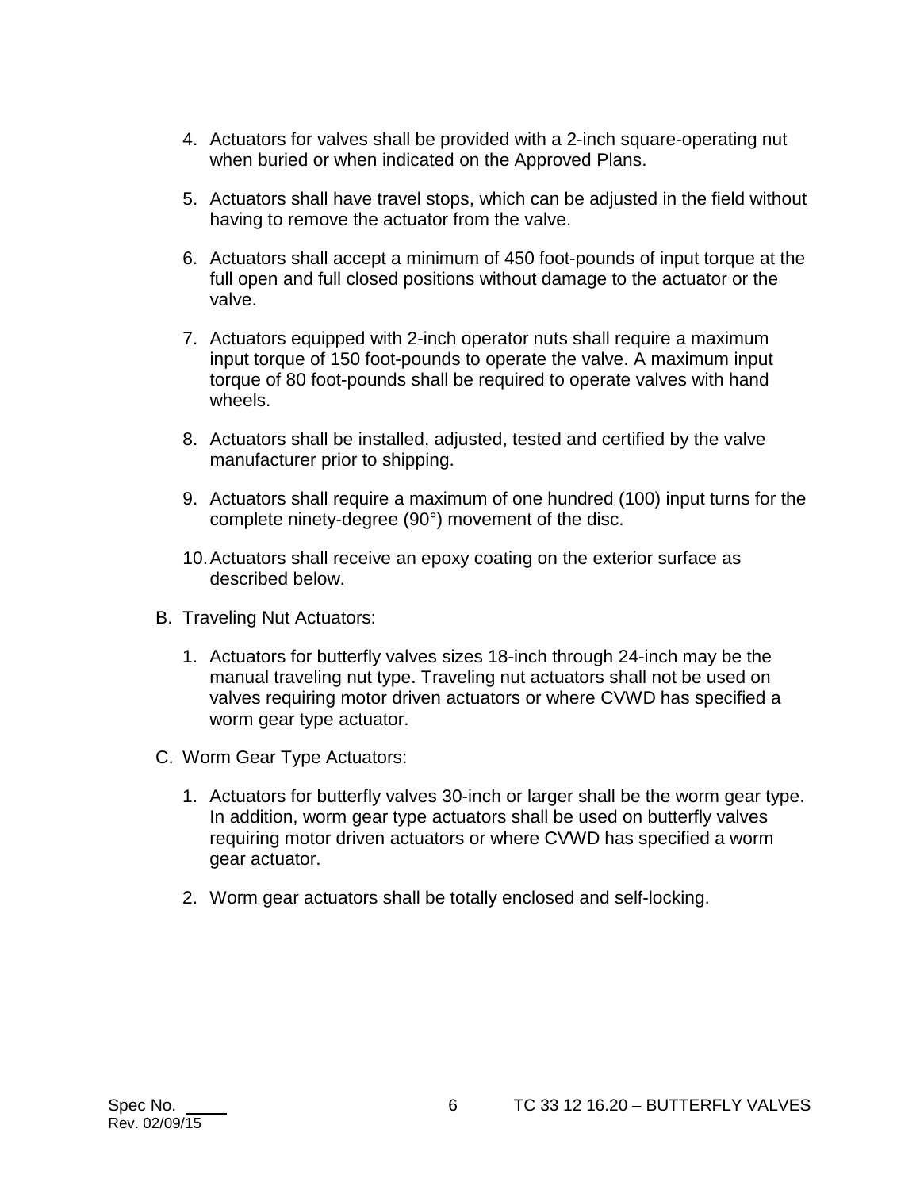4. Actuators for valves shall be provided with a 2-inch square-operating nut when buried or when indicated on the Approved Plans.

5. Actuators shall have travel stops, which can be adjusted in the field without having to remove the actuator from the valve.

6. Actuators shall accept a minimum of 450 foot-pounds of input torque at the full open and full closed positions without damage to the actuator or the valve.

7. Actuators equipped with 2-inch operator nuts shall require a maximum input torque of 150 foot-pounds to operate the valve. A maximum input torque of 80 foot-pounds shall be required to operate valves with hand wheels.

8. Actuators shall be installed, adjusted, tested and certified by the valve manufacturer prior to shipping.

9. Actuators shall require a maximum of one hundred (100) input turns for the complete ninety-degree (90°) movement of the disc.

10. Actuators shall receive an epoxy coating on the exterior surface as described below.

B. Traveling Nut Actuators:

   1. Actuators for butterfly valves sizes 18-inch through 24-inch may be the manual traveling nut type. Traveling nut actuators shall not be used on valves requiring motor driven actuators or where CVWD has specified a worm gear type actuator.

C. Worm Gear Type Actuators:

   1. Actuators for butterfly valves 30-inch or larger shall be the worm gear type. In addition, worm gear type actuators shall be used on butterfly valves requiring motor driven actuators or where CVWD has specified a worm gear actuator.

   2. Worm gear actuators shall be totally enclosed and self-locking.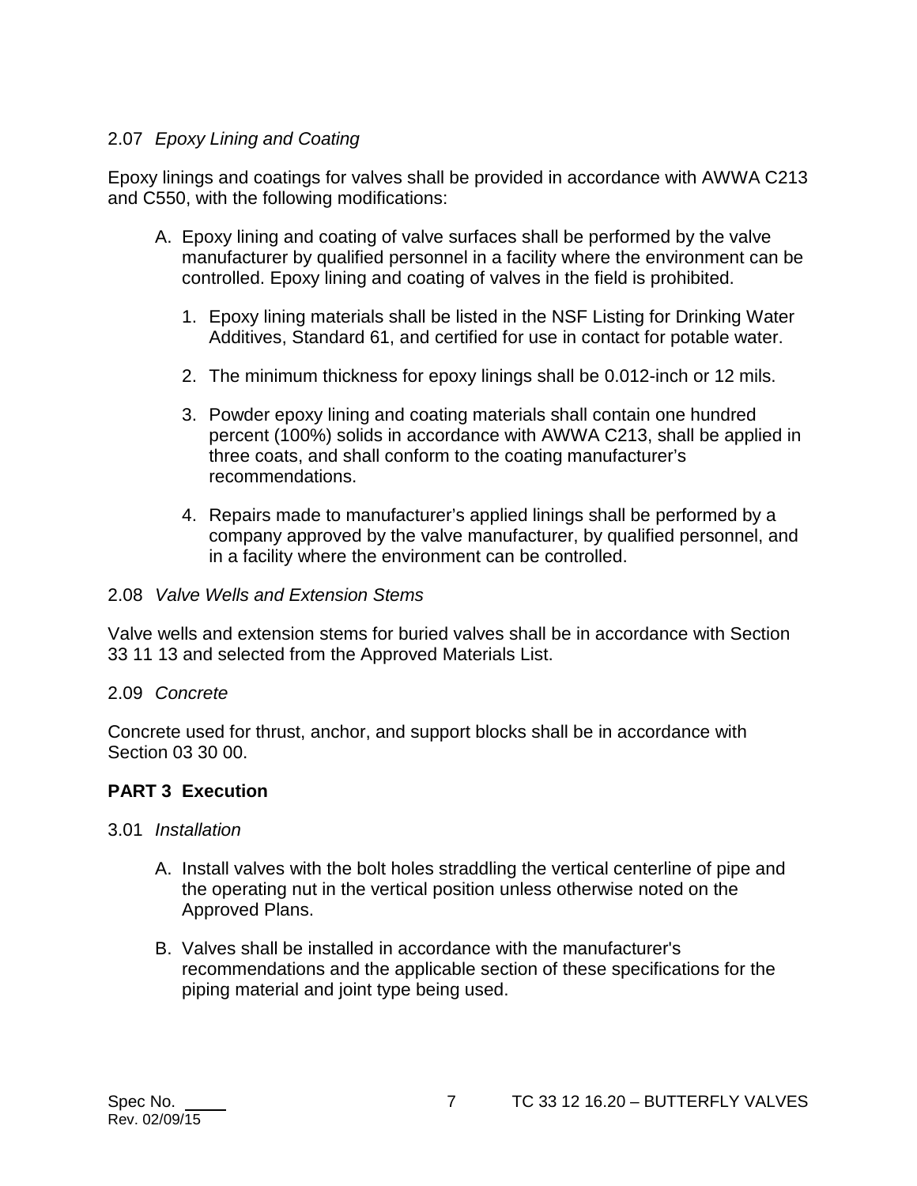2.07 *Epoxy Lining and Coating*

Epoxy linings and coatings for valves shall be provided in accordance with AWWA C213 and C550, with the following modifications:

A. Epoxy lining and coating of valve surfaces shall be performed by the valve manufacturer by qualified personnel in a facility where the environment can be controlled. Epoxy lining and coating of valves in the field is prohibited.

   1. Epoxy lining materials shall be listed in the NSF Listing for Drinking Water Additives, Standard 61, and certified for use in contact for potable water.

   2. The minimum thickness for epoxy linings shall be 0.012-inch or 12 mils.

   3. Powder epoxy lining and coating materials shall contain one hundred percent (100%) solids in accordance with AWWA C213, shall be applied in three coats, and shall conform to the coating manufacturer's recommendations.

   4. Repairs made to manufacturer's applied linings shall be performed by a company approved by the valve manufacturer, by qualified personnel, and in a facility where the environment can be controlled.

2.08 *Valve Wells and Extension Stems*

Valve wells and extension stems for buried valves shall be in accordance with Section 33 11 13 and selected from the Approved Materials List.

2.09 *Concrete*

Concrete used for thrust, anchor, and support blocks shall be in accordance with Section 03 30 00.

## PART 3 Execution

3.01 *Installation*

A. Install valves with the bolt holes straddling the vertical centerline of pipe and the operating nut in the vertical position unless otherwise noted on the Approved Plans.

B. Valves shall be installed in accordance with the manufacturer's recommendations and the applicable section of these specifications for the piping material and joint type being used.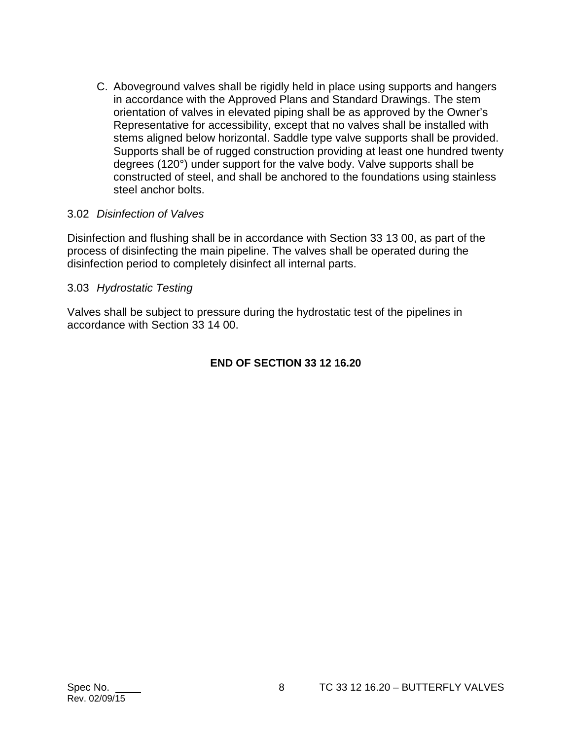C. Aboveground valves shall be rigidly held in place using supports and hangers in accordance with the Approved Plans and Standard Drawings. The stem orientation of valves in elevated piping shall be as approved by the Owner's Representative for accessibility, except that no valves shall be installed with stems aligned below horizontal. Saddle type valve supports shall be provided. Supports shall be of rugged construction providing at least one hundred twenty degrees (120°) under support for the valve body. Valve supports shall be constructed of steel, and shall be anchored to the foundations using stainless steel anchor bolts.

3.02 *Disinfection of Valves*

Disinfection and flushing shall be in accordance with Section 33 13 00, as part of the process of disinfecting the main pipeline. The valves shall be operated during the disinfection period to completely disinfect all internal parts.

3.03 *Hydrostatic Testing*

Valves shall be subject to pressure during the hydrostatic test of the pipelines in accordance with Section 33 14 00.

**END OF SECTION 33 12 16.20**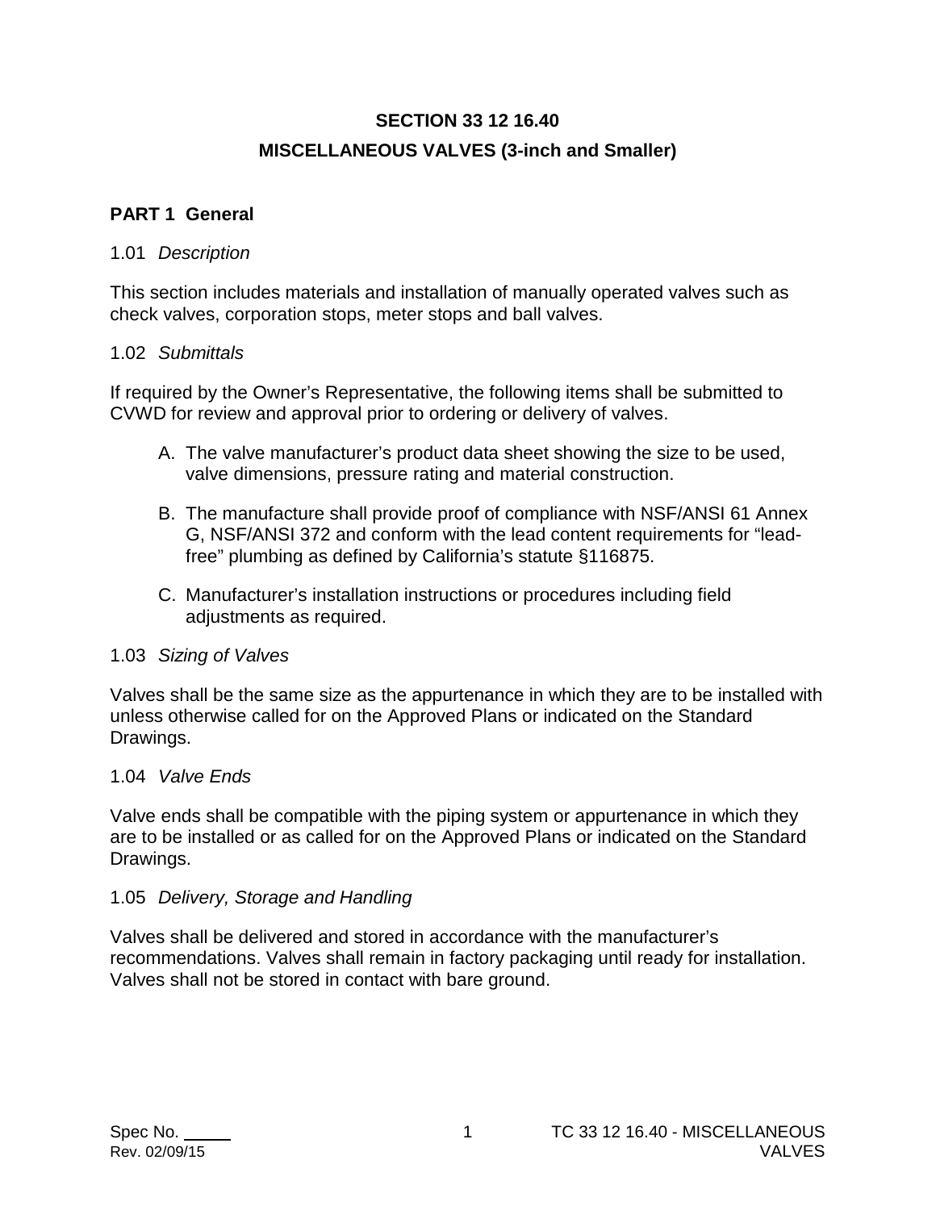# SECTION 33 12 16.40

# MISCELLANEOUS VALVES (3-inch and Smaller)

## PART 1 General

### 1.01 *Description*

This section includes materials and installation of manually operated valves such as check valves, corporation stops, meter stops and ball valves.

### 1.02 *Submittals*

If required by the Owner's Representative, the following items shall be submitted to CVWD for review and approval prior to ordering or delivery of valves.

A. The valve manufacturer's product data sheet showing the size to be used, valve dimensions, pressure rating and material construction.

B. The manufacture shall provide proof of compliance with NSF/ANSI 61 Annex G, NSF/ANSI 372 and conform with the lead content requirements for "lead-free" plumbing as defined by California's statute §116875.

C. Manufacturer's installation instructions or procedures including field adjustments as required.

### 1.03 *Sizing of Valves*

Valves shall be the same size as the appurtenance in which they are to be installed with unless otherwise called for on the Approved Plans or indicated on the Standard Drawings.

### 1.04 *Valve Ends*

Valve ends shall be compatible with the piping system or appurtenance in which they are to be installed or as called for on the Approved Plans or indicated on the Standard Drawings.

### 1.05 *Delivery, Storage and Handling*

Valves shall be delivered and stored in accordance with the manufacturer's recommendations. Valves shall remain in factory packaging until ready for installation. Valves shall not be stored in contact with bare ground.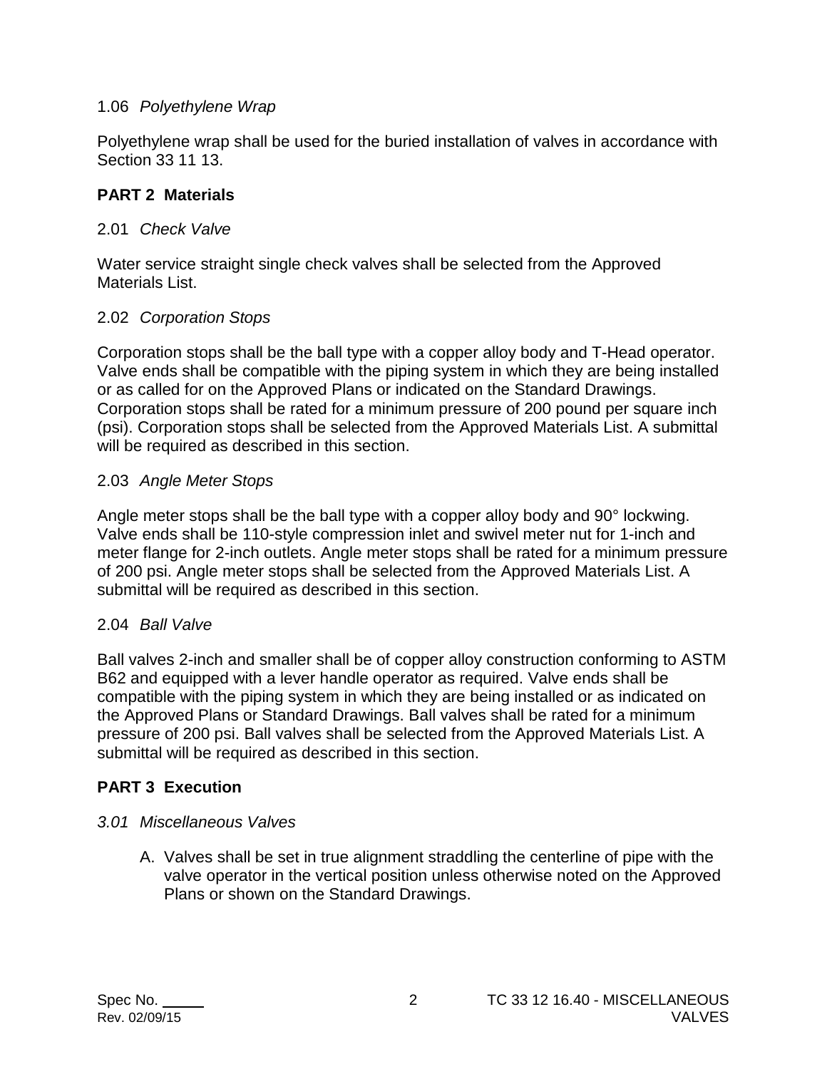### 1.06 *Polyethylene Wrap*

Polyethylene wrap shall be used for the buried installation of valves in accordance with Section 33 11 13.

## PART 2 Materials

### 2.01 *Check Valve*

Water service straight single check valves shall be selected from the Approved Materials List.

### 2.02 *Corporation Stops*

Corporation stops shall be the ball type with a copper alloy body and T-Head operator. Valve ends shall be compatible with the piping system in which they are being installed or as called for on the Approved Plans or indicated on the Standard Drawings. Corporation stops shall be rated for a minimum pressure of 200 pound per square inch (psi). Corporation stops shall be selected from the Approved Materials List. A submittal will be required as described in this section.

### 2.03 *Angle Meter Stops*

Angle meter stops shall be the ball type with a copper alloy body and 90° lockwing. Valve ends shall be 110-style compression inlet and swivel meter nut for 1-inch and meter flange for 2-inch outlets. Angle meter stops shall be rated for a minimum pressure of 200 psi. Angle meter stops shall be selected from the Approved Materials List. A submittal will be required as described in this section.

### 2.04 *Ball Valve*

Ball valves 2-inch and smaller shall be of copper alloy construction conforming to ASTM B62 and equipped with a lever handle operator as required. Valve ends shall be compatible with the piping system in which they are being installed or as indicated on the Approved Plans or Standard Drawings. Ball valves shall be rated for a minimum pressure of 200 psi. Ball valves shall be selected from the Approved Materials List. A submittal will be required as described in this section.

## PART 3 Execution

### *3.01 Miscellaneous Valves*

A. Valves shall be set in true alignment straddling the centerline of pipe with the valve operator in the vertical position unless otherwise noted on the Approved Plans or shown on the Standard Drawings.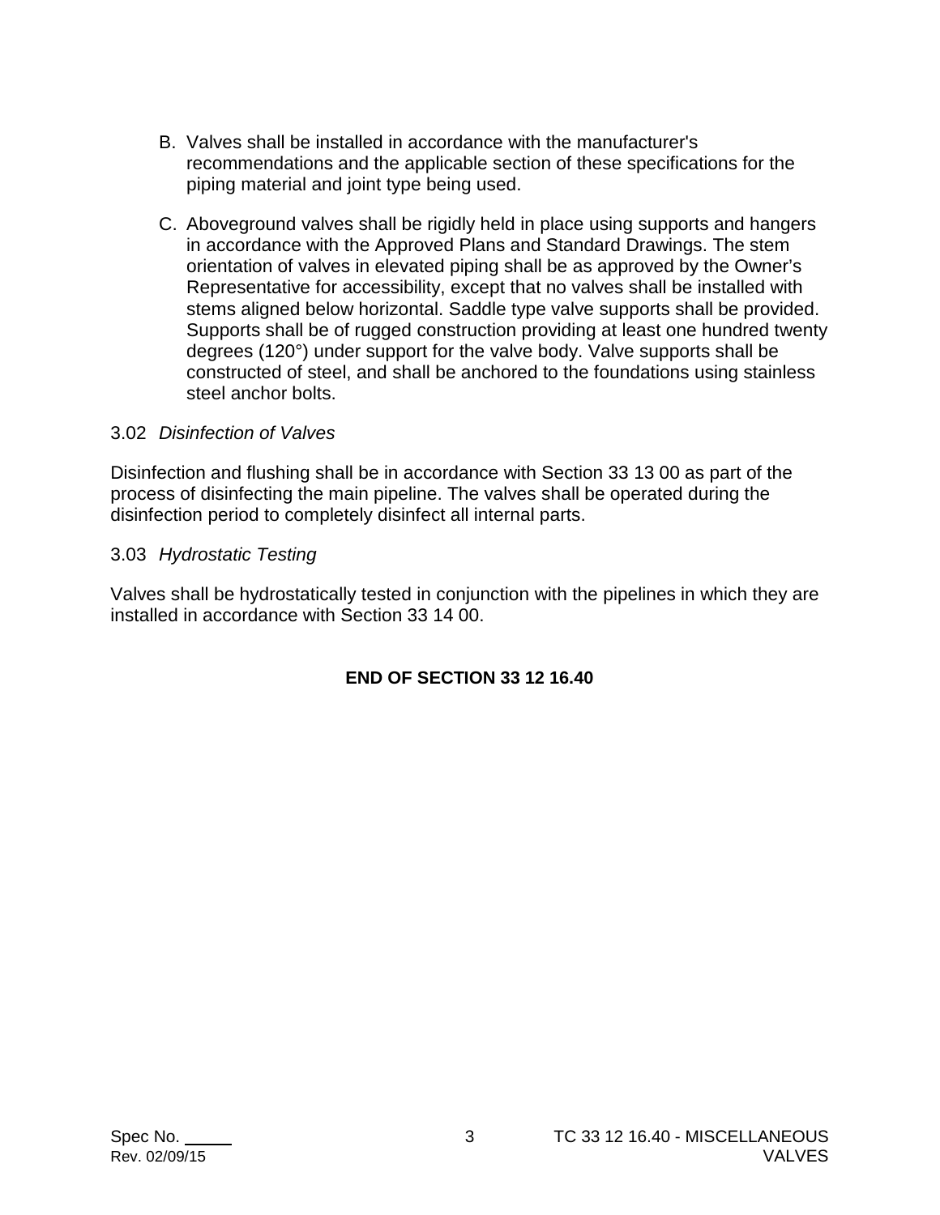B. Valves shall be installed in accordance with the manufacturer's recommendations and the applicable section of these specifications for the piping material and joint type being used.

C. Aboveground valves shall be rigidly held in place using supports and hangers in accordance with the Approved Plans and Standard Drawings. The stem orientation of valves in elevated piping shall be as approved by the Owner's Representative for accessibility, except that no valves shall be installed with stems aligned below horizontal. Saddle type valve supports shall be provided. Supports shall be of rugged construction providing at least one hundred twenty degrees (120°) under support for the valve body. Valve supports shall be constructed of steel, and shall be anchored to the foundations using stainless steel anchor bolts.

3.02 *Disinfection of Valves*

Disinfection and flushing shall be in accordance with Section 33 13 00 as part of the process of disinfecting the main pipeline. The valves shall be operated during the disinfection period to completely disinfect all internal parts.

3.03 *Hydrostatic Testing*

Valves shall be hydrostatically tested in conjunction with the pipelines in which they are installed in accordance with Section 33 14 00.

**END OF SECTION 33 12 16.40**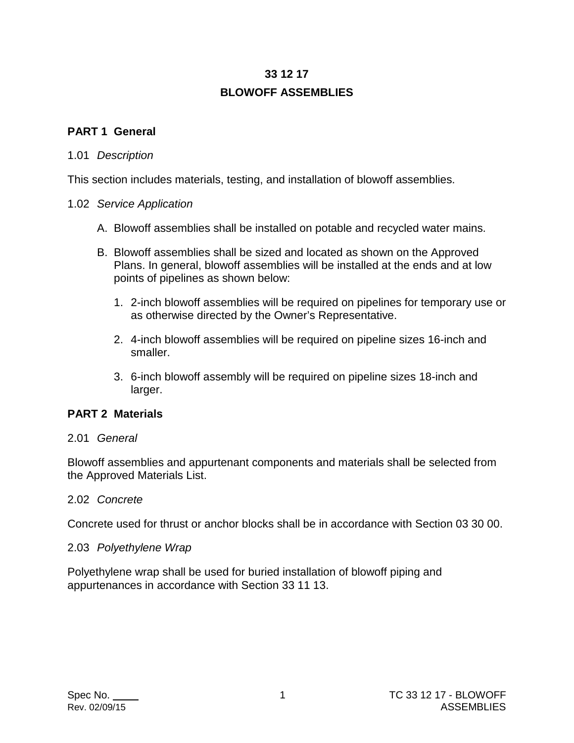# 33 12 17
# BLOWOFF ASSEMBLIES

## PART 1 General

### 1.01 *Description*

This section includes materials, testing, and installation of blowoff assemblies.

### 1.02 *Service Application*

A. Blowoff assemblies shall be installed on potable and recycled water mains.

B. Blowoff assemblies shall be sized and located as shown on the Approved Plans. In general, blowoff assemblies will be installed at the ends and at low points of pipelines as shown below:

   1. 2-inch blowoff assemblies will be required on pipelines for temporary use or as otherwise directed by the Owner's Representative.

   2. 4-inch blowoff assemblies will be required on pipeline sizes 16-inch and smaller.

   3. 6-inch blowoff assembly will be required on pipeline sizes 18-inch and larger.

## PART 2 Materials

### 2.01 *General*

Blowoff assemblies and appurtenant components and materials shall be selected from the Approved Materials List.

### 2.02 *Concrete*

Concrete used for thrust or anchor blocks shall be in accordance with Section 03 30 00.

### 2.03 *Polyethylene Wrap*

Polyethylene wrap shall be used for buried installation of blowoff piping and appurtenances in accordance with Section 33 11 13.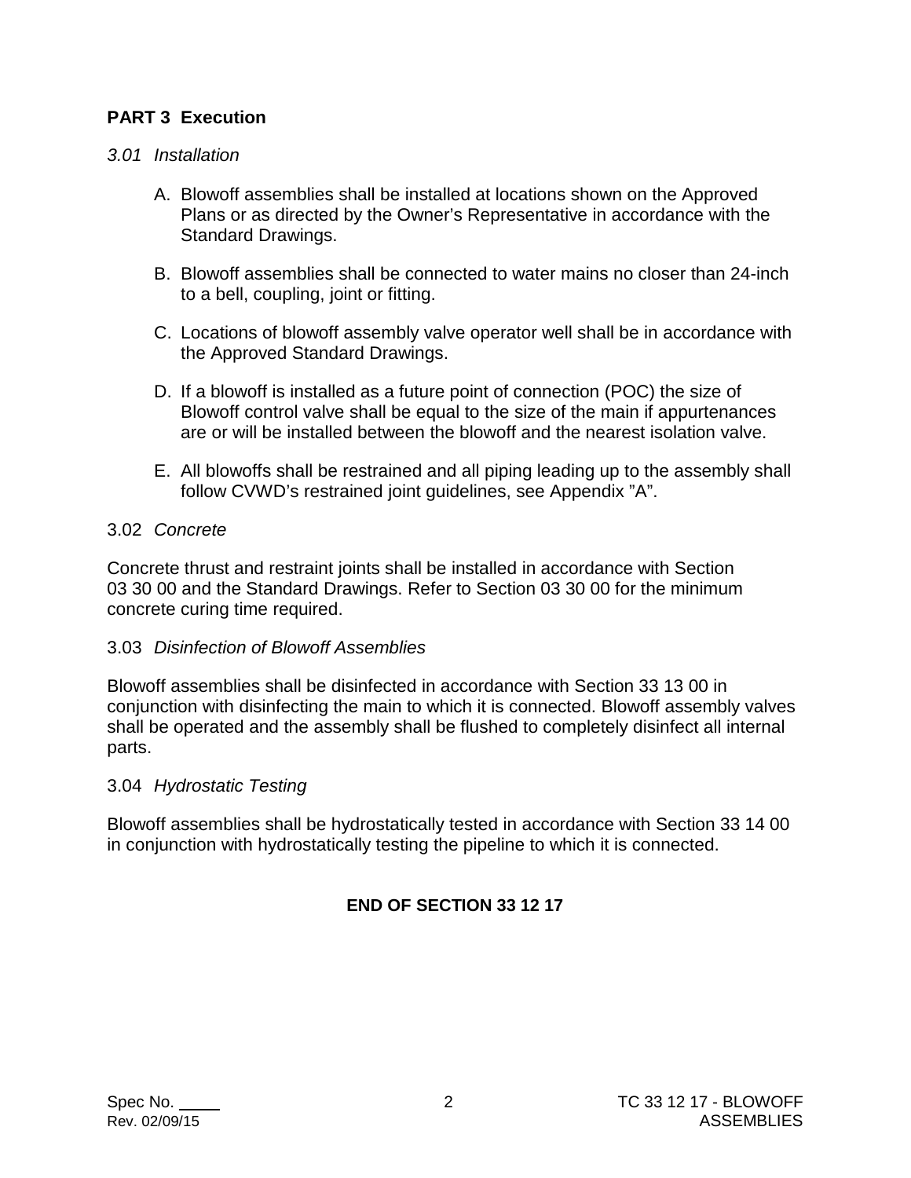## PART 3 Execution

### *3.01 Installation*

A. Blowoff assemblies shall be installed at locations shown on the Approved Plans or as directed by the Owner's Representative in accordance with the Standard Drawings.

B. Blowoff assemblies shall be connected to water mains no closer than 24-inch to a bell, coupling, joint or fitting.

C. Locations of blowoff assembly valve operator well shall be in accordance with the Approved Standard Drawings.

D. If a blowoff is installed as a future point of connection (POC) the size of Blowoff control valve shall be equal to the size of the main if appurtenances are or will be installed between the blowoff and the nearest isolation valve.

E. All blowoffs shall be restrained and all piping leading up to the assembly shall follow CVWD's restrained joint guidelines, see Appendix "A".

### 3.02 *Concrete*

Concrete thrust and restraint joints shall be installed in accordance with Section 03 30 00 and the Standard Drawings. Refer to Section 03 30 00 for the minimum concrete curing time required.

### 3.03 *Disinfection of Blowoff Assemblies*

Blowoff assemblies shall be disinfected in accordance with Section 33 13 00 in conjunction with disinfecting the main to which it is connected. Blowoff assembly valves shall be operated and the assembly shall be flushed to completely disinfect all internal parts.

### 3.04 *Hydrostatic Testing*

Blowoff assemblies shall be hydrostatically tested in accordance with Section 33 14 00 in conjunction with hydrostatically testing the pipeline to which it is connected.

**END OF SECTION 33 12 17**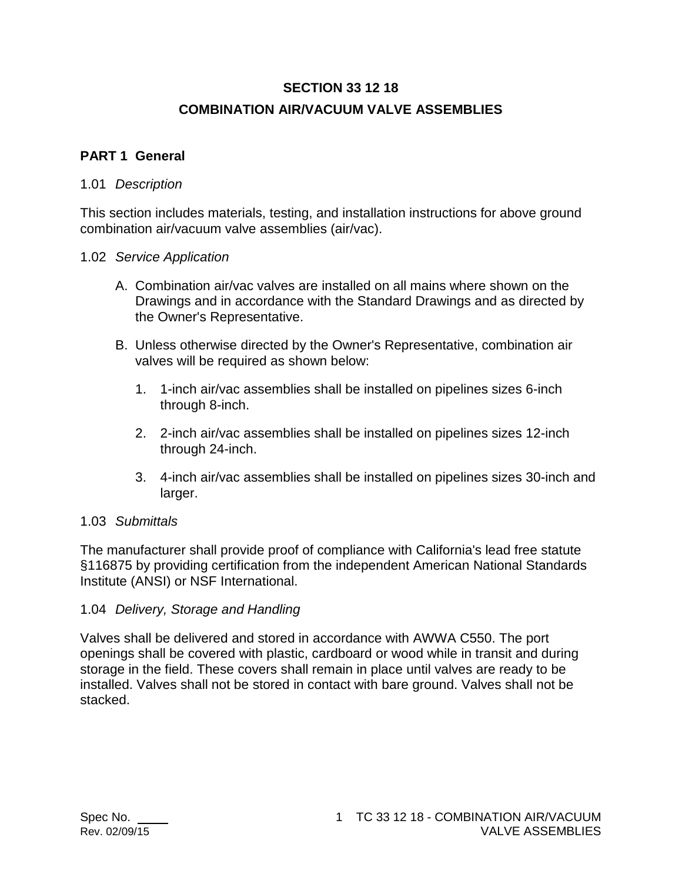# SECTION 33 12 18

# COMBINATION AIR/VACUUM VALVE ASSEMBLIES

## PART 1 General

### 1.01 *Description*

This section includes materials, testing, and installation instructions for above ground combination air/vacuum valve assemblies (air/vac).

### 1.02 *Service Application*

A. Combination air/vac valves are installed on all mains where shown on the Drawings and in accordance with the Standard Drawings and as directed by the Owner's Representative.

B. Unless otherwise directed by the Owner's Representative, combination air valves will be required as shown below:

1. 1-inch air/vac assemblies shall be installed on pipelines sizes 6-inch through 8-inch.

2. 2-inch air/vac assemblies shall be installed on pipelines sizes 12-inch through 24-inch.

3. 4-inch air/vac assemblies shall be installed on pipelines sizes 30-inch and larger.

### 1.03 *Submittals*

The manufacturer shall provide proof of compliance with California's lead free statute §116875 by providing certification from the independent American National Standards Institute (ANSI) or NSF International.

### 1.04 *Delivery, Storage and Handling*

Valves shall be delivered and stored in accordance with AWWA C550. The port openings shall be covered with plastic, cardboard or wood while in transit and during storage in the field. These covers shall remain in place until valves are ready to be installed. Valves shall not be stored in contact with bare ground. Valves shall not be stacked.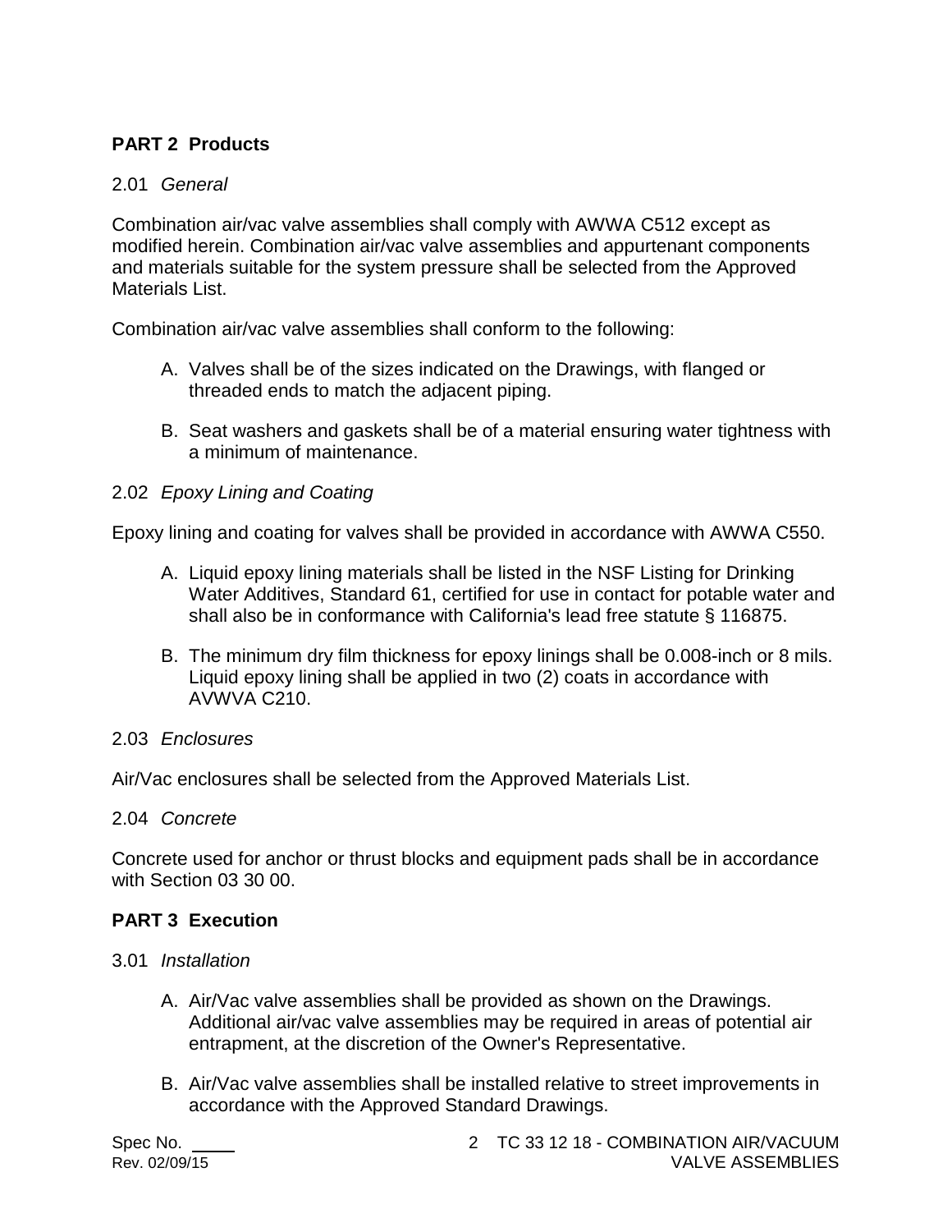## PART 2 Products

### 2.01 *General*

Combination air/vac valve assemblies shall comply with AWWA C512 except as modified herein. Combination air/vac valve assemblies and appurtenant components and materials suitable for the system pressure shall be selected from the Approved Materials List.

Combination air/vac valve assemblies shall conform to the following:

A. Valves shall be of the sizes indicated on the Drawings, with flanged or threaded ends to match the adjacent piping.

B. Seat washers and gaskets shall be of a material ensuring water tightness with a minimum of maintenance.

### 2.02 *Epoxy Lining and Coating*

Epoxy lining and coating for valves shall be provided in accordance with AWWA C550.

A. Liquid epoxy lining materials shall be listed in the NSF Listing for Drinking Water Additives, Standard 61, certified for use in contact for potable water and shall also be in conformance with California's lead free statute § 116875.

B. The minimum dry film thickness for epoxy linings shall be 0.008-inch or 8 mils. Liquid epoxy lining shall be applied in two (2) coats in accordance with AVWVA C210.

### 2.03 *Enclosures*

Air/Vac enclosures shall be selected from the Approved Materials List.

### 2.04 *Concrete*

Concrete used for anchor or thrust blocks and equipment pads shall be in accordance with Section 03 30 00.

## PART 3 Execution

### 3.01 *Installation*

A. Air/Vac valve assemblies shall be provided as shown on the Drawings. Additional air/vac valve assemblies may be required in areas of potential air entrapment, at the discretion of the Owner's Representative.

B. Air/Vac valve assemblies shall be installed relative to street improvements in accordance with the Approved Standard Drawings.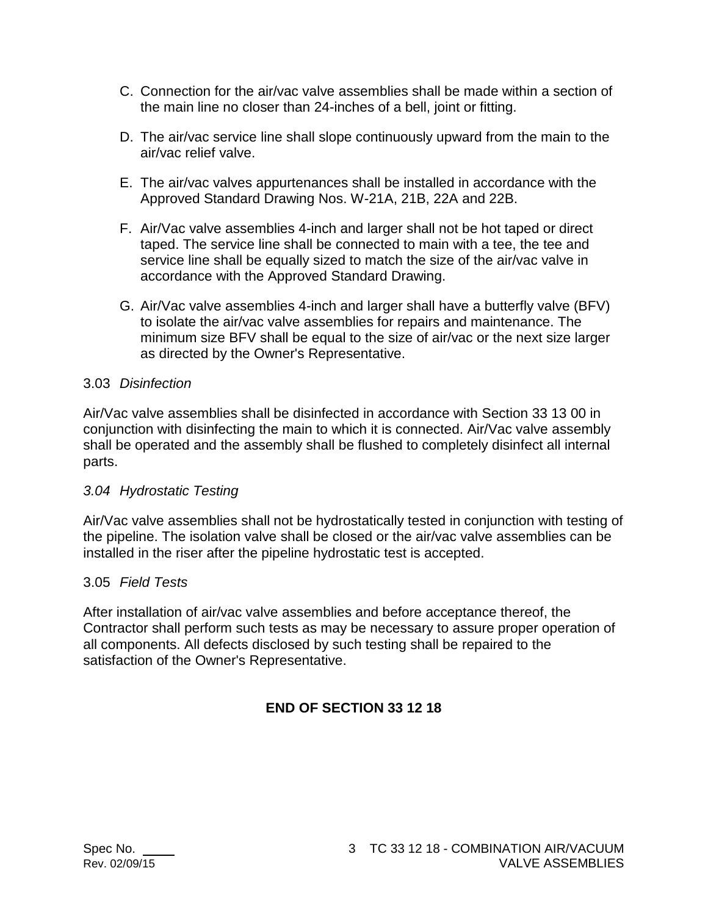C. Connection for the air/vac valve assemblies shall be made within a section of the main line no closer than 24-inches of a bell, joint or fitting.

D. The air/vac service line shall slope continuously upward from the main to the air/vac relief valve.

E. The air/vac valves appurtenances shall be installed in accordance with the Approved Standard Drawing Nos. W-21A, 21B, 22A and 22B.

F. Air/Vac valve assemblies 4-inch and larger shall not be hot taped or direct taped. The service line shall be connected to main with a tee, the tee and service line shall be equally sized to match the size of the air/vac valve in accordance with the Approved Standard Drawing.

G. Air/Vac valve assemblies 4-inch and larger shall have a butterfly valve (BFV) to isolate the air/vac valve assemblies for repairs and maintenance. The minimum size BFV shall be equal to the size of air/vac or the next size larger as directed by the Owner's Representative.

3.03 *Disinfection*

Air/Vac valve assemblies shall be disinfected in accordance with Section 33 13 00 in conjunction with disinfecting the main to which it is connected. Air/Vac valve assembly shall be operated and the assembly shall be flushed to completely disinfect all internal parts.

*3.04 Hydrostatic Testing*

Air/Vac valve assemblies shall not be hydrostatically tested in conjunction with testing of the pipeline. The isolation valve shall be closed or the air/vac valve assemblies can be installed in the riser after the pipeline hydrostatic test is accepted.

3.05 *Field Tests*

After installation of air/vac valve assemblies and before acceptance thereof, the Contractor shall perform such tests as may be necessary to assure proper operation of all components. All defects disclosed by such testing shall be repaired to the satisfaction of the Owner's Representative.

**END OF SECTION 33 12 18**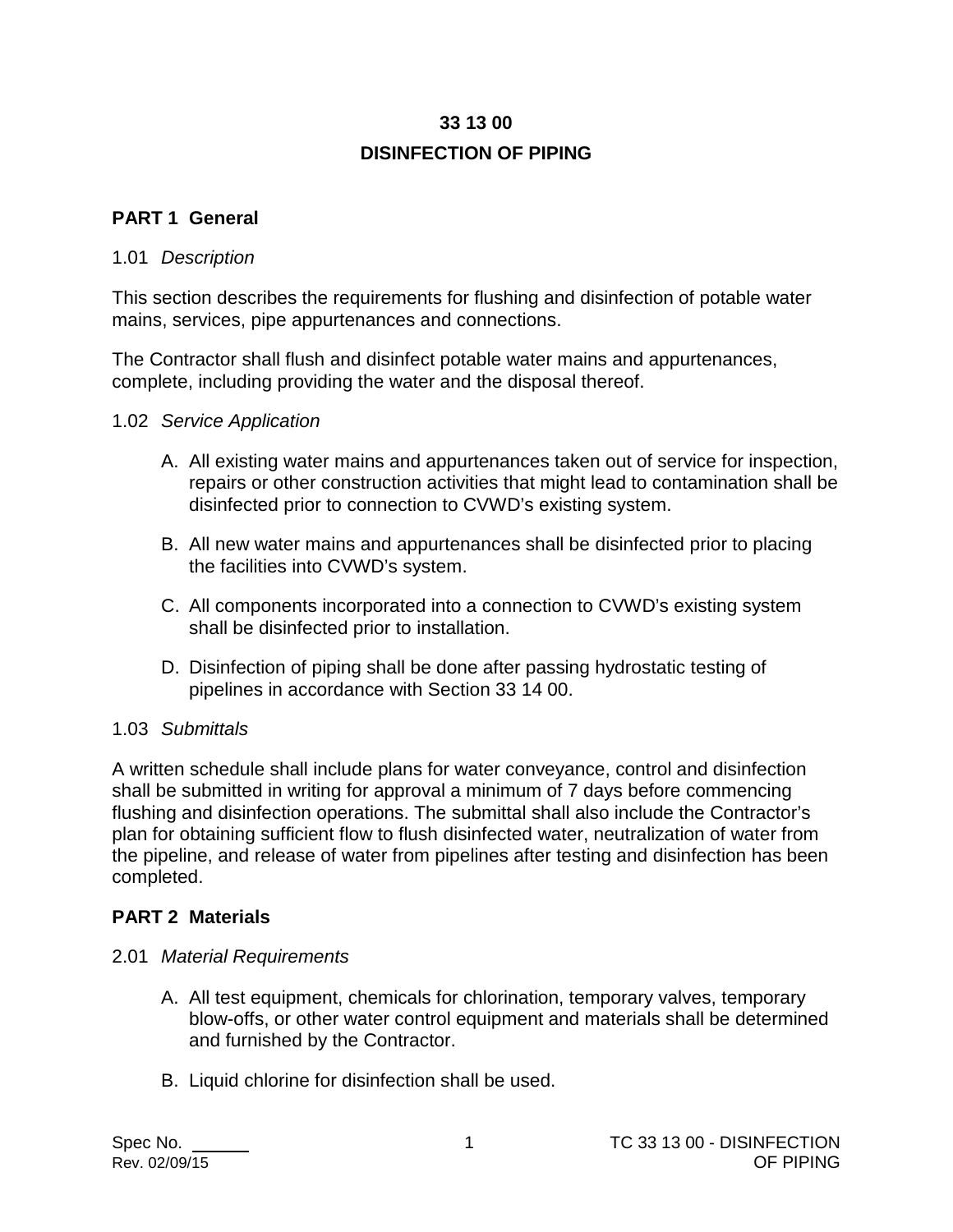# 33 13 00

# DISINFECTION OF PIPING

## PART 1 General

### 1.01 *Description*

This section describes the requirements for flushing and disinfection of potable water mains, services, pipe appurtenances and connections.

The Contractor shall flush and disinfect potable water mains and appurtenances, complete, including providing the water and the disposal thereof.

### 1.02 *Service Application*

A. All existing water mains and appurtenances taken out of service for inspection, repairs or other construction activities that might lead to contamination shall be disinfected prior to connection to CVWD's existing system.

B. All new water mains and appurtenances shall be disinfected prior to placing the facilities into CVWD's system.

C. All components incorporated into a connection to CVWD's existing system shall be disinfected prior to installation.

D. Disinfection of piping shall be done after passing hydrostatic testing of pipelines in accordance with Section 33 14 00.

### 1.03 *Submittals*

A written schedule shall include plans for water conveyance, control and disinfection shall be submitted in writing for approval a minimum of 7 days before commencing flushing and disinfection operations. The submittal shall also include the Contractor's plan for obtaining sufficient flow to flush disinfected water, neutralization of water from the pipeline, and release of water from pipelines after testing and disinfection has been completed.

## PART 2 Materials

### 2.01 *Material Requirements*

A. All test equipment, chemicals for chlorination, temporary valves, temporary blow-offs, or other water control equipment and materials shall be determined and furnished by the Contractor.

B. Liquid chlorine for disinfection shall be used.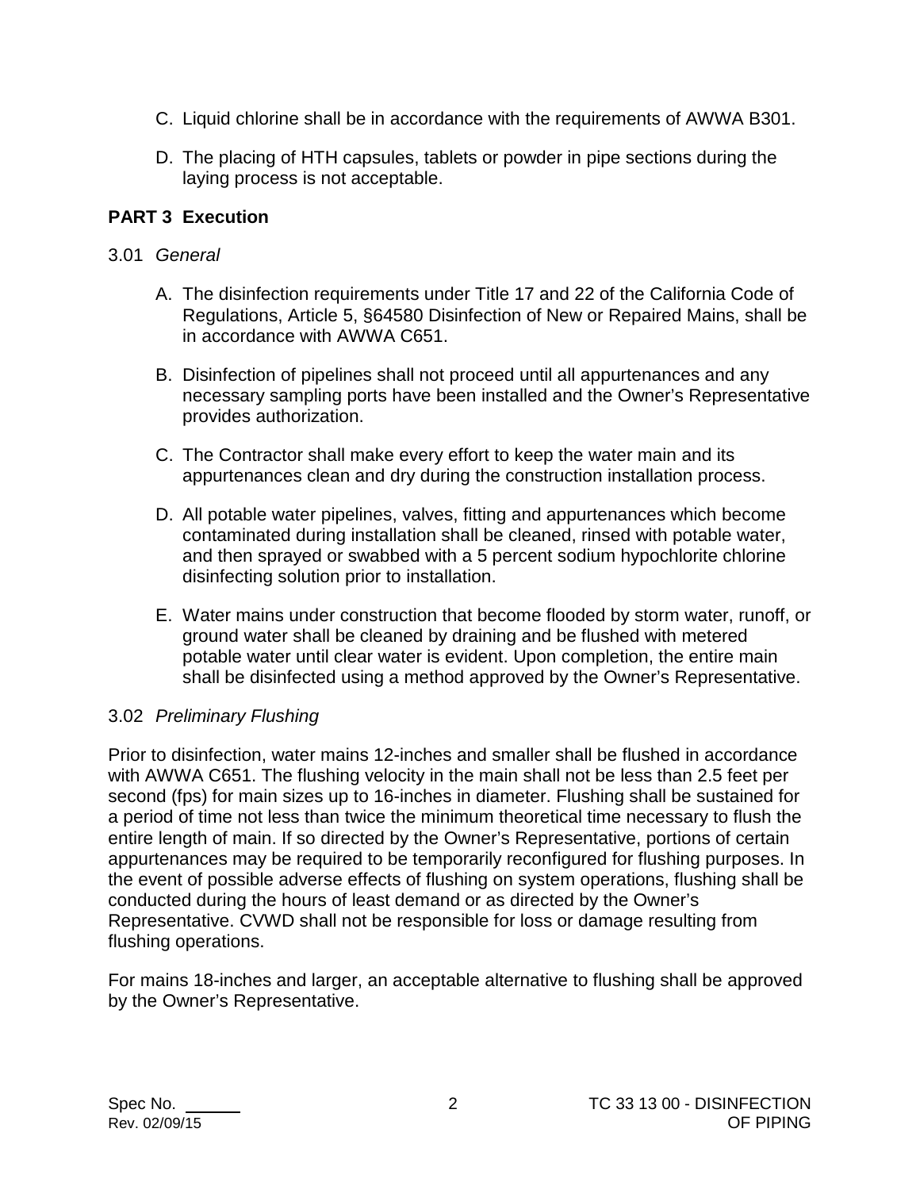C. Liquid chlorine shall be in accordance with the requirements of AWWA B301.

D. The placing of HTH capsules, tablets or powder in pipe sections during the laying process is not acceptable.

## PART 3 Execution

### 3.01 *General*

A. The disinfection requirements under Title 17 and 22 of the California Code of Regulations, Article 5, §64580 Disinfection of New or Repaired Mains, shall be in accordance with AWWA C651.

B. Disinfection of pipelines shall not proceed until all appurtenances and any necessary sampling ports have been installed and the Owner's Representative provides authorization.

C. The Contractor shall make every effort to keep the water main and its appurtenances clean and dry during the construction installation process.

D. All potable water pipelines, valves, fitting and appurtenances which become contaminated during installation shall be cleaned, rinsed with potable water, and then sprayed or swabbed with a 5 percent sodium hypochlorite chlorine disinfecting solution prior to installation.

E. Water mains under construction that become flooded by storm water, runoff, or ground water shall be cleaned by draining and be flushed with metered potable water until clear water is evident. Upon completion, the entire main shall be disinfected using a method approved by the Owner's Representative.

### 3.02 *Preliminary Flushing*

Prior to disinfection, water mains 12-inches and smaller shall be flushed in accordance with AWWA C651. The flushing velocity in the main shall not be less than 2.5 feet per second (fps) for main sizes up to 16-inches in diameter. Flushing shall be sustained for a period of time not less than twice the minimum theoretical time necessary to flush the entire length of main. If so directed by the Owner's Representative, portions of certain appurtenances may be required to be temporarily reconfigured for flushing purposes. In the event of possible adverse effects of flushing on system operations, flushing shall be conducted during the hours of least demand or as directed by the Owner's Representative. CVWD shall not be responsible for loss or damage resulting from flushing operations.

For mains 18-inches and larger, an acceptable alternative to flushing shall be approved by the Owner's Representative.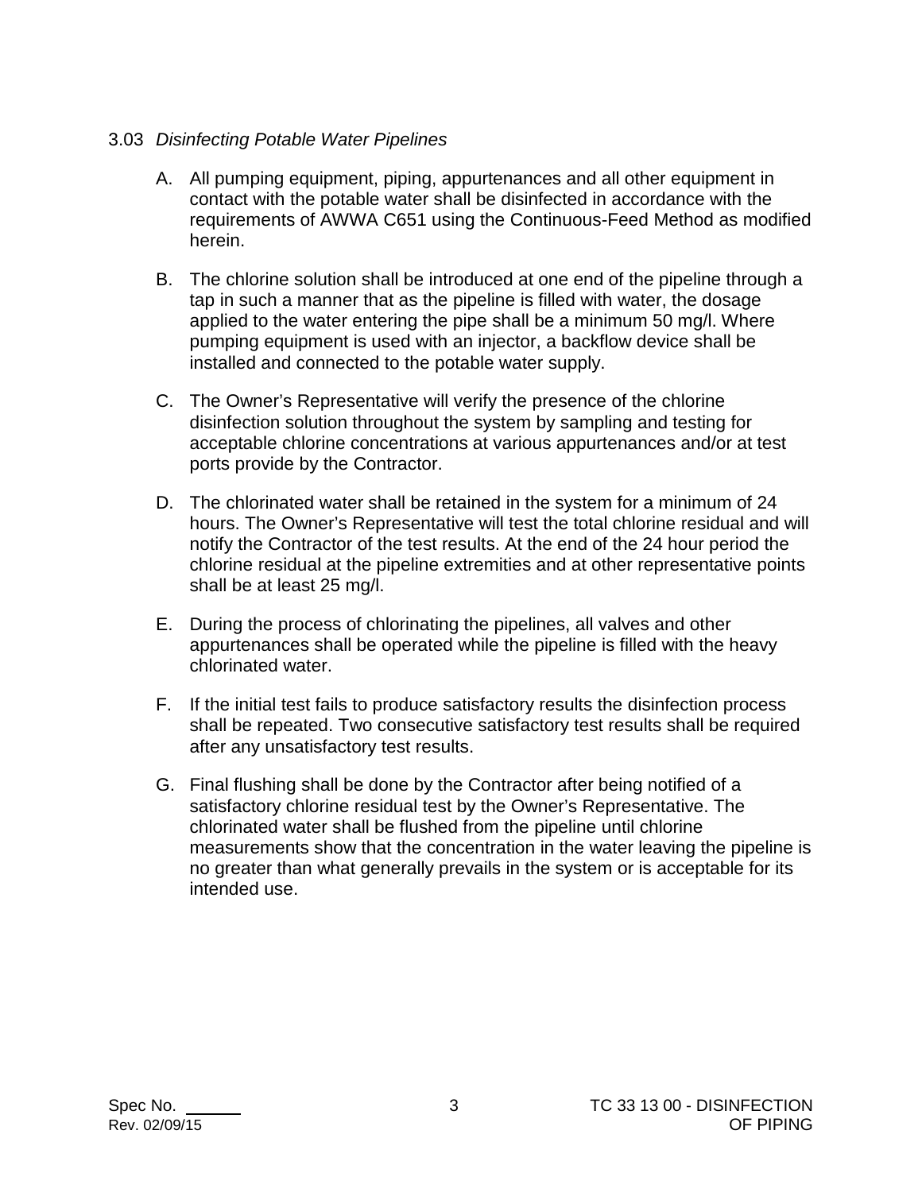3.03 *Disinfecting Potable Water Pipelines*

A. All pumping equipment, piping, appurtenances and all other equipment in contact with the potable water shall be disinfected in accordance with the requirements of AWWA C651 using the Continuous-Feed Method as modified herein.

B. The chlorine solution shall be introduced at one end of the pipeline through a tap in such a manner that as the pipeline is filled with water, the dosage applied to the water entering the pipe shall be a minimum 50 mg/l. Where pumping equipment is used with an injector, a backflow device shall be installed and connected to the potable water supply.

C. The Owner's Representative will verify the presence of the chlorine disinfection solution throughout the system by sampling and testing for acceptable chlorine concentrations at various appurtenances and/or at test ports provide by the Contractor.

D. The chlorinated water shall be retained in the system for a minimum of 24 hours. The Owner's Representative will test the total chlorine residual and will notify the Contractor of the test results. At the end of the 24 hour period the chlorine residual at the pipeline extremities and at other representative points shall be at least 25 mg/l.

E. During the process of chlorinating the pipelines, all valves and other appurtenances shall be operated while the pipeline is filled with the heavy chlorinated water.

F. If the initial test fails to produce satisfactory results the disinfection process shall be repeated. Two consecutive satisfactory test results shall be required after any unsatisfactory test results.

G. Final flushing shall be done by the Contractor after being notified of a satisfactory chlorine residual test by the Owner's Representative. The chlorinated water shall be flushed from the pipeline until chlorine measurements show that the concentration in the water leaving the pipeline is no greater than what generally prevails in the system or is acceptable for its intended use.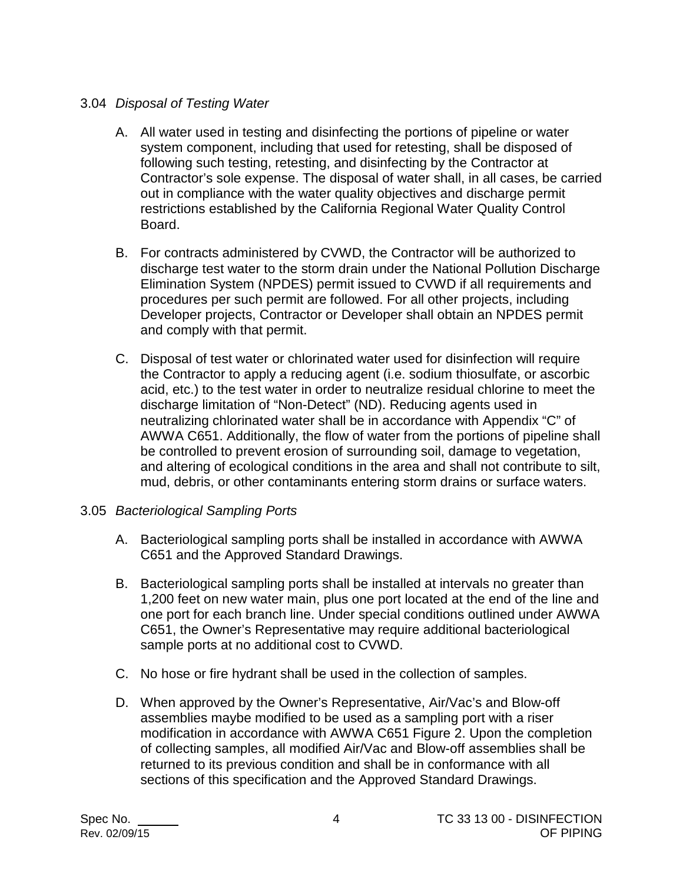3.04 *Disposal of Testing Water*

A. All water used in testing and disinfecting the portions of pipeline or water system component, including that used for retesting, shall be disposed of following such testing, retesting, and disinfecting by the Contractor at Contractor's sole expense. The disposal of water shall, in all cases, be carried out in compliance with the water quality objectives and discharge permit restrictions established by the California Regional Water Quality Control Board.

B. For contracts administered by CVWD, the Contractor will be authorized to discharge test water to the storm drain under the National Pollution Discharge Elimination System (NPDES) permit issued to CVWD if all requirements and procedures per such permit are followed. For all other projects, including Developer projects, Contractor or Developer shall obtain an NPDES permit and comply with that permit.

C. Disposal of test water or chlorinated water used for disinfection will require the Contractor to apply a reducing agent (i.e. sodium thiosulfate, or ascorbic acid, etc.) to the test water in order to neutralize residual chlorine to meet the discharge limitation of "Non-Detect" (ND). Reducing agents used in neutralizing chlorinated water shall be in accordance with Appendix "C" of AWWA C651. Additionally, the flow of water from the portions of pipeline shall be controlled to prevent erosion of surrounding soil, damage to vegetation, and altering of ecological conditions in the area and shall not contribute to silt, mud, debris, or other contaminants entering storm drains or surface waters.

3.05 *Bacteriological Sampling Ports*

A. Bacteriological sampling ports shall be installed in accordance with AWWA C651 and the Approved Standard Drawings.

B. Bacteriological sampling ports shall be installed at intervals no greater than 1,200 feet on new water main, plus one port located at the end of the line and one port for each branch line. Under special conditions outlined under AWWA C651, the Owner's Representative may require additional bacteriological sample ports at no additional cost to CVWD.

C. No hose or fire hydrant shall be used in the collection of samples.

D. When approved by the Owner's Representative, Air/Vac's and Blow-off assemblies maybe modified to be used as a sampling port with a riser modification in accordance with AWWA C651 Figure 2. Upon the completion of collecting samples, all modified Air/Vac and Blow-off assemblies shall be returned to its previous condition and shall be in conformance with all sections of this specification and the Approved Standard Drawings.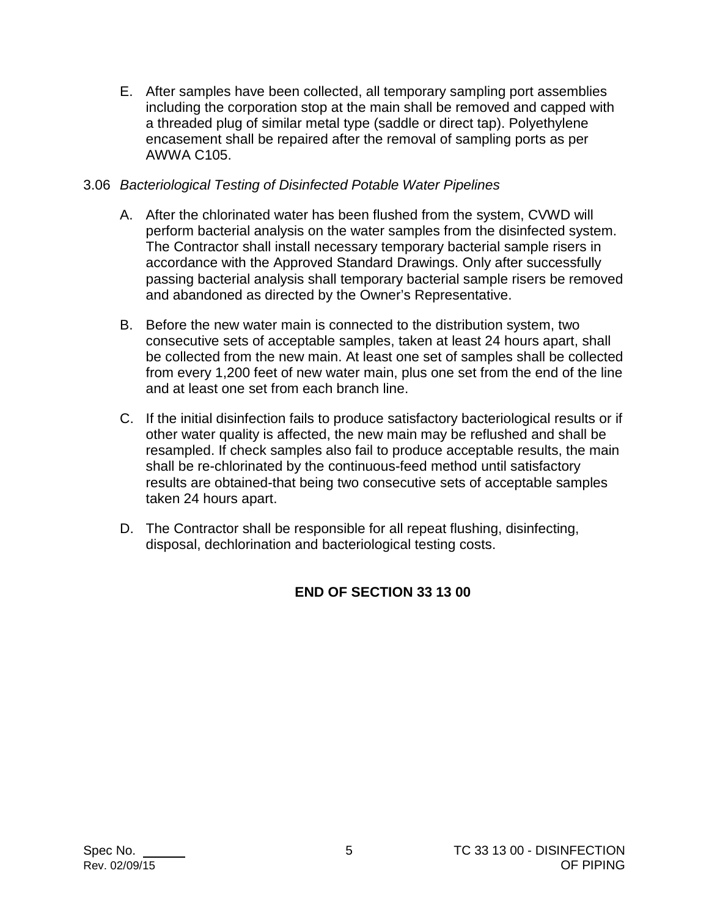E. After samples have been collected, all temporary sampling port assemblies including the corporation stop at the main shall be removed and capped with a threaded plug of similar metal type (saddle or direct tap). Polyethylene encasement shall be repaired after the removal of sampling ports as per AWWA C105.

3.06 *Bacteriological Testing of Disinfected Potable Water Pipelines*

A. After the chlorinated water has been flushed from the system, CVWD will perform bacterial analysis on the water samples from the disinfected system. The Contractor shall install necessary temporary bacterial sample risers in accordance with the Approved Standard Drawings. Only after successfully passing bacterial analysis shall temporary bacterial sample risers be removed and abandoned as directed by the Owner's Representative.

B. Before the new water main is connected to the distribution system, two consecutive sets of acceptable samples, taken at least 24 hours apart, shall be collected from the new main. At least one set of samples shall be collected from every 1,200 feet of new water main, plus one set from the end of the line and at least one set from each branch line.

C. If the initial disinfection fails to produce satisfactory bacteriological results or if other water quality is affected, the new main may be reflushed and shall be resampled. If check samples also fail to produce acceptable results, the main shall be re-chlorinated by the continuous-feed method until satisfactory results are obtained-that being two consecutive sets of acceptable samples taken 24 hours apart.

D. The Contractor shall be responsible for all repeat flushing, disinfecting, disposal, dechlorination and bacteriological testing costs.

**END OF SECTION 33 13 00**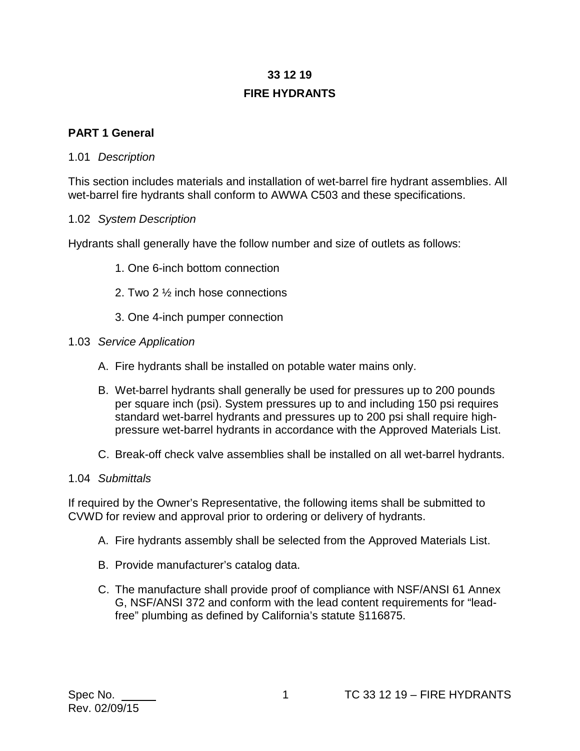# 33 12 19
# FIRE HYDRANTS

## PART 1 General

1.01 *Description*

This section includes materials and installation of wet-barrel fire hydrant assemblies. All wet-barrel fire hydrants shall conform to AWWA C503 and these specifications.

1.02 *System Description*

Hydrants shall generally have the follow number and size of outlets as follows:

1. One 6-inch bottom connection
2. Two 2 ½ inch hose connections
3. One 4-inch pumper connection

1.03 *Service Application*

A. Fire hydrants shall be installed on potable water mains only.

B. Wet-barrel hydrants shall generally be used for pressures up to 200 pounds per square inch (psi). System pressures up to and including 150 psi requires standard wet-barrel hydrants and pressures up to 200 psi shall require high-pressure wet-barrel hydrants in accordance with the Approved Materials List.

C. Break-off check valve assemblies shall be installed on all wet-barrel hydrants.

1.04 *Submittals*

If required by the Owner's Representative, the following items shall be submitted to CVWD for review and approval prior to ordering or delivery of hydrants.

A. Fire hydrants assembly shall be selected from the Approved Materials List.

B. Provide manufacturer's catalog data.

C. The manufacture shall provide proof of compliance with NSF/ANSI 61 Annex G, NSF/ANSI 372 and conform with the lead content requirements for "lead-free" plumbing as defined by California's statute §116875.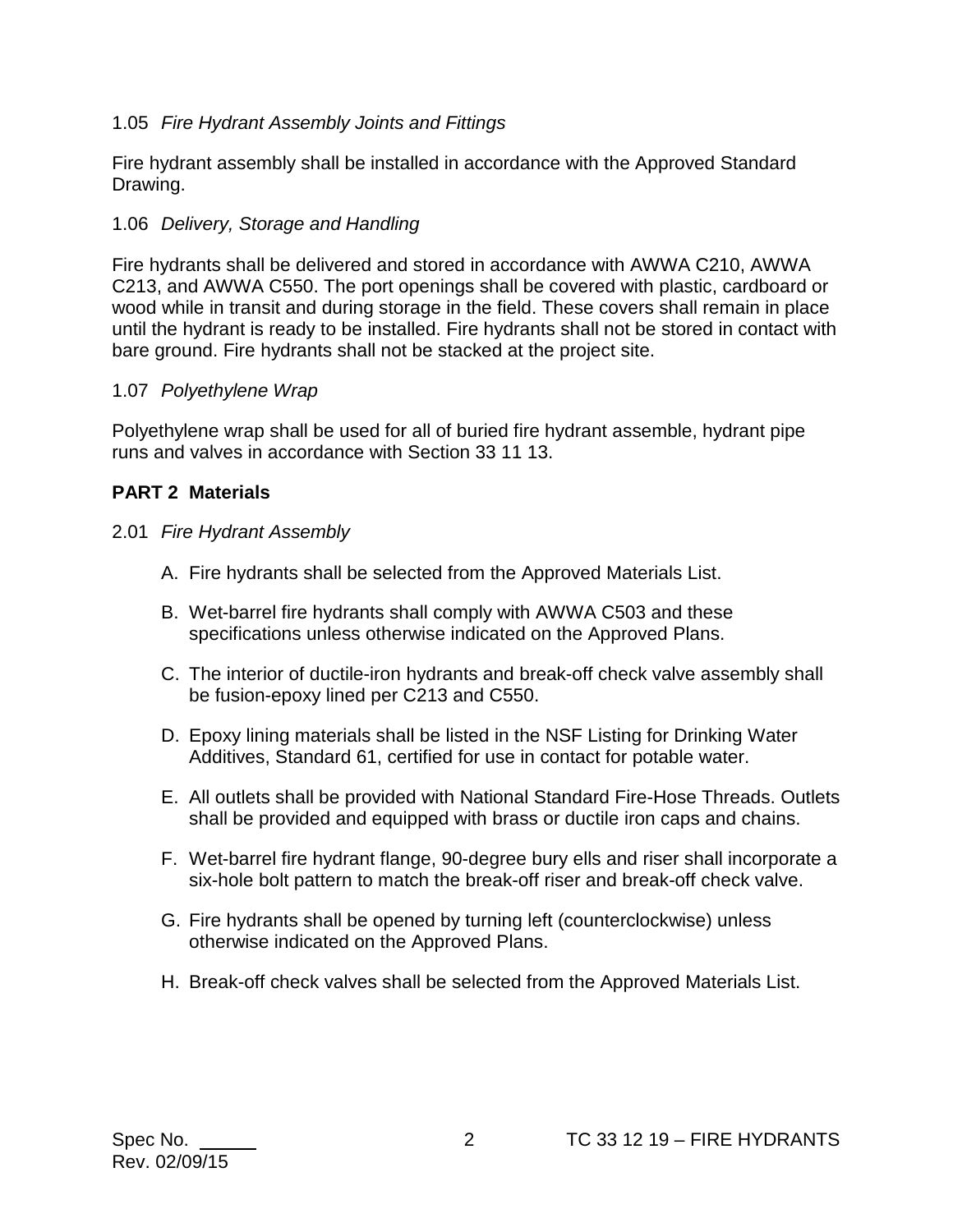1.05 *Fire Hydrant Assembly Joints and Fittings*

Fire hydrant assembly shall be installed in accordance with the Approved Standard Drawing.

1.06 *Delivery, Storage and Handling*

Fire hydrants shall be delivered and stored in accordance with AWWA C210, AWWA C213, and AWWA C550. The port openings shall be covered with plastic, cardboard or wood while in transit and during storage in the field. These covers shall remain in place until the hydrant is ready to be installed. Fire hydrants shall not be stored in contact with bare ground. Fire hydrants shall not be stacked at the project site.

1.07 *Polyethylene Wrap*

Polyethylene wrap shall be used for all of buried fire hydrant assemble, hydrant pipe runs and valves in accordance with Section 33 11 13.

## PART 2 Materials

2.01 *Fire Hydrant Assembly*

A. Fire hydrants shall be selected from the Approved Materials List.

B. Wet-barrel fire hydrants shall comply with AWWA C503 and these specifications unless otherwise indicated on the Approved Plans.

C. The interior of ductile-iron hydrants and break-off check valve assembly shall be fusion-epoxy lined per C213 and C550.

D. Epoxy lining materials shall be listed in the NSF Listing for Drinking Water Additives, Standard 61, certified for use in contact for potable water.

E. All outlets shall be provided with National Standard Fire-Hose Threads. Outlets shall be provided and equipped with brass or ductile iron caps and chains.

F. Wet-barrel fire hydrant flange, 90-degree bury ells and riser shall incorporate a six-hole bolt pattern to match the break-off riser and break-off check valve.

G. Fire hydrants shall be opened by turning left (counterclockwise) unless otherwise indicated on the Approved Plans.

H. Break-off check valves shall be selected from the Approved Materials List.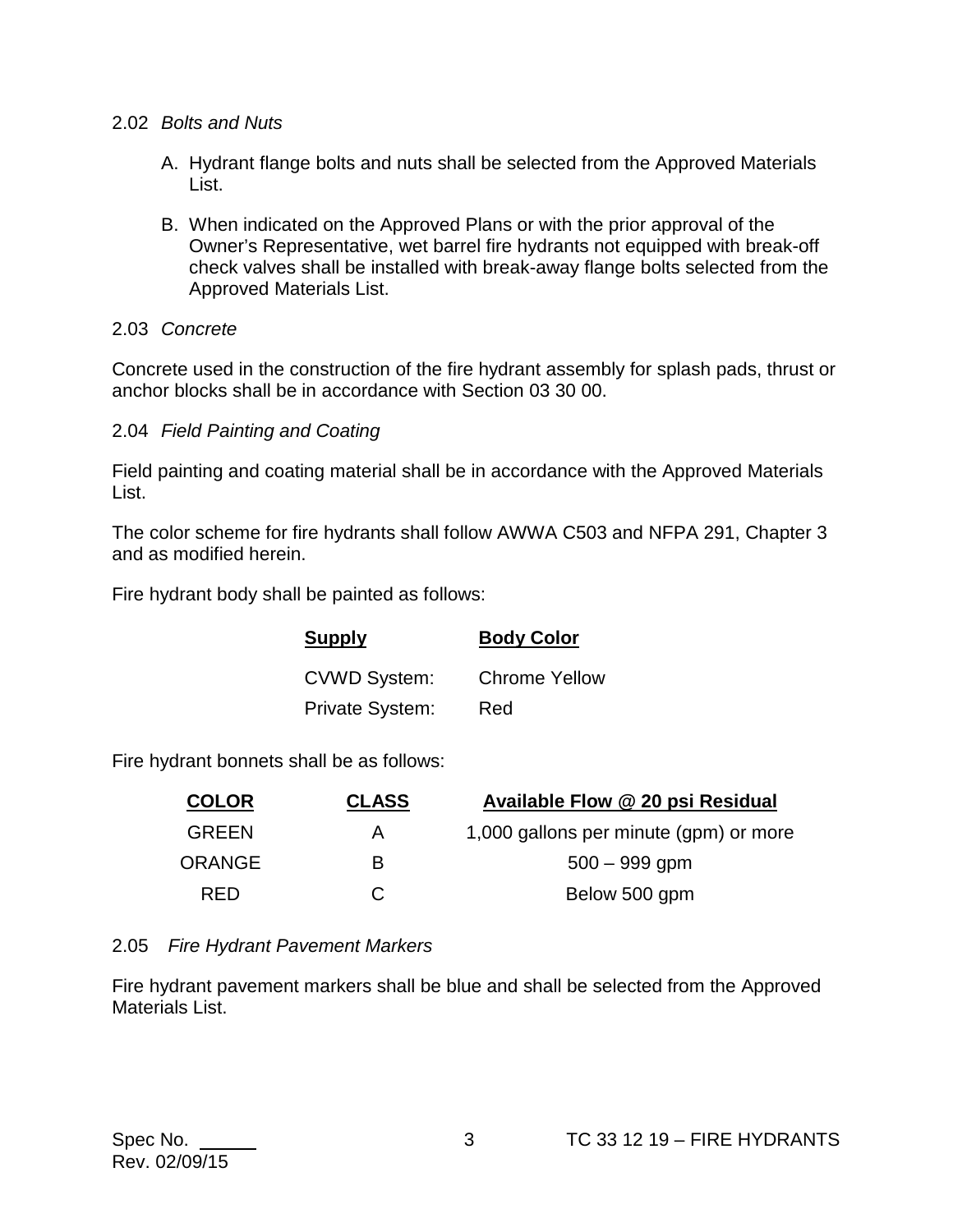### 2.02 *Bolts and Nuts*

A. Hydrant flange bolts and nuts shall be selected from the Approved Materials List.

B. When indicated on the Approved Plans or with the prior approval of the Owner's Representative, wet barrel fire hydrants not equipped with break-off check valves shall be installed with break-away flange bolts selected from the Approved Materials List.

### 2.03 *Concrete*

Concrete used in the construction of the fire hydrant assembly for splash pads, thrust or anchor blocks shall be in accordance with Section 03 30 00.

### 2.04 *Field Painting and Coating*

Field painting and coating material shall be in accordance with the Approved Materials List.

The color scheme for fire hydrants shall follow AWWA C503 and NFPA 291, Chapter 3 and as modified herein.

Fire hydrant body shall be painted as follows:

| **Supply** | **Body Color** |
|---|---|
| CVWD System: | Chrome Yellow |
| Private System: | Red |

Fire hydrant bonnets shall be as follows:

| **COLOR** | **CLASS** | **Available Flow @ 20 psi Residual** |
|---|---|---|
| GREEN | A | 1,000 gallons per minute (gpm) or more |
| ORANGE | B | 500 – 999 gpm |
| RED | C | Below 500 gpm |

### 2.05 *Fire Hydrant Pavement Markers*

Fire hydrant pavement markers shall be blue and shall be selected from the Approved Materials List.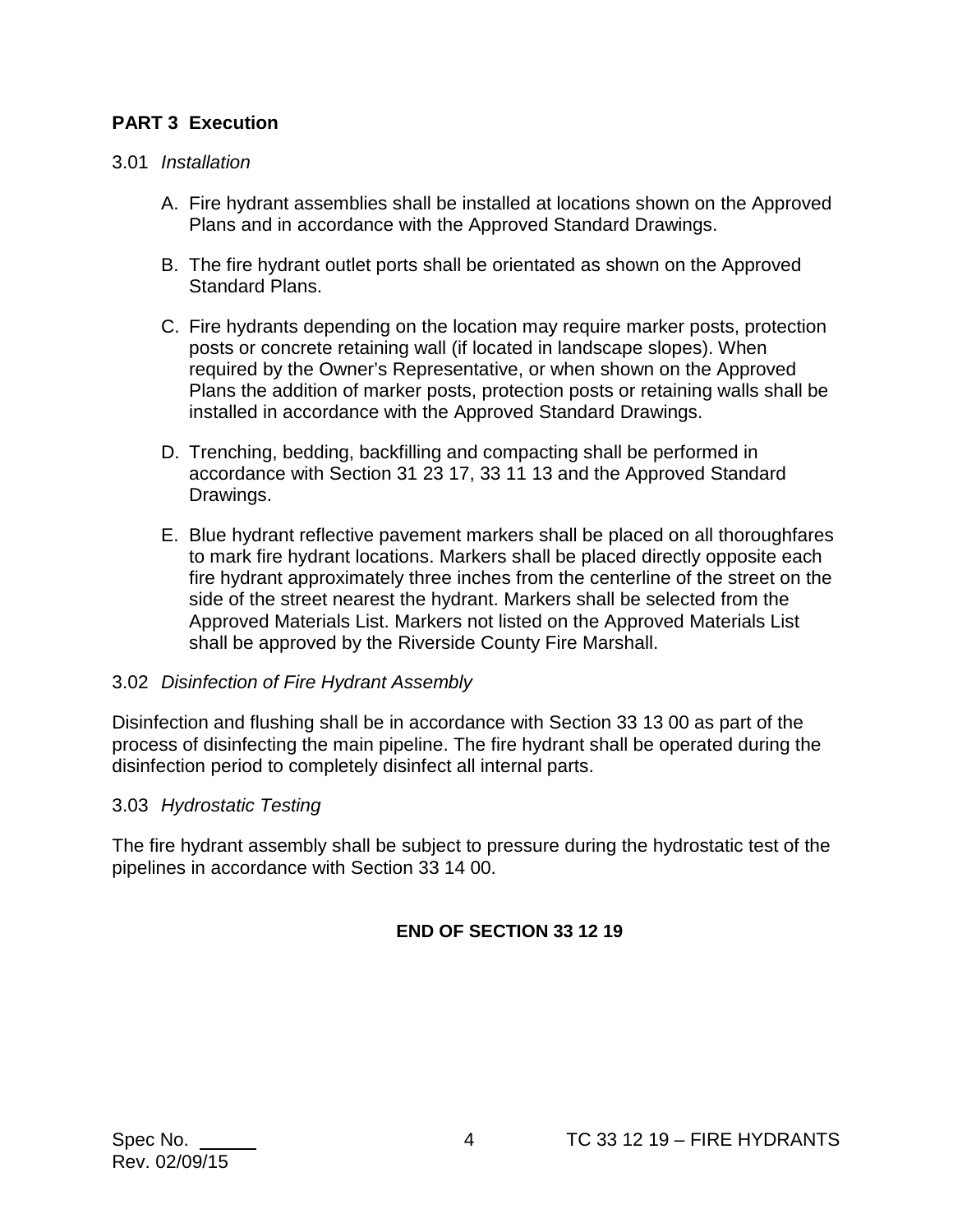## PART 3 Execution

### 3.01 *Installation*

A. Fire hydrant assemblies shall be installed at locations shown on the Approved Plans and in accordance with the Approved Standard Drawings.

B. The fire hydrant outlet ports shall be orientated as shown on the Approved Standard Plans.

C. Fire hydrants depending on the location may require marker posts, protection posts or concrete retaining wall (if located in landscape slopes). When required by the Owner's Representative, or when shown on the Approved Plans the addition of marker posts, protection posts or retaining walls shall be installed in accordance with the Approved Standard Drawings.

D. Trenching, bedding, backfilling and compacting shall be performed in accordance with Section 31 23 17, 33 11 13 and the Approved Standard Drawings.

E. Blue hydrant reflective pavement markers shall be placed on all thoroughfares to mark fire hydrant locations. Markers shall be placed directly opposite each fire hydrant approximately three inches from the centerline of the street on the side of the street nearest the hydrant. Markers shall be selected from the Approved Materials List. Markers not listed on the Approved Materials List shall be approved by the Riverside County Fire Marshall.

### 3.02 *Disinfection of Fire Hydrant Assembly*

Disinfection and flushing shall be in accordance with Section 33 13 00 as part of the process of disinfecting the main pipeline. The fire hydrant shall be operated during the disinfection period to completely disinfect all internal parts.

### 3.03 *Hydrostatic Testing*

The fire hydrant assembly shall be subject to pressure during the hydrostatic test of the pipelines in accordance with Section 33 14 00.

**END OF SECTION 33 12 19**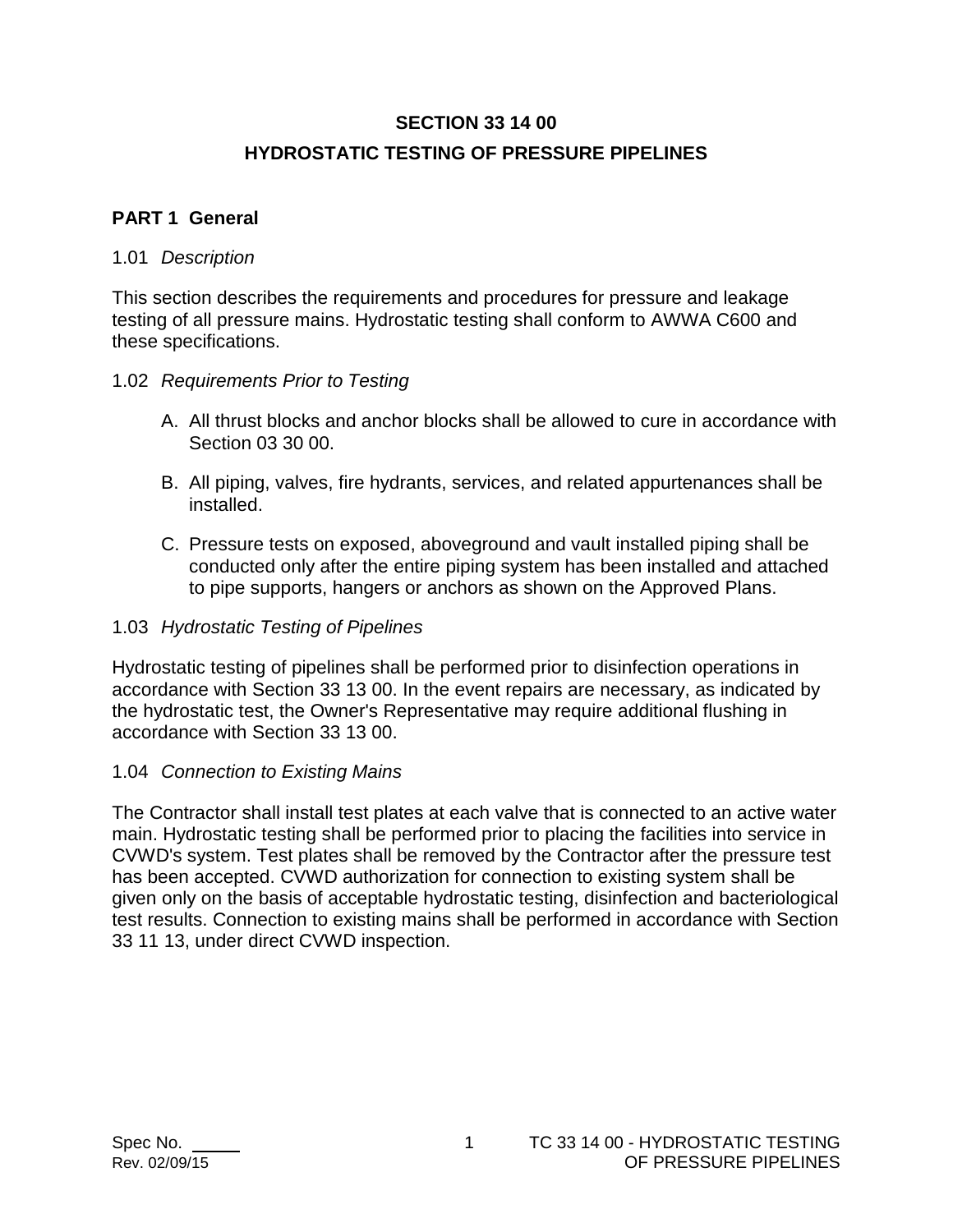# SECTION 33 14 00

# HYDROSTATIC TESTING OF PRESSURE PIPELINES

## PART 1 General

### 1.01 *Description*

This section describes the requirements and procedures for pressure and leakage testing of all pressure mains. Hydrostatic testing shall conform to AWWA C600 and these specifications.

### 1.02 *Requirements Prior to Testing*

A. All thrust blocks and anchor blocks shall be allowed to cure in accordance with Section 03 30 00.

B. All piping, valves, fire hydrants, services, and related appurtenances shall be installed.

C. Pressure tests on exposed, aboveground and vault installed piping shall be conducted only after the entire piping system has been installed and attached to pipe supports, hangers or anchors as shown on the Approved Plans.

### 1.03 *Hydrostatic Testing of Pipelines*

Hydrostatic testing of pipelines shall be performed prior to disinfection operations in accordance with Section 33 13 00. In the event repairs are necessary, as indicated by the hydrostatic test, the Owner's Representative may require additional flushing in accordance with Section 33 13 00.

### 1.04 *Connection to Existing Mains*

The Contractor shall install test plates at each valve that is connected to an active water main. Hydrostatic testing shall be performed prior to placing the facilities into service in CVWD's system. Test plates shall be removed by the Contractor after the pressure test has been accepted. CVWD authorization for connection to existing system shall be given only on the basis of acceptable hydrostatic testing, disinfection and bacteriological test results. Connection to existing mains shall be performed in accordance with Section 33 11 13, under direct CVWD inspection.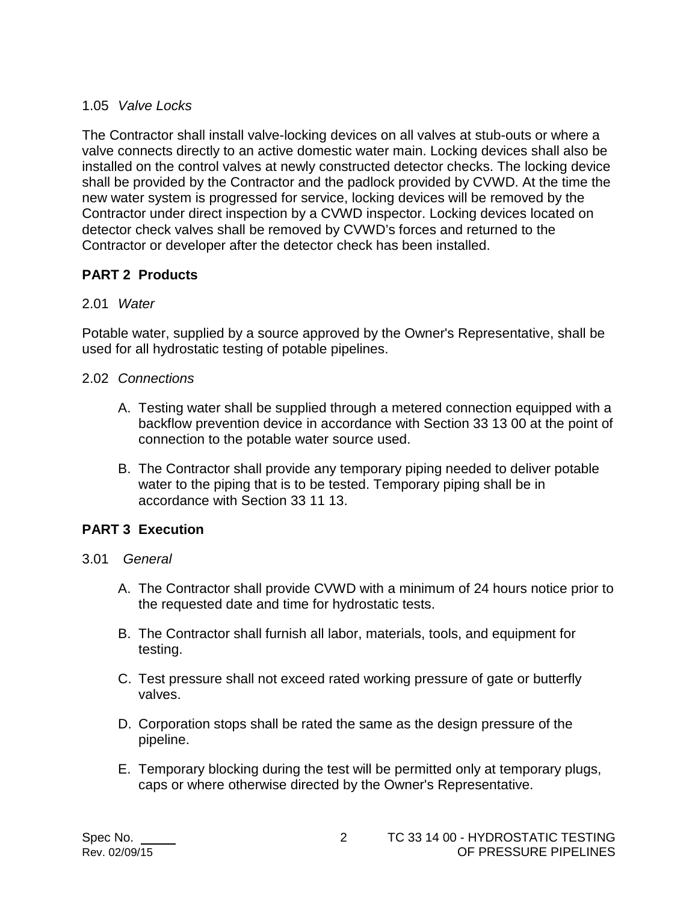1.05 *Valve Locks*

The Contractor shall install valve-locking devices on all valves at stub-outs or where a valve connects directly to an active domestic water main. Locking devices shall also be installed on the control valves at newly constructed detector checks. The locking device shall be provided by the Contractor and the padlock provided by CVWD. At the time the new water system is progressed for service, locking devices will be removed by the Contractor under direct inspection by a CVWD inspector. Locking devices located on detector check valves shall be removed by CVWD's forces and returned to the Contractor or developer after the detector check has been installed.

## PART 2 Products

2.01 *Water*

Potable water, supplied by a source approved by the Owner's Representative, shall be used for all hydrostatic testing of potable pipelines.

2.02 *Connections*

A. Testing water shall be supplied through a metered connection equipped with a backflow prevention device in accordance with Section 33 13 00 at the point of connection to the potable water source used.

B. The Contractor shall provide any temporary piping needed to deliver potable water to the piping that is to be tested. Temporary piping shall be in accordance with Section 33 11 13.

## PART 3 Execution

3.01 *General*

A. The Contractor shall provide CVWD with a minimum of 24 hours notice prior to the requested date and time for hydrostatic tests.

B. The Contractor shall furnish all labor, materials, tools, and equipment for testing.

C. Test pressure shall not exceed rated working pressure of gate or butterfly valves.

D. Corporation stops shall be rated the same as the design pressure of the pipeline.

E. Temporary blocking during the test will be permitted only at temporary plugs, caps or where otherwise directed by the Owner's Representative.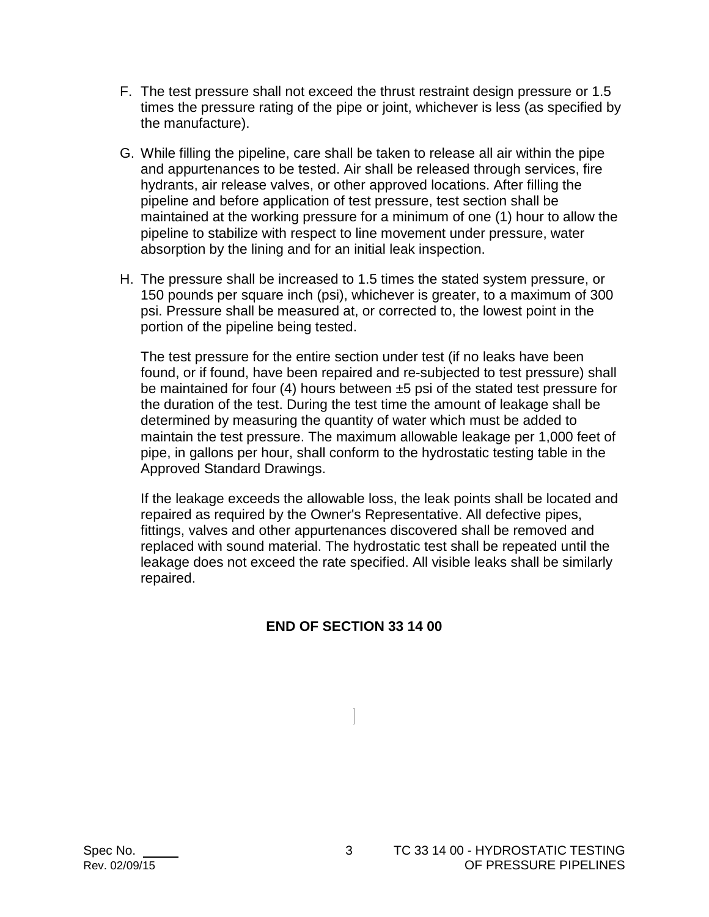F. The test pressure shall not exceed the thrust restraint design pressure or 1.5 times the pressure rating of the pipe or joint, whichever is less (as specified by the manufacture).

G. While filling the pipeline, care shall be taken to release all air within the pipe and appurtenances to be tested. Air shall be released through services, fire hydrants, air release valves, or other approved locations. After filling the pipeline and before application of test pressure, test section shall be maintained at the working pressure for a minimum of one (1) hour to allow the pipeline to stabilize with respect to line movement under pressure, water absorption by the lining and for an initial leak inspection.

H. The pressure shall be increased to 1.5 times the stated system pressure, or 150 pounds per square inch (psi), whichever is greater, to a maximum of 300 psi. Pressure shall be measured at, or corrected to, the lowest point in the portion of the pipeline being tested.

   The test pressure for the entire section under test (if no leaks have been found, or if found, have been repaired and re-subjected to test pressure) shall be maintained for four (4) hours between ±5 psi of the stated test pressure for the duration of the test. During the test time the amount of leakage shall be determined by measuring the quantity of water which must be added to maintain the test pressure. The maximum allowable leakage per 1,000 feet of pipe, in gallons per hour, shall conform to the hydrostatic testing table in the Approved Standard Drawings.

   If the leakage exceeds the allowable loss, the leak points shall be located and repaired as required by the Owner's Representative. All defective pipes, fittings, valves and other appurtenances discovered shall be removed and replaced with sound material. The hydrostatic test shall be repeated until the leakage does not exceed the rate specified. All visible leaks shall be similarly repaired.

**END OF SECTION 33 14 00**